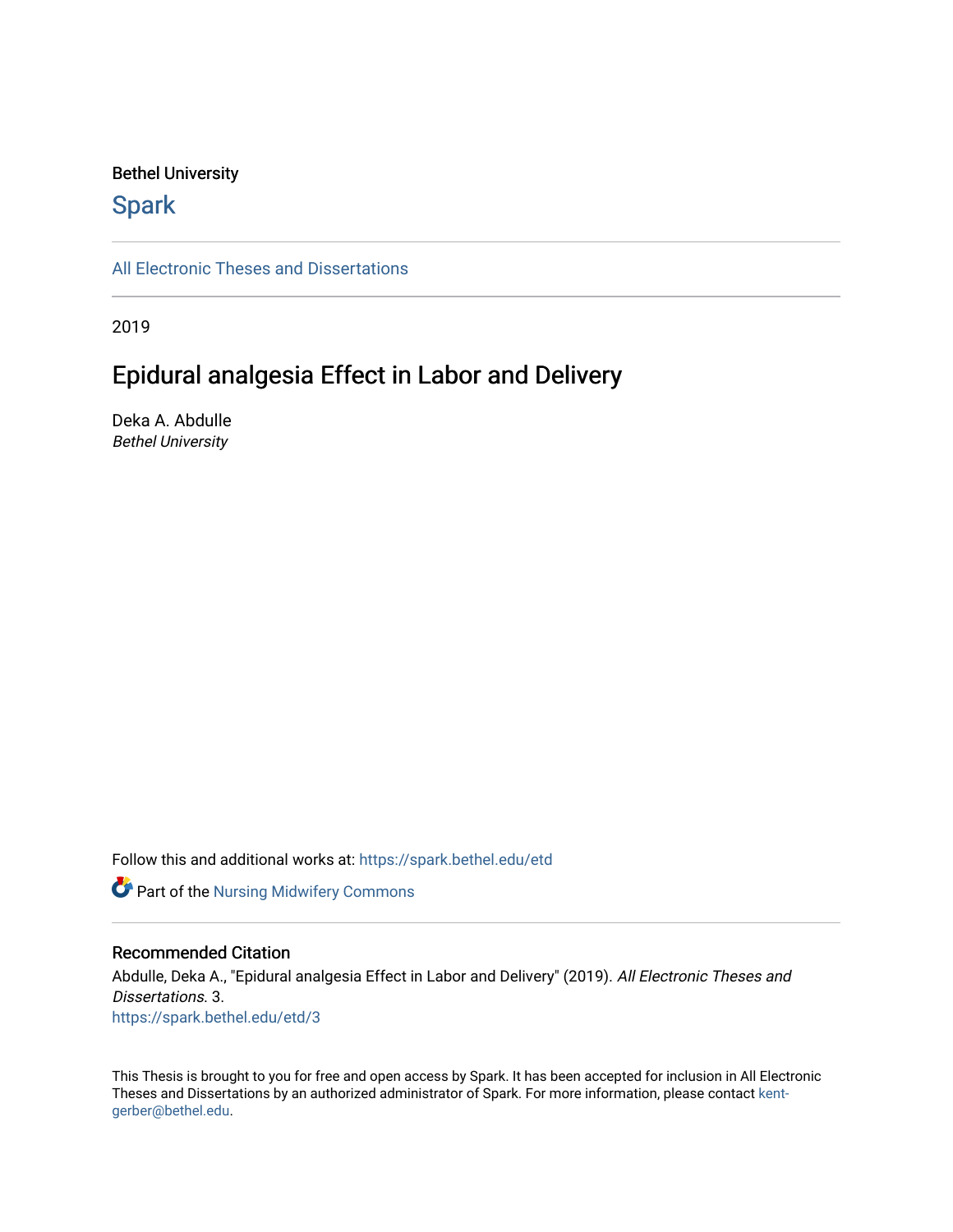Bethel University

# Spark

All Electronic Theses and Dissertations

2019

# Epidural analgesia Effect in Labor and Delivery

Deka A. Abdulle
*Bethel University*

Follow this and additional works at: https://spark.bethel.edu/etd

Part of the Nursing Midwifery Commons

## Recommended Citation

Abdulle, Deka A., "Epidural analgesia Effect in Labor and Delivery" (2019). *All Electronic Theses and Dissertations*. 3.
https://spark.bethel.edu/etd/3

This Thesis is brought to you for free and open access by Spark. It has been accepted for inclusion in All Electronic Theses and Dissertations by an authorized administrator of Spark. For more information, please contact kent-gerber@bethel.edu.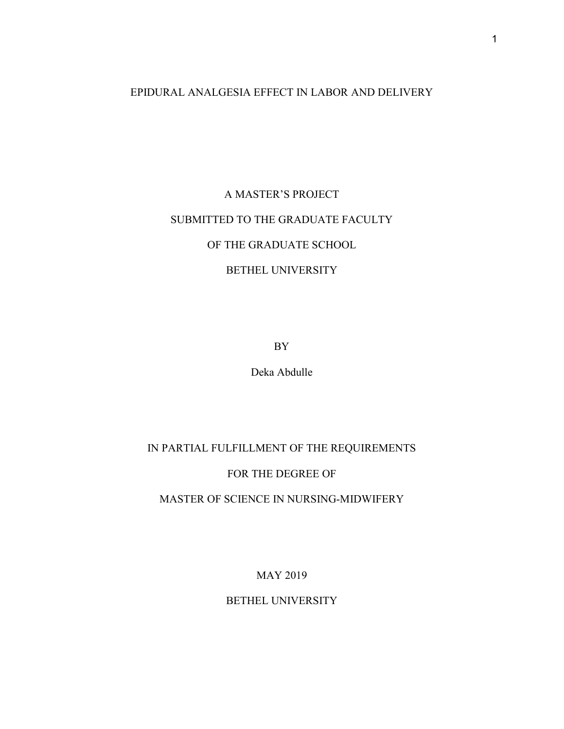# EPIDURAL ANALGESIA EFFECT IN LABOR AND DELIVERY

A MASTER'S PROJECT

SUBMITTED TO THE GRADUATE FACULTY

OF THE GRADUATE SCHOOL

BETHEL UNIVERSITY

BY

Deka Abdulle

IN PARTIAL FULFILLMENT OF THE REQUIREMENTS

FOR THE DEGREE OF

MASTER OF SCIENCE IN NURSING-MIDWIFERY

MAY 2019

BETHEL UNIVERSITY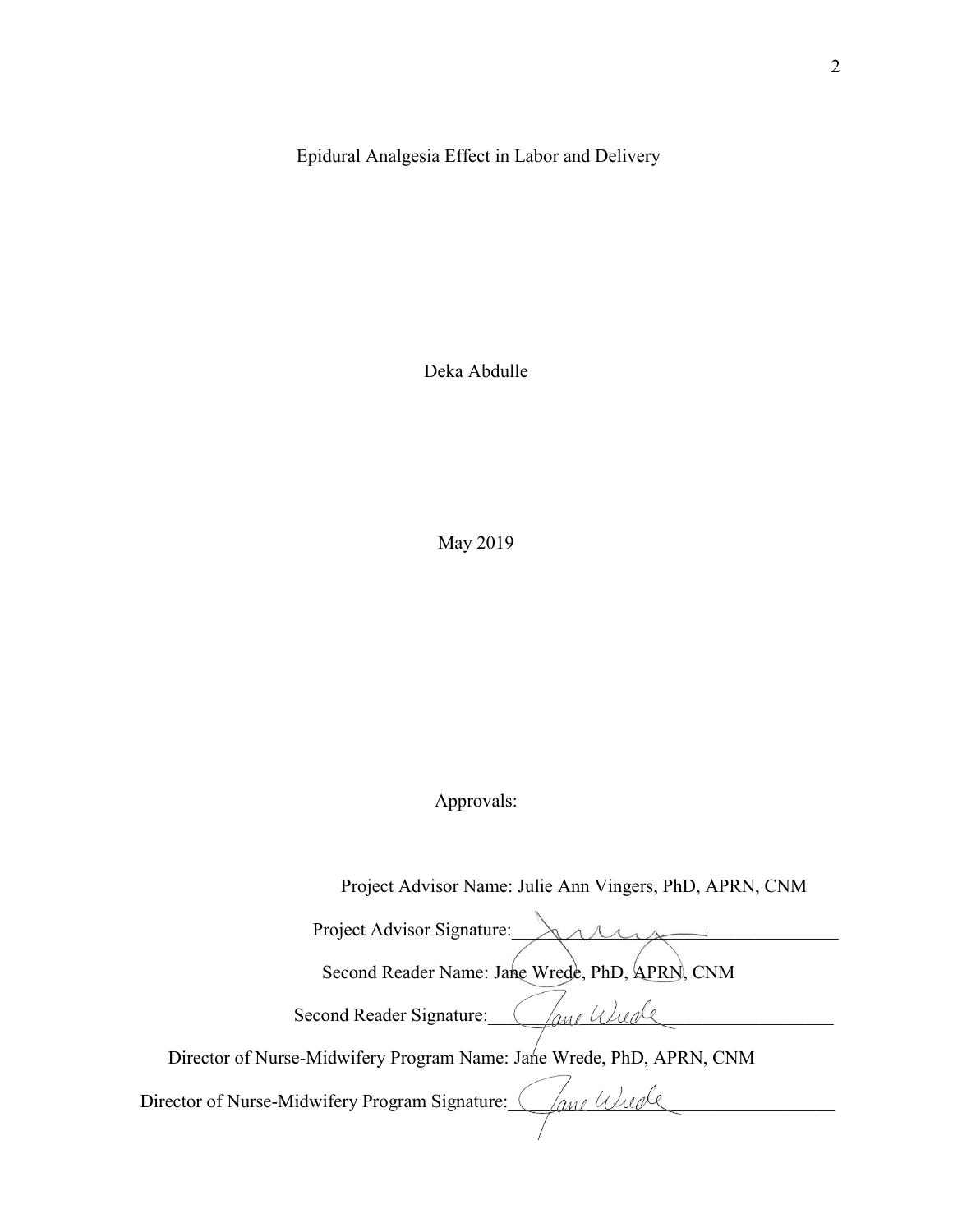Epidural Analgesia Effect in Labor and Delivery

Deka Abdulle

May 2019

Approvals:

Project Advisor Name: Julie Ann Vingers, PhD, APRN, CNM

Project Advisor Signature:\_\_\_\_\_\_\_\_\_\_\_\_\_\_\_\_\_\_\_\_\_\_\_\_\_\_\_\_\_\_

Second Reader Name: Jane Wrede, PhD, APRN, CNM

Second Reader Signature:\_\_\_\_\_\_\_\_\_\_\_\_\_\_\_\_\_\_\_\_\_\_\_\_\_\_\_\_\_\_

Director of Nurse-Midwifery Program Name: Jane Wrede, PhD, APRN, CNM

Director of Nurse-Midwifery Program Signature:\_\_\_\_\_\_\_\_\_\_\_\_\_\_\_\_\_\_\_\_\_\_\_\_\_\_\_\_\_\_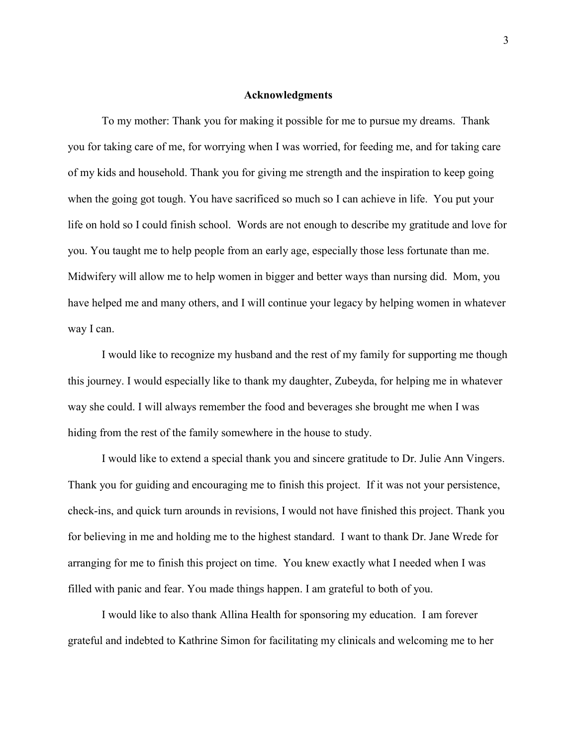## Acknowledgments

To my mother: Thank you for making it possible for me to pursue my dreams. Thank you for taking care of me, for worrying when I was worried, for feeding me, and for taking care of my kids and household. Thank you for giving me strength and the inspiration to keep going when the going got tough. You have sacrificed so much so I can achieve in life. You put your life on hold so I could finish school. Words are not enough to describe my gratitude and love for you. You taught me to help people from an early age, especially those less fortunate than me. Midwifery will allow me to help women in bigger and better ways than nursing did. Mom, you have helped me and many others, and I will continue your legacy by helping women in whatever way I can.

I would like to recognize my husband and the rest of my family for supporting me though this journey. I would especially like to thank my daughter, Zubeyda, for helping me in whatever way she could. I will always remember the food and beverages she brought me when I was hiding from the rest of the family somewhere in the house to study.

I would like to extend a special thank you and sincere gratitude to Dr. Julie Ann Vingers. Thank you for guiding and encouraging me to finish this project. If it was not your persistence, check-ins, and quick turn arounds in revisions, I would not have finished this project. Thank you for believing in me and holding me to the highest standard. I want to thank Dr. Jane Wrede for arranging for me to finish this project on time. You knew exactly what I needed when I was filled with panic and fear. You made things happen. I am grateful to both of you.

I would like to also thank Allina Health for sponsoring my education. I am forever grateful and indebted to Kathrine Simon for facilitating my clinicals and welcoming me to her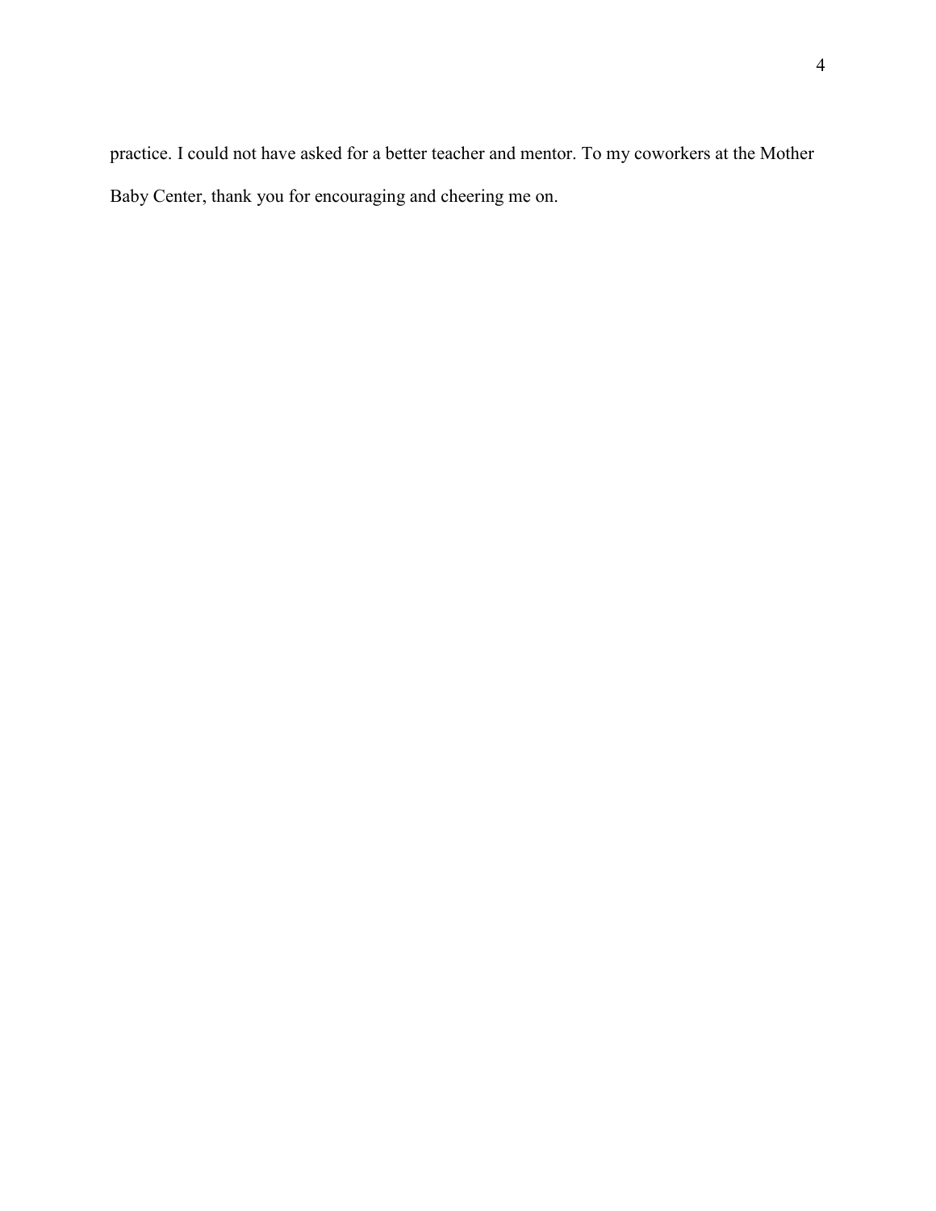practice. I could not have asked for a better teacher and mentor. To my coworkers at the Mother Baby Center, thank you for encouraging and cheering me on.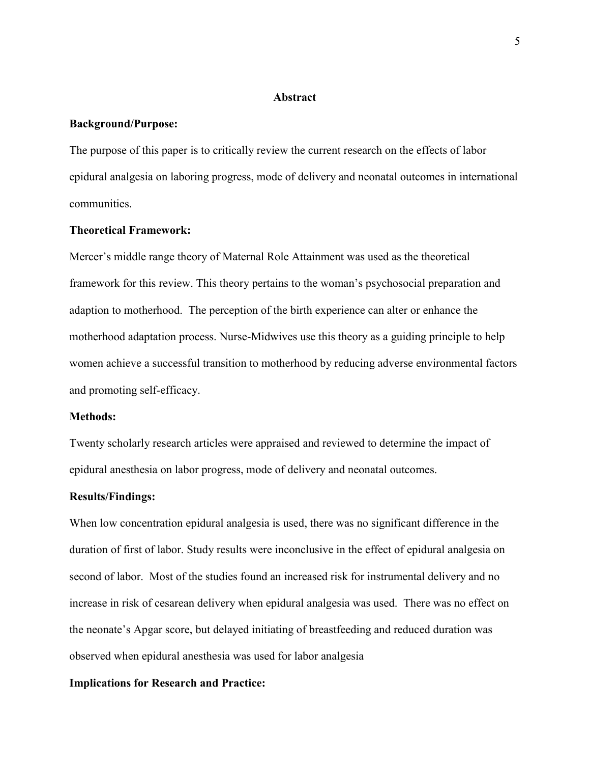## Abstract

**Background/Purpose:**

The purpose of this paper is to critically review the current research on the effects of labor epidural analgesia on laboring progress, mode of delivery and neonatal outcomes in international communities.

**Theoretical Framework:**

Mercer's middle range theory of Maternal Role Attainment was used as the theoretical framework for this review. This theory pertains to the woman's psychosocial preparation and adaption to motherhood. The perception of the birth experience can alter or enhance the motherhood adaptation process. Nurse-Midwives use this theory as a guiding principle to help women achieve a successful transition to motherhood by reducing adverse environmental factors and promoting self-efficacy.

**Methods:**

Twenty scholarly research articles were appraised and reviewed to determine the impact of epidural anesthesia on labor progress, mode of delivery and neonatal outcomes.

**Results/Findings:**

When low concentration epidural analgesia is used, there was no significant difference in the duration of first of labor. Study results were inconclusive in the effect of epidural analgesia on second of labor. Most of the studies found an increased risk for instrumental delivery and no increase in risk of cesarean delivery when epidural analgesia was used. There was no effect on the neonate's Apgar score, but delayed initiating of breastfeeding and reduced duration was observed when epidural anesthesia was used for labor analgesia

**Implications for Research and Practice:**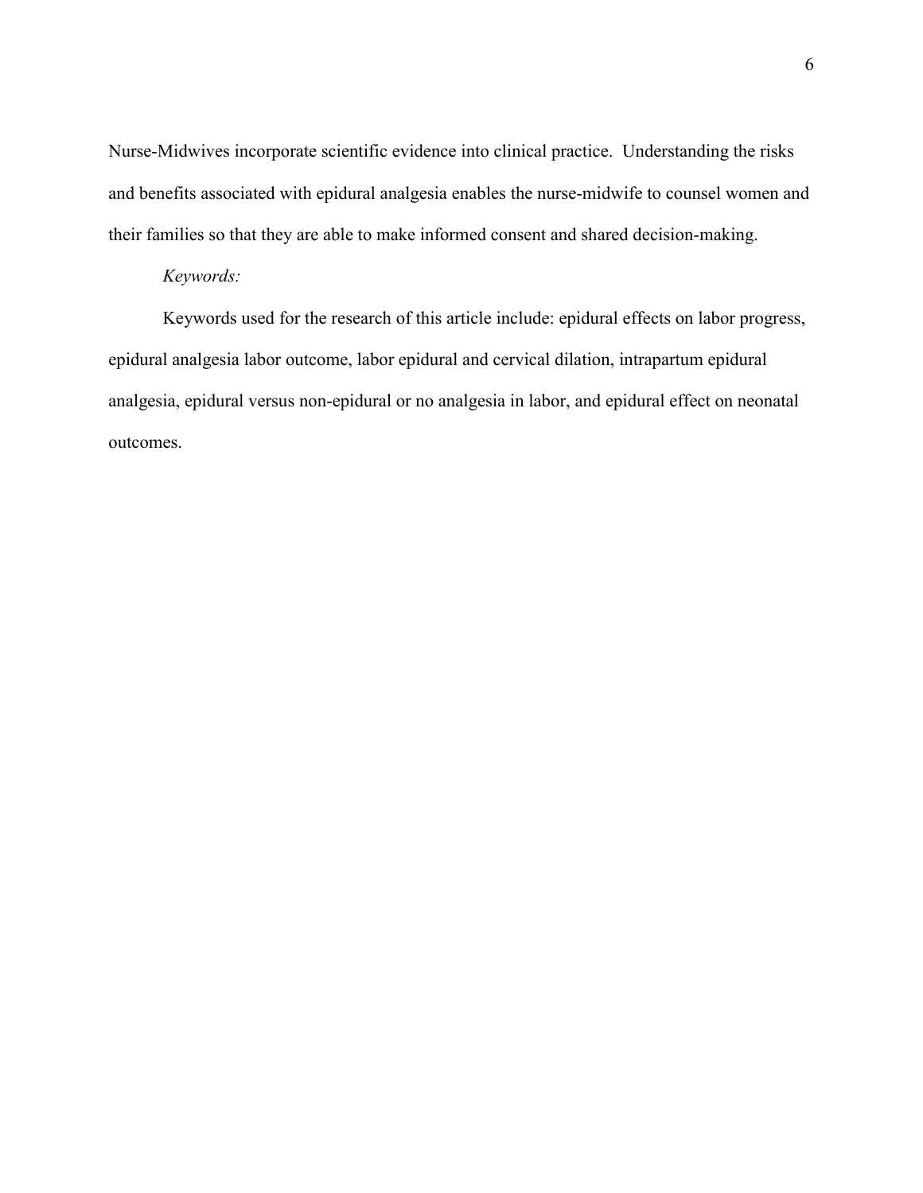Nurse-Midwives incorporate scientific evidence into clinical practice. Understanding the risks and benefits associated with epidural analgesia enables the nurse-midwife to counsel women and their families so that they are able to make informed consent and shared decision-making.

*Keywords:*

Keywords used for the research of this article include: epidural effects on labor progress, epidural analgesia labor outcome, labor epidural and cervical dilation, intrapartum epidural analgesia, epidural versus non-epidural or no analgesia in labor, and epidural effect on neonatal outcomes.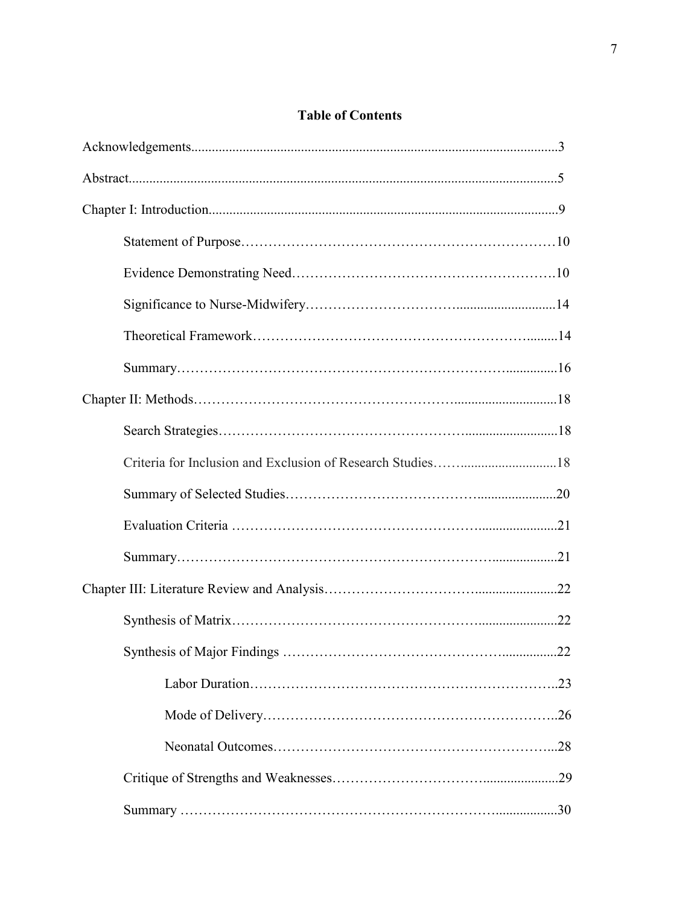# Table of Contents

Acknowledgements..........................................................................................................3

Abstract.............................................................................................................................5

Chapter I: Introduction.....................................................................................................9

- Statement of Purpose……………………………………………………………10
- Evidence Demonstrating Need………………………………………………….10
- Significance to Nurse-Midwifery………………………….............................14
- Theoretical Framework……………………………………………………….........14
- Summary……………………………………………………………….................16

Chapter II: Methods………………………………………………...............................18

- Search Strategies…………………………………………….............................18
- Criteria for Inclusion and Exclusion of Research Studies……............................18
- Summary of Selected Studies………………………………….......................20
- Evaluation Criteria …………………………………………….......................21
- Summary………………………………………………………….....................21

Chapter III: Literature Review and Analysis…………………………........................22

- Synthesis of Matrix…………………………………………….......................22
- Synthesis of Major Findings ………………………………………................22
  - Labor Duration………………………………………………………..23
  - Mode of Delivery……………………………………………………..26
  - Neonatal Outcomes…………………………………………………...28
- Critique of Strengths and Weaknesses…………………………......................29
- Summary ………………………………………………………….................30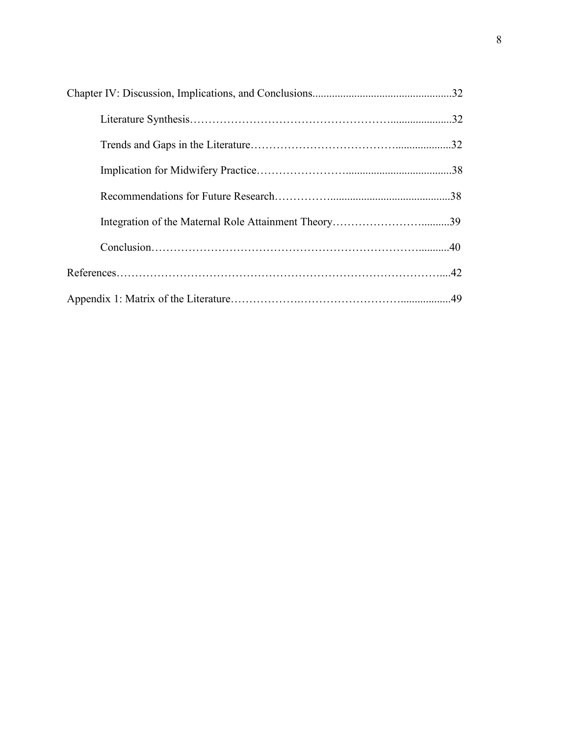Chapter IV: Discussion, Implications, and Conclusions..................................................32

Literature Synthesis……………………………………………......................32

Trends and Gaps in the Literature………………………………....................32

Implication for Midwifery Practice……………………......................................38

Recommendations for Future Research……………...........................................38

Integration of the Maternal Role Attainment Theory………………….........39

Conclusion……………………………………………………………...........40

References……………………………………………………………………….....42

Appendix 1: Matrix of the Literature……………….……………………….................49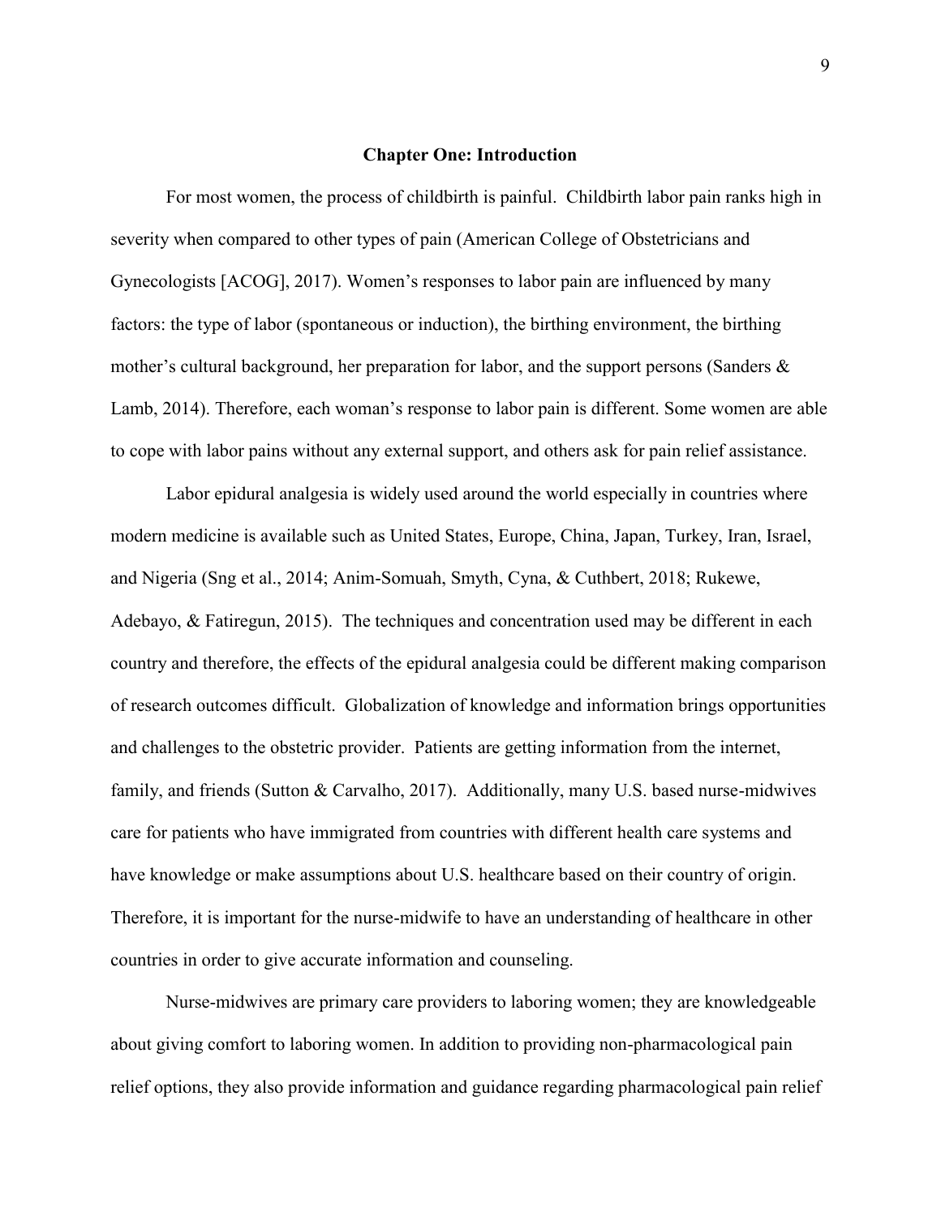# Chapter One: Introduction

For most women, the process of childbirth is painful. Childbirth labor pain ranks high in severity when compared to other types of pain (American College of Obstetricians and Gynecologists [ACOG], 2017). Women's responses to labor pain are influenced by many factors: the type of labor (spontaneous or induction), the birthing environment, the birthing mother's cultural background, her preparation for labor, and the support persons (Sanders & Lamb, 2014). Therefore, each woman's response to labor pain is different. Some women are able to cope with labor pains without any external support, and others ask for pain relief assistance.

Labor epidural analgesia is widely used around the world especially in countries where modern medicine is available such as United States, Europe, China, Japan, Turkey, Iran, Israel, and Nigeria (Sng et al., 2014; Anim-Somuah, Smyth, Cyna, & Cuthbert, 2018; Rukewe, Adebayo, & Fatiregun, 2015). The techniques and concentration used may be different in each country and therefore, the effects of the epidural analgesia could be different making comparison of research outcomes difficult. Globalization of knowledge and information brings opportunities and challenges to the obstetric provider. Patients are getting information from the internet, family, and friends (Sutton & Carvalho, 2017). Additionally, many U.S. based nurse-midwives care for patients who have immigrated from countries with different health care systems and have knowledge or make assumptions about U.S. healthcare based on their country of origin. Therefore, it is important for the nurse-midwife to have an understanding of healthcare in other countries in order to give accurate information and counseling.

Nurse-midwives are primary care providers to laboring women; they are knowledgeable about giving comfort to laboring women. In addition to providing non-pharmacological pain relief options, they also provide information and guidance regarding pharmacological pain relief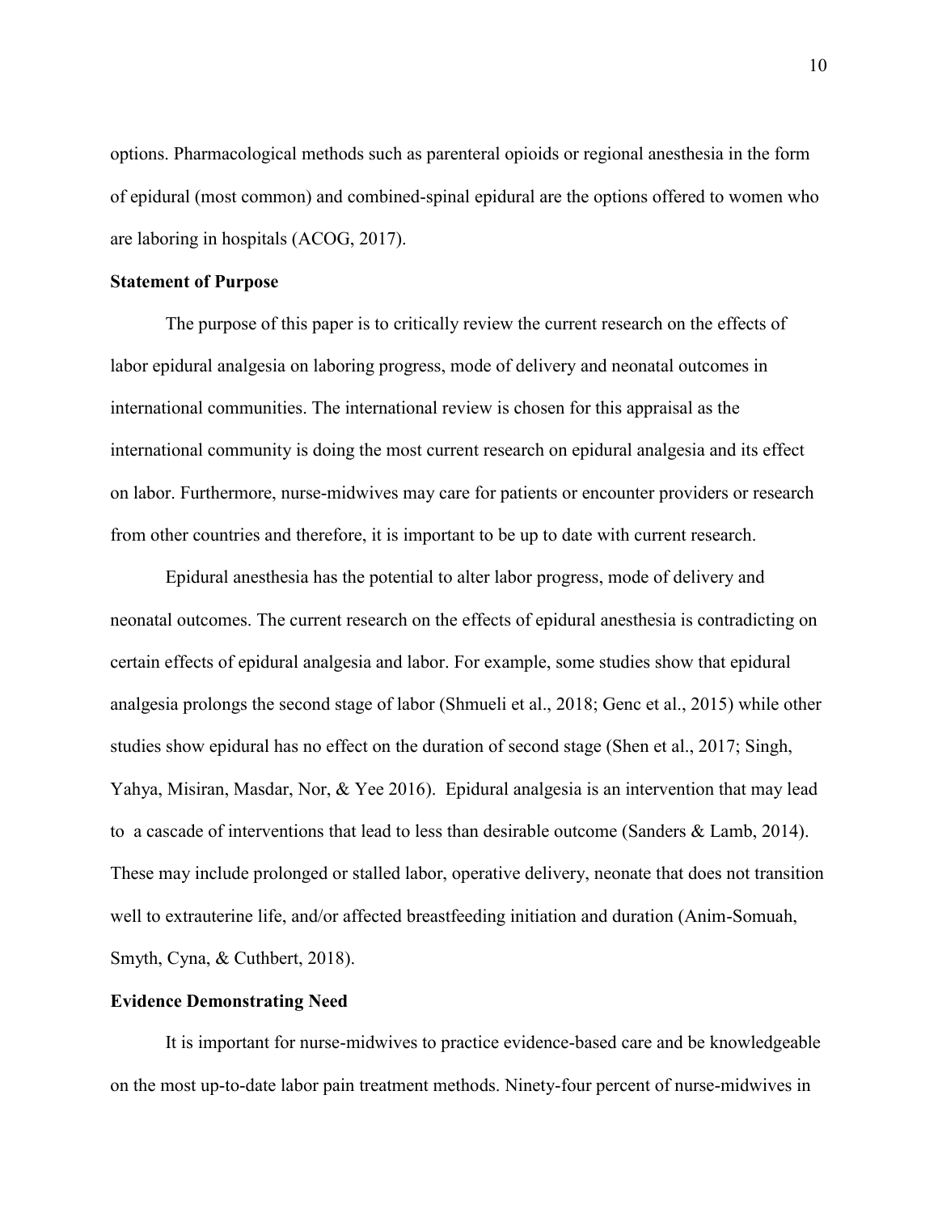options. Pharmacological methods such as parenteral opioids or regional anesthesia in the form of epidural (most common) and combined-spinal epidural are the options offered to women who are laboring in hospitals (ACOG, 2017).

**Statement of Purpose**

The purpose of this paper is to critically review the current research on the effects of labor epidural analgesia on laboring progress, mode of delivery and neonatal outcomes in international communities. The international review is chosen for this appraisal as the international community is doing the most current research on epidural analgesia and its effect on labor. Furthermore, nurse-midwives may care for patients or encounter providers or research from other countries and therefore, it is important to be up to date with current research.

Epidural anesthesia has the potential to alter labor progress, mode of delivery and neonatal outcomes. The current research on the effects of epidural anesthesia is contradicting on certain effects of epidural analgesia and labor. For example, some studies show that epidural analgesia prolongs the second stage of labor (Shmueli et al., 2018; Genc et al., 2015) while other studies show epidural has no effect on the duration of second stage (Shen et al., 2017; Singh, Yahya, Misiran, Masdar, Nor, & Yee 2016). Epidural analgesia is an intervention that may lead to a cascade of interventions that lead to less than desirable outcome (Sanders & Lamb, 2014). These may include prolonged or stalled labor, operative delivery, neonate that does not transition well to extrauterine life, and/or affected breastfeeding initiation and duration (Anim-Somuah, Smyth, Cyna, & Cuthbert, 2018).

**Evidence Demonstrating Need**

It is important for nurse-midwives to practice evidence-based care and be knowledgeable on the most up-to-date labor pain treatment methods. Ninety-four percent of nurse-midwives in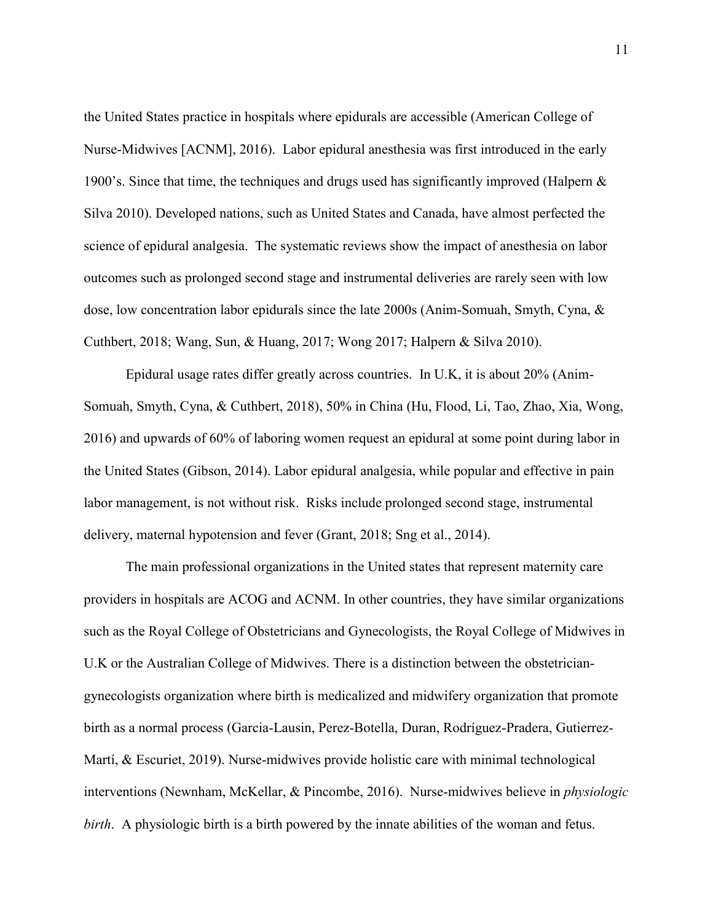the United States practice in hospitals where epidurals are accessible (American College of Nurse-Midwives [ACNM], 2016). Labor epidural anesthesia was first introduced in the early 1900's. Since that time, the techniques and drugs used has significantly improved (Halpern & Silva 2010). Developed nations, such as United States and Canada, have almost perfected the science of epidural analgesia. The systematic reviews show the impact of anesthesia on labor outcomes such as prolonged second stage and instrumental deliveries are rarely seen with low dose, low concentration labor epidurals since the late 2000s (Anim-Somuah, Smyth, Cyna, & Cuthbert, 2018; Wang, Sun, & Huang, 2017; Wong 2017; Halpern & Silva 2010).

Epidural usage rates differ greatly across countries. In U.K, it is about 20% (Anim-Somuah, Smyth, Cyna, & Cuthbert, 2018), 50% in China (Hu, Flood, Li, Tao, Zhao, Xia, Wong, 2016) and upwards of 60% of laboring women request an epidural at some point during labor in the United States (Gibson, 2014). Labor epidural analgesia, while popular and effective in pain labor management, is not without risk. Risks include prolonged second stage, instrumental delivery, maternal hypotension and fever (Grant, 2018; Sng et al., 2014).

The main professional organizations in the United states that represent maternity care providers in hospitals are ACOG and ACNM. In other countries, they have similar organizations such as the Royal College of Obstetricians and Gynecologists, the Royal College of Midwives in U.K or the Australian College of Midwives. There is a distinction between the obstetrician-gynecologists organization where birth is medicalized and midwifery organization that promote birth as a normal process (Garcia-Lausin, Perez-Botella, Duran, Rodríguez-Pradera, Gutierrez-Martí, & Escuriet, 2019). Nurse-midwives provide holistic care with minimal technological interventions (Newnham, McKellar, & Pincombe, 2016). Nurse-midwives believe in *physiologic birth*. A physiologic birth is a birth powered by the innate abilities of the woman and fetus.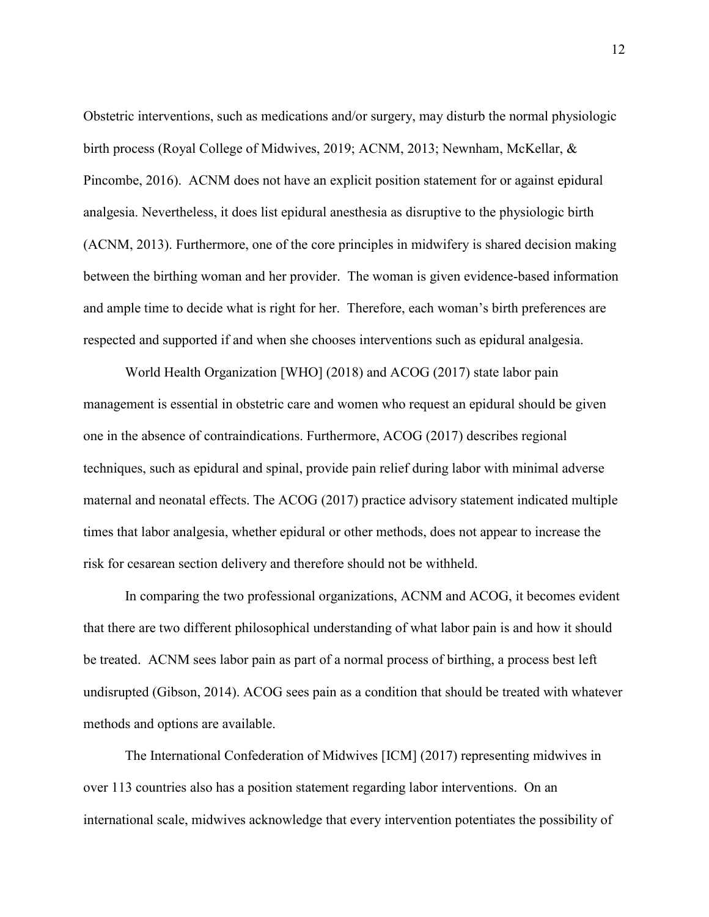Obstetric interventions, such as medications and/or surgery, may disturb the normal physiologic birth process (Royal College of Midwives, 2019; ACNM, 2013; Newnham, McKellar, & Pincombe, 2016). ACNM does not have an explicit position statement for or against epidural analgesia. Nevertheless, it does list epidural anesthesia as disruptive to the physiologic birth (ACNM, 2013). Furthermore, one of the core principles in midwifery is shared decision making between the birthing woman and her provider. The woman is given evidence-based information and ample time to decide what is right for her. Therefore, each woman's birth preferences are respected and supported if and when she chooses interventions such as epidural analgesia.

World Health Organization [WHO] (2018) and ACOG (2017) state labor pain management is essential in obstetric care and women who request an epidural should be given one in the absence of contraindications. Furthermore, ACOG (2017) describes regional techniques, such as epidural and spinal, provide pain relief during labor with minimal adverse maternal and neonatal effects. The ACOG (2017) practice advisory statement indicated multiple times that labor analgesia, whether epidural or other methods, does not appear to increase the risk for cesarean section delivery and therefore should not be withheld.

In comparing the two professional organizations, ACNM and ACOG, it becomes evident that there are two different philosophical understanding of what labor pain is and how it should be treated. ACNM sees labor pain as part of a normal process of birthing, a process best left undisrupted (Gibson, 2014). ACOG sees pain as a condition that should be treated with whatever methods and options are available.

The International Confederation of Midwives [ICM] (2017) representing midwives in over 113 countries also has a position statement regarding labor interventions. On an international scale, midwives acknowledge that every intervention potentiates the possibility of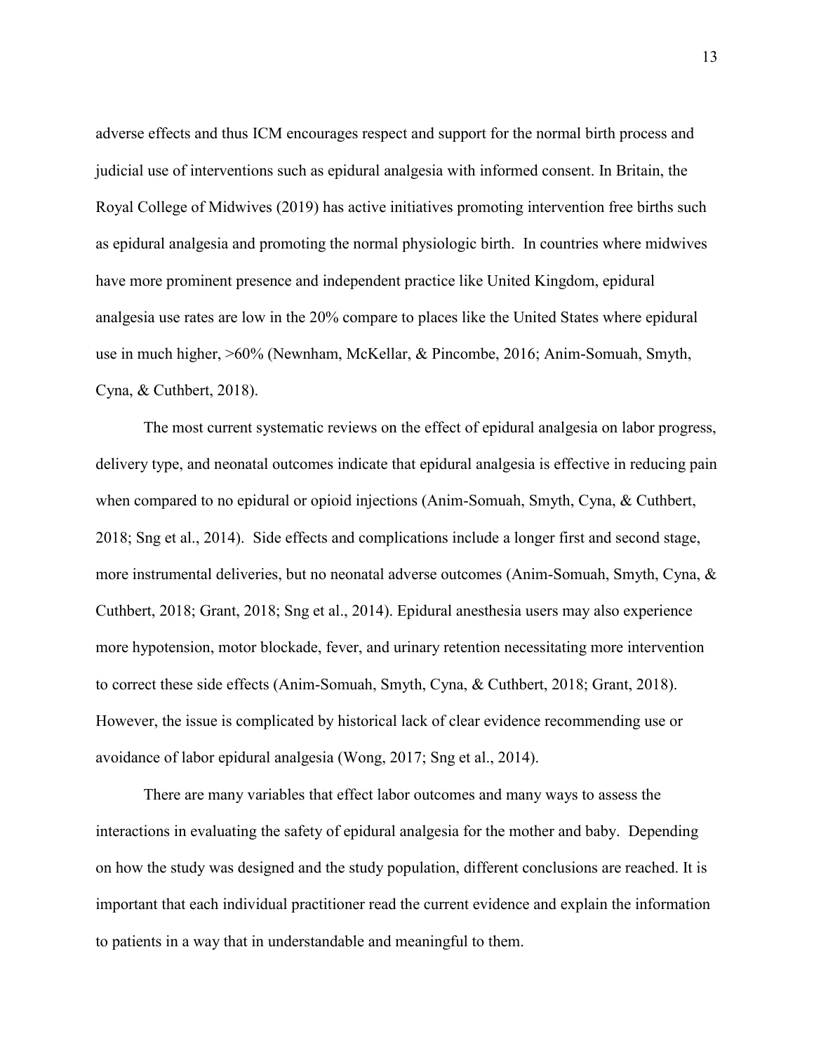adverse effects and thus ICM encourages respect and support for the normal birth process and judicial use of interventions such as epidural analgesia with informed consent. In Britain, the Royal College of Midwives (2019) has active initiatives promoting intervention free births such as epidural analgesia and promoting the normal physiologic birth. In countries where midwives have more prominent presence and independent practice like United Kingdom, epidural analgesia use rates are low in the 20% compare to places like the United States where epidural use in much higher, >60% (Newnham, McKellar, & Pincombe, 2016; Anim-Somuah, Smyth, Cyna, & Cuthbert, 2018).

The most current systematic reviews on the effect of epidural analgesia on labor progress, delivery type, and neonatal outcomes indicate that epidural analgesia is effective in reducing pain when compared to no epidural or opioid injections (Anim-Somuah, Smyth, Cyna, & Cuthbert, 2018; Sng et al., 2014). Side effects and complications include a longer first and second stage, more instrumental deliveries, but no neonatal adverse outcomes (Anim-Somuah, Smyth, Cyna, & Cuthbert, 2018; Grant, 2018; Sng et al., 2014). Epidural anesthesia users may also experience more hypotension, motor blockade, fever, and urinary retention necessitating more intervention to correct these side effects (Anim-Somuah, Smyth, Cyna, & Cuthbert, 2018; Grant, 2018). However, the issue is complicated by historical lack of clear evidence recommending use or avoidance of labor epidural analgesia (Wong, 2017; Sng et al., 2014).

There are many variables that effect labor outcomes and many ways to assess the interactions in evaluating the safety of epidural analgesia for the mother and baby. Depending on how the study was designed and the study population, different conclusions are reached. It is important that each individual practitioner read the current evidence and explain the information to patients in a way that in understandable and meaningful to them.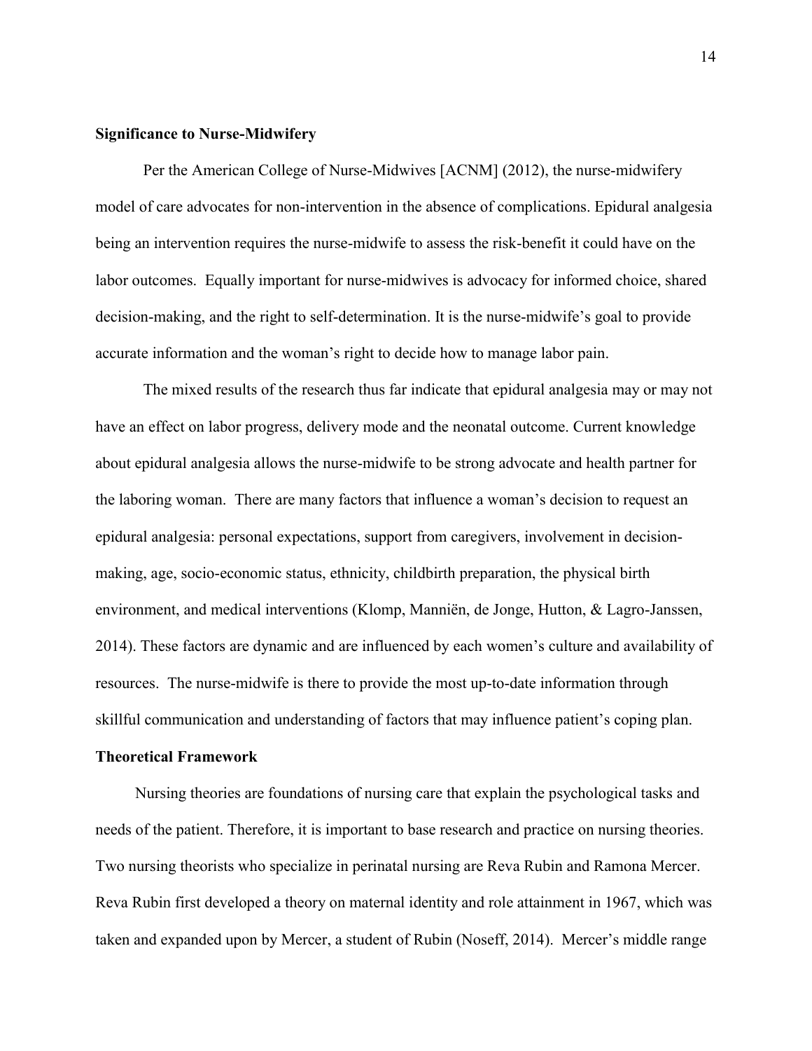**Significance to Nurse-Midwifery**

Per the American College of Nurse-Midwives [ACNM] (2012), the nurse-midwifery model of care advocates for non-intervention in the absence of complications. Epidural analgesia being an intervention requires the nurse-midwife to assess the risk-benefit it could have on the labor outcomes. Equally important for nurse-midwives is advocacy for informed choice, shared decision-making, and the right to self-determination. It is the nurse-midwife's goal to provide accurate information and the woman's right to decide how to manage labor pain.

The mixed results of the research thus far indicate that epidural analgesia may or may not have an effect on labor progress, delivery mode and the neonatal outcome. Current knowledge about epidural analgesia allows the nurse-midwife to be strong advocate and health partner for the laboring woman. There are many factors that influence a woman's decision to request an epidural analgesia: personal expectations, support from caregivers, involvement in decision-making, age, socio-economic status, ethnicity, childbirth preparation, the physical birth environment, and medical interventions (Klomp, Manniën, de Jonge, Hutton, & Lagro-Janssen, 2014). These factors are dynamic and are influenced by each women's culture and availability of resources. The nurse-midwife is there to provide the most up-to-date information through skillful communication and understanding of factors that may influence patient's coping plan.

**Theoretical Framework**

Nursing theories are foundations of nursing care that explain the psychological tasks and needs of the patient. Therefore, it is important to base research and practice on nursing theories. Two nursing theorists who specialize in perinatal nursing are Reva Rubin and Ramona Mercer. Reva Rubin first developed a theory on maternal identity and role attainment in 1967, which was taken and expanded upon by Mercer, a student of Rubin (Noseff, 2014). Mercer's middle range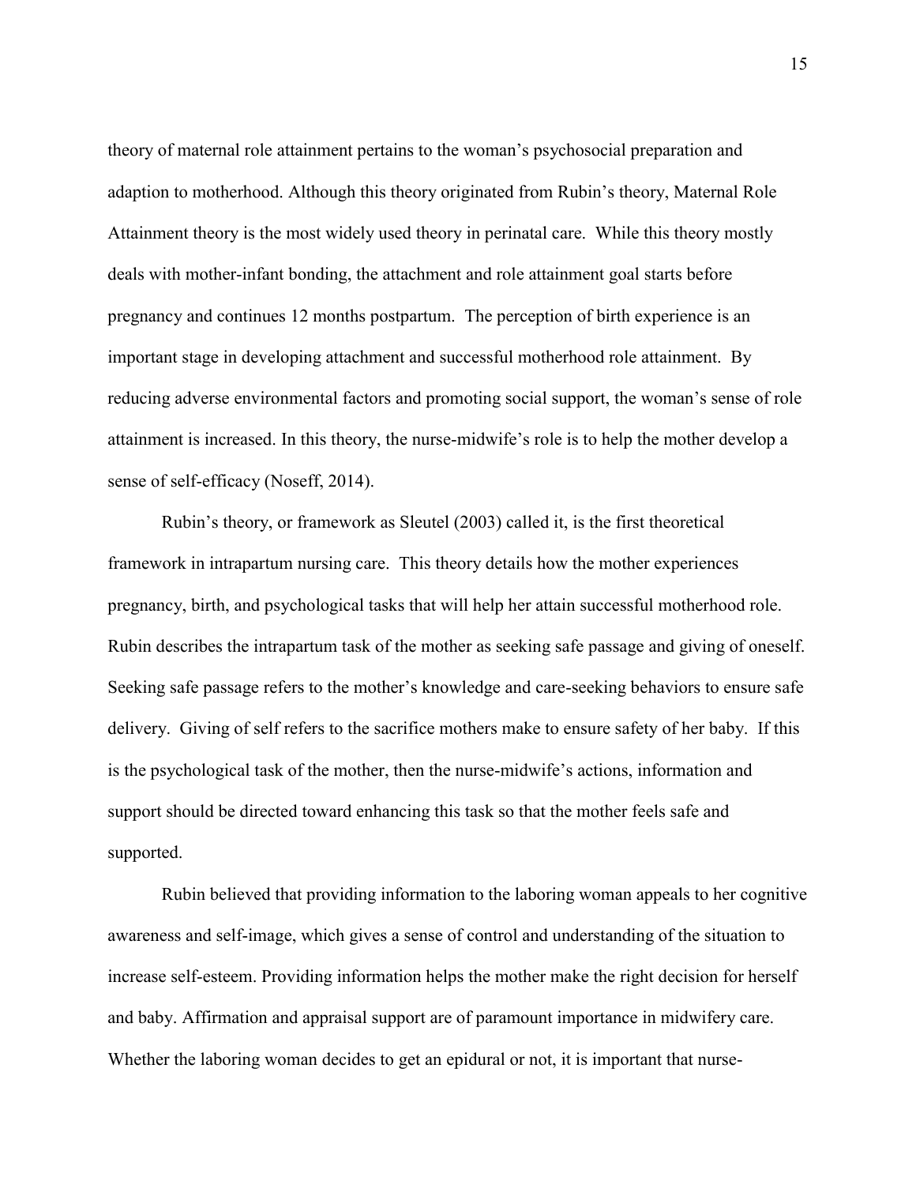theory of maternal role attainment pertains to the woman's psychosocial preparation and adaption to motherhood. Although this theory originated from Rubin's theory, Maternal Role Attainment theory is the most widely used theory in perinatal care. While this theory mostly deals with mother-infant bonding, the attachment and role attainment goal starts before pregnancy and continues 12 months postpartum. The perception of birth experience is an important stage in developing attachment and successful motherhood role attainment. By reducing adverse environmental factors and promoting social support, the woman's sense of role attainment is increased. In this theory, the nurse-midwife's role is to help the mother develop a sense of self-efficacy (Noseff, 2014).

Rubin's theory, or framework as Sleutel (2003) called it, is the first theoretical framework in intrapartum nursing care. This theory details how the mother experiences pregnancy, birth, and psychological tasks that will help her attain successful motherhood role. Rubin describes the intrapartum task of the mother as seeking safe passage and giving of oneself. Seeking safe passage refers to the mother's knowledge and care-seeking behaviors to ensure safe delivery. Giving of self refers to the sacrifice mothers make to ensure safety of her baby. If this is the psychological task of the mother, then the nurse-midwife's actions, information and support should be directed toward enhancing this task so that the mother feels safe and supported.

Rubin believed that providing information to the laboring woman appeals to her cognitive awareness and self-image, which gives a sense of control and understanding of the situation to increase self-esteem. Providing information helps the mother make the right decision for herself and baby. Affirmation and appraisal support are of paramount importance in midwifery care. Whether the laboring woman decides to get an epidural or not, it is important that nurse-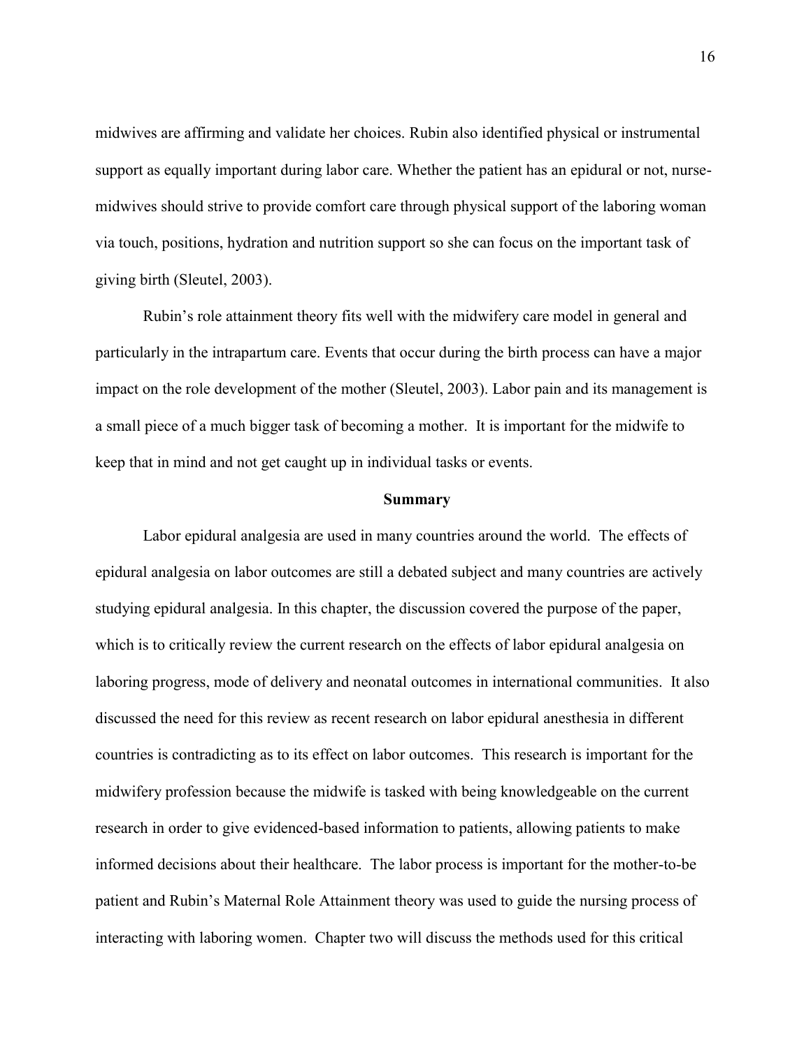midwives are affirming and validate her choices. Rubin also identified physical or instrumental support as equally important during labor care. Whether the patient has an epidural or not, nurse-midwives should strive to provide comfort care through physical support of the laboring woman via touch, positions, hydration and nutrition support so she can focus on the important task of giving birth (Sleutel, 2003).

Rubin's role attainment theory fits well with the midwifery care model in general and particularly in the intrapartum care. Events that occur during the birth process can have a major impact on the role development of the mother (Sleutel, 2003). Labor pain and its management is a small piece of a much bigger task of becoming a mother. It is important for the midwife to keep that in mind and not get caught up in individual tasks or events.

## Summary

Labor epidural analgesia are used in many countries around the world. The effects of epidural analgesia on labor outcomes are still a debated subject and many countries are actively studying epidural analgesia. In this chapter, the discussion covered the purpose of the paper, which is to critically review the current research on the effects of labor epidural analgesia on laboring progress, mode of delivery and neonatal outcomes in international communities. It also discussed the need for this review as recent research on labor epidural anesthesia in different countries is contradicting as to its effect on labor outcomes. This research is important for the midwifery profession because the midwife is tasked with being knowledgeable on the current research in order to give evidenced-based information to patients, allowing patients to make informed decisions about their healthcare. The labor process is important for the mother-to-be patient and Rubin's Maternal Role Attainment theory was used to guide the nursing process of interacting with laboring women. Chapter two will discuss the methods used for this critical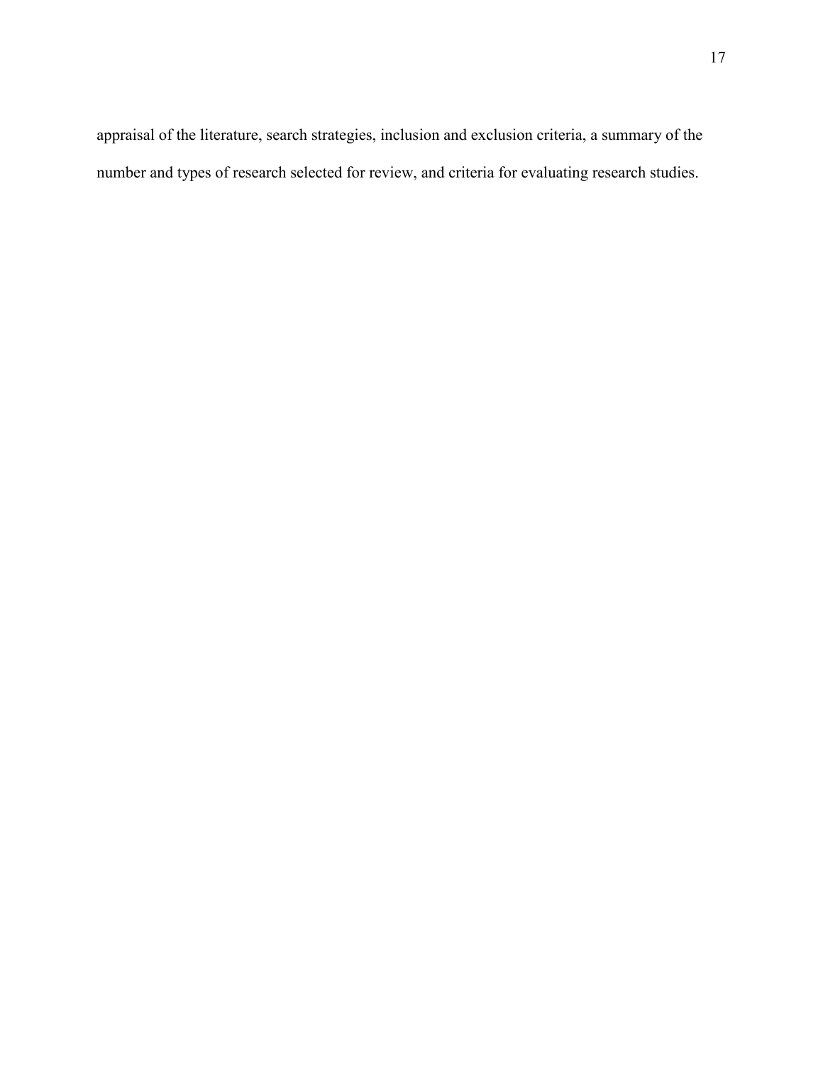appraisal of the literature, search strategies, inclusion and exclusion criteria, a summary of the number and types of research selected for review, and criteria for evaluating research studies.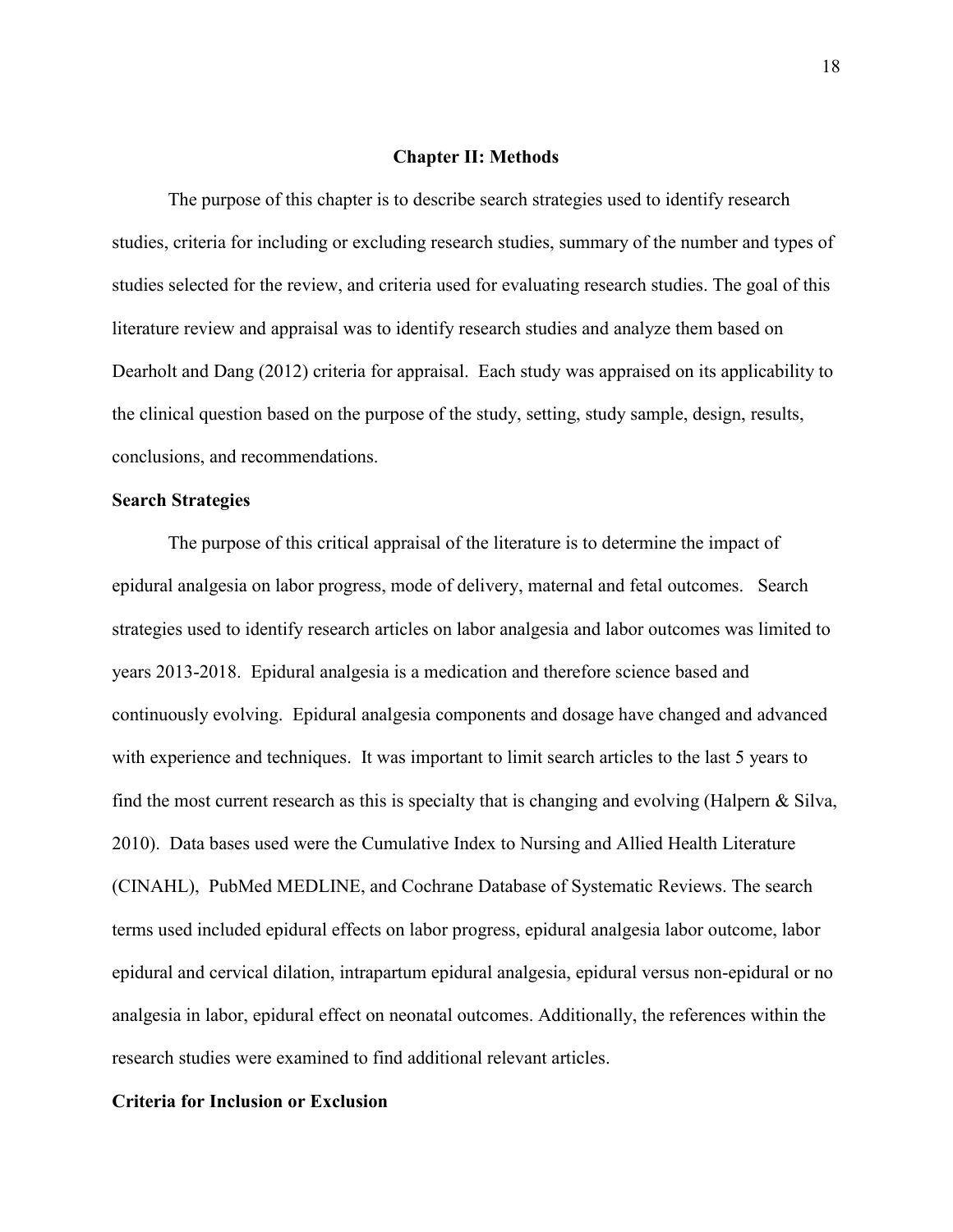# Chapter II: Methods

The purpose of this chapter is to describe search strategies used to identify research studies, criteria for including or excluding research studies, summary of the number and types of studies selected for the review, and criteria used for evaluating research studies. The goal of this literature review and appraisal was to identify research studies and analyze them based on Dearholt and Dang (2012) criteria for appraisal. Each study was appraised on its applicability to the clinical question based on the purpose of the study, setting, study sample, design, results, conclusions, and recommendations.

## Search Strategies

The purpose of this critical appraisal of the literature is to determine the impact of epidural analgesia on labor progress, mode of delivery, maternal and fetal outcomes. Search strategies used to identify research articles on labor analgesia and labor outcomes was limited to years 2013-2018. Epidural analgesia is a medication and therefore science based and continuously evolving. Epidural analgesia components and dosage have changed and advanced with experience and techniques. It was important to limit search articles to the last 5 years to find the most current research as this is specialty that is changing and evolving (Halpern & Silva, 2010). Data bases used were the Cumulative Index to Nursing and Allied Health Literature (CINAHL), PubMed MEDLINE, and Cochrane Database of Systematic Reviews. The search terms used included epidural effects on labor progress, epidural analgesia labor outcome, labor epidural and cervical dilation, intrapartum epidural analgesia, epidural versus non-epidural or no analgesia in labor, epidural effect on neonatal outcomes. Additionally, the references within the research studies were examined to find additional relevant articles.

## Criteria for Inclusion or Exclusion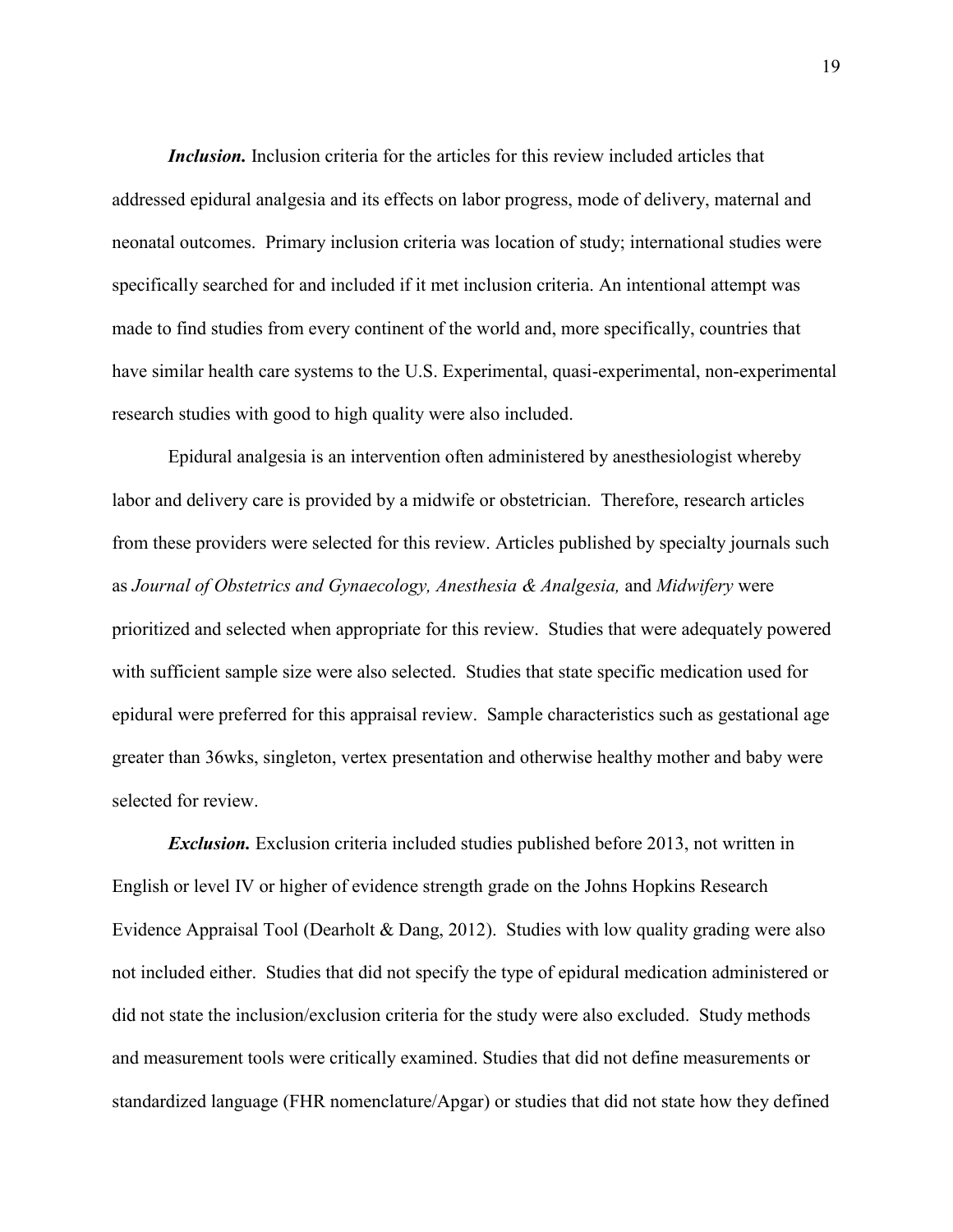***Inclusion.*** Inclusion criteria for the articles for this review included articles that addressed epidural analgesia and its effects on labor progress, mode of delivery, maternal and neonatal outcomes. Primary inclusion criteria was location of study; international studies were specifically searched for and included if it met inclusion criteria. An intentional attempt was made to find studies from every continent of the world and, more specifically, countries that have similar health care systems to the U.S. Experimental, quasi-experimental, non-experimental research studies with good to high quality were also included.

Epidural analgesia is an intervention often administered by anesthesiologist whereby labor and delivery care is provided by a midwife or obstetrician. Therefore, research articles from these providers were selected for this review. Articles published by specialty journals such as *Journal of Obstetrics and Gynaecology, Anesthesia & Analgesia,* and *Midwifery* were prioritized and selected when appropriate for this review. Studies that were adequately powered with sufficient sample size were also selected. Studies that state specific medication used for epidural were preferred for this appraisal review. Sample characteristics such as gestational age greater than 36wks, singleton, vertex presentation and otherwise healthy mother and baby were selected for review.

***Exclusion.*** Exclusion criteria included studies published before 2013, not written in English or level IV or higher of evidence strength grade on the Johns Hopkins Research Evidence Appraisal Tool (Dearholt & Dang, 2012). Studies with low quality grading were also not included either. Studies that did not specify the type of epidural medication administered or did not state the inclusion/exclusion criteria for the study were also excluded. Study methods and measurement tools were critically examined. Studies that did not define measurements or standardized language (FHR nomenclature/Apgar) or studies that did not state how they defined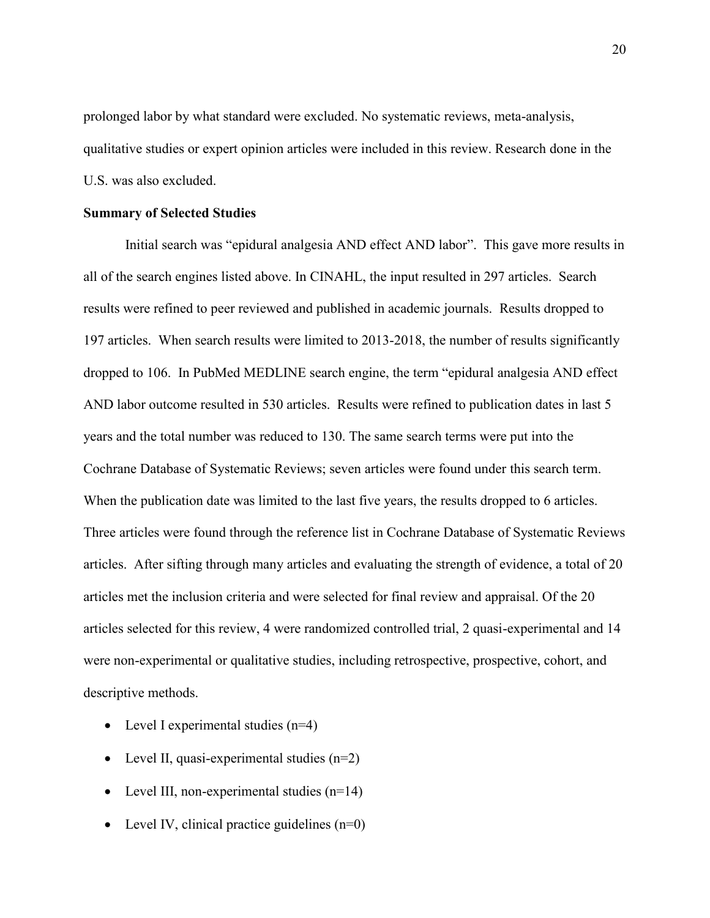prolonged labor by what standard were excluded. No systematic reviews, meta-analysis, qualitative studies or expert opinion articles were included in this review. Research done in the U.S. was also excluded.

**Summary of Selected Studies**

Initial search was "epidural analgesia AND effect AND labor". This gave more results in all of the search engines listed above. In CINAHL, the input resulted in 297 articles. Search results were refined to peer reviewed and published in academic journals. Results dropped to 197 articles. When search results were limited to 2013-2018, the number of results significantly dropped to 106. In PubMed MEDLINE search engine, the term "epidural analgesia AND effect AND labor outcome resulted in 530 articles. Results were refined to publication dates in last 5 years and the total number was reduced to 130. The same search terms were put into the Cochrane Database of Systematic Reviews; seven articles were found under this search term. When the publication date was limited to the last five years, the results dropped to 6 articles. Three articles were found through the reference list in Cochrane Database of Systematic Reviews articles. After sifting through many articles and evaluating the strength of evidence, a total of 20 articles met the inclusion criteria and were selected for final review and appraisal. Of the 20 articles selected for this review, 4 were randomized controlled trial, 2 quasi-experimental and 14 were non-experimental or qualitative studies, including retrospective, prospective, cohort, and descriptive methods.

- Level I experimental studies (n=4)
- Level II, quasi-experimental studies (n=2)
- Level III, non-experimental studies (n=14)
- Level IV, clinical practice guidelines (n=0)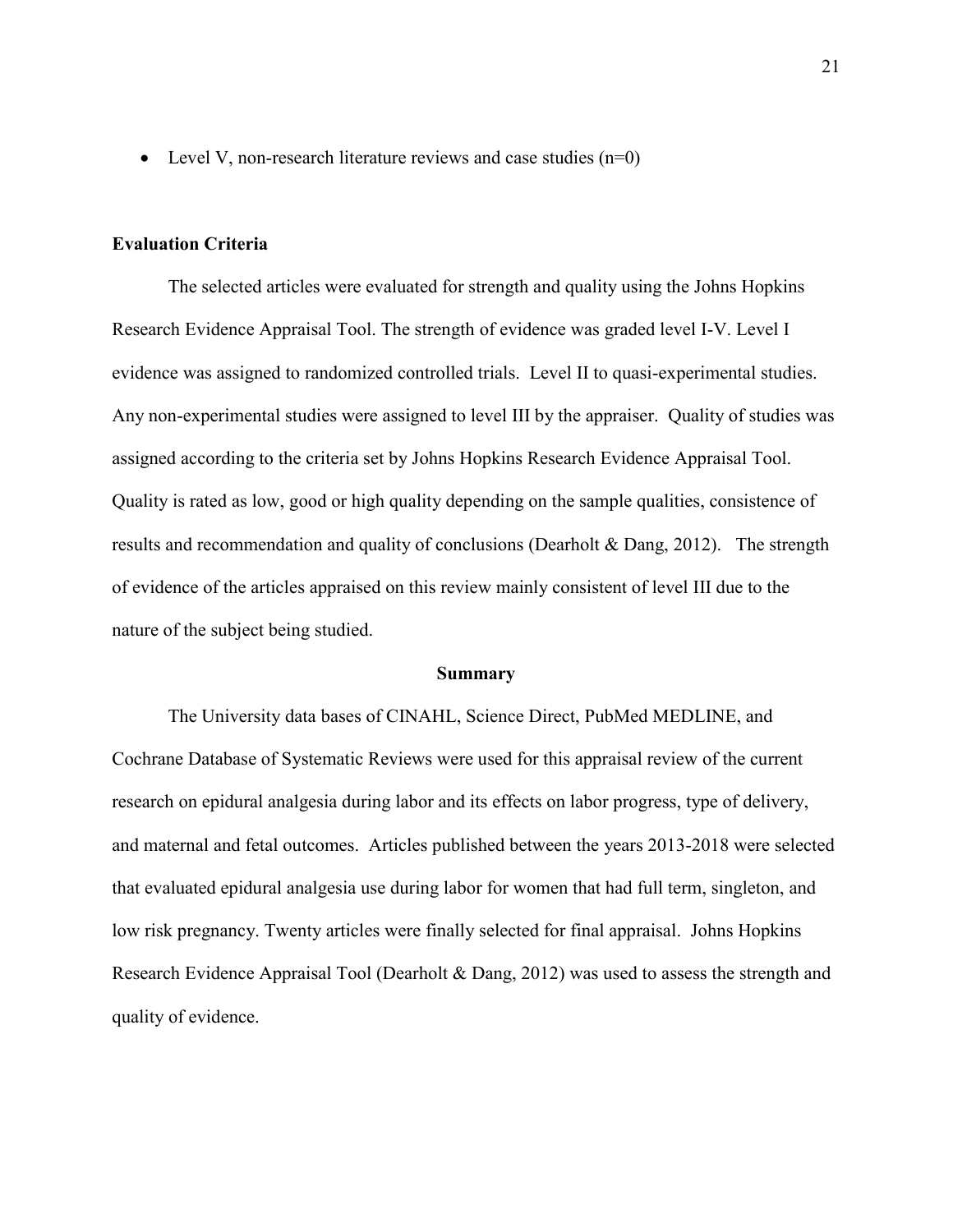- Level V, non-research literature reviews and case studies (n=0)

### Evaluation Criteria

The selected articles were evaluated for strength and quality using the Johns Hopkins Research Evidence Appraisal Tool. The strength of evidence was graded level I-V. Level I evidence was assigned to randomized controlled trials. Level II to quasi-experimental studies. Any non-experimental studies were assigned to level III by the appraiser. Quality of studies was assigned according to the criteria set by Johns Hopkins Research Evidence Appraisal Tool. Quality is rated as low, good or high quality depending on the sample qualities, consistence of results and recommendation and quality of conclusions (Dearholt & Dang, 2012). The strength of evidence of the articles appraised on this review mainly consistent of level III due to the nature of the subject being studied.

## Summary

The University data bases of CINAHL, Science Direct, PubMed MEDLINE, and Cochrane Database of Systematic Reviews were used for this appraisal review of the current research on epidural analgesia during labor and its effects on labor progress, type of delivery, and maternal and fetal outcomes. Articles published between the years 2013-2018 were selected that evaluated epidural analgesia use during labor for women that had full term, singleton, and low risk pregnancy. Twenty articles were finally selected for final appraisal. Johns Hopkins Research Evidence Appraisal Tool (Dearholt & Dang, 2012) was used to assess the strength and quality of evidence.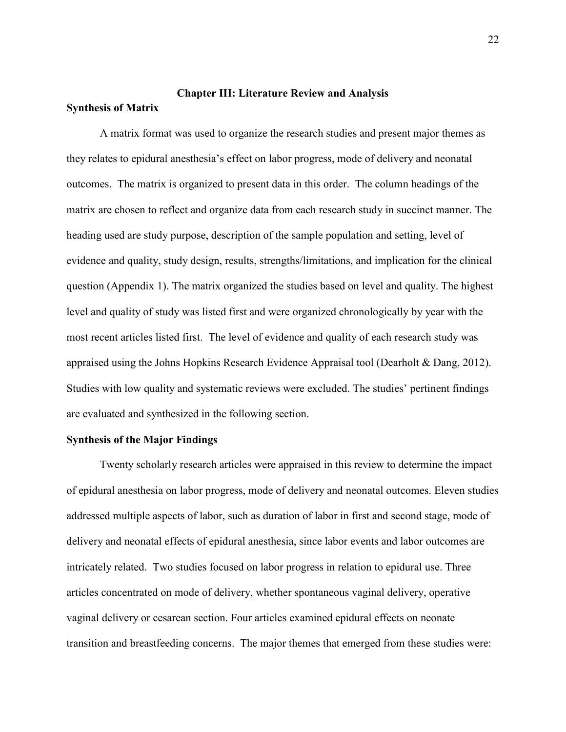# Chapter III: Literature Review and Analysis

## Synthesis of Matrix

A matrix format was used to organize the research studies and present major themes as they relates to epidural anesthesia's effect on labor progress, mode of delivery and neonatal outcomes. The matrix is organized to present data in this order. The column headings of the matrix are chosen to reflect and organize data from each research study in succinct manner. The heading used are study purpose, description of the sample population and setting, level of evidence and quality, study design, results, strengths/limitations, and implication for the clinical question (Appendix 1). The matrix organized the studies based on level and quality. The highest level and quality of study was listed first and were organized chronologically by year with the most recent articles listed first. The level of evidence and quality of each research study was appraised using the Johns Hopkins Research Evidence Appraisal tool (Dearholt & Dang, 2012). Studies with low quality and systematic reviews were excluded. The studies' pertinent findings are evaluated and synthesized in the following section.

## Synthesis of the Major Findings

Twenty scholarly research articles were appraised in this review to determine the impact of epidural anesthesia on labor progress, mode of delivery and neonatal outcomes. Eleven studies addressed multiple aspects of labor, such as duration of labor in first and second stage, mode of delivery and neonatal effects of epidural anesthesia, since labor events and labor outcomes are intricately related. Two studies focused on labor progress in relation to epidural use. Three articles concentrated on mode of delivery, whether spontaneous vaginal delivery, operative vaginal delivery or cesarean section. Four articles examined epidural effects on neonate transition and breastfeeding concerns. The major themes that emerged from these studies were: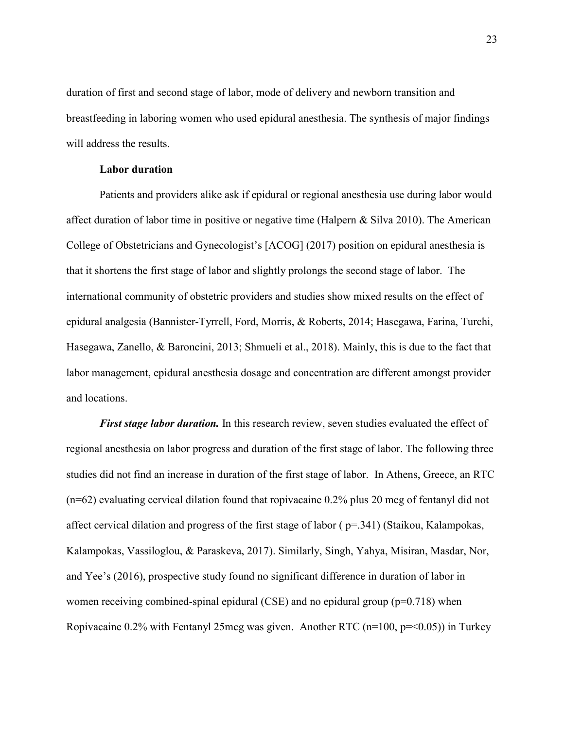duration of first and second stage of labor, mode of delivery and newborn transition and breastfeeding in laboring women who used epidural anesthesia. The synthesis of major findings will address the results.

### Labor duration

Patients and providers alike ask if epidural or regional anesthesia use during labor would affect duration of labor time in positive or negative time (Halpern & Silva 2010). The American College of Obstetricians and Gynecologist's [ACOG] (2017) position on epidural anesthesia is that it shortens the first stage of labor and slightly prolongs the second stage of labor. The international community of obstetric providers and studies show mixed results on the effect of epidural analgesia (Bannister-Tyrrell, Ford, Morris, & Roberts, 2014; Hasegawa, Farina, Turchi, Hasegawa, Zanello, & Baroncini, 2013; Shmueli et al., 2018). Mainly, this is due to the fact that labor management, epidural anesthesia dosage and concentration are different amongst provider and locations.

***First stage labor duration.*** In this research review, seven studies evaluated the effect of regional anesthesia on labor progress and duration of the first stage of labor. The following three studies did not find an increase in duration of the first stage of labor. In Athens, Greece, an RTC (n=62) evaluating cervical dilation found that ropivacaine 0.2% plus 20 mcg of fentanyl did not affect cervical dilation and progress of the first stage of labor ( $p=.341$) (Staikou, Kalampokas, Kalampokas, Vassiloglou, & Paraskeva, 2017). Similarly, Singh, Yahya, Misiran, Masdar, Nor, and Yee's (2016), prospective study found no significant difference in duration of labor in women receiving combined-spinal epidural (CSE) and no epidural group ($p=0.718$) when Ropivacaine 0.2% with Fentanyl 25mcg was given. Another RTC (n=100, $p=<0.05$)) in Turkey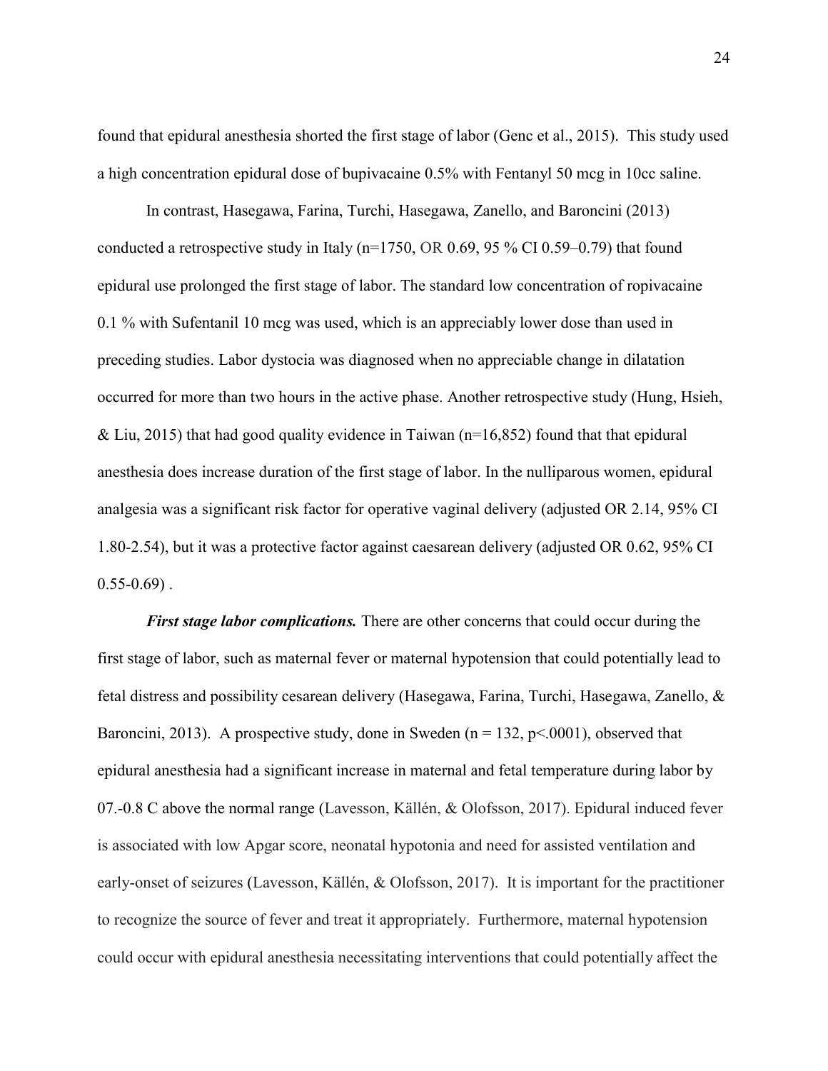found that epidural anesthesia shorted the first stage of labor (Genc et al., 2015). This study used a high concentration epidural dose of bupivacaine 0.5% with Fentanyl 50 mcg in 10cc saline.

In contrast, Hasegawa, Farina, Turchi, Hasegawa, Zanello, and Baroncini (2013) conducted a retrospective study in Italy (n=1750, OR 0.69, 95 % CI 0.59–0.79) that found epidural use prolonged the first stage of labor. The standard low concentration of ropivacaine 0.1 % with Sufentanil 10 mcg was used, which is an appreciably lower dose than used in preceding studies. Labor dystocia was diagnosed when no appreciable change in dilatation occurred for more than two hours in the active phase. Another retrospective study (Hung, Hsieh, & Liu, 2015) that had good quality evidence in Taiwan (n=16,852) found that that epidural anesthesia does increase duration of the first stage of labor. In the nulliparous women, epidural analgesia was a significant risk factor for operative vaginal delivery (adjusted OR 2.14, 95% CI 1.80-2.54), but it was a protective factor against caesarean delivery (adjusted OR 0.62, 95% CI 0.55-0.69) .

***First stage labor complications.*** There are other concerns that could occur during the first stage of labor, such as maternal fever or maternal hypotension that could potentially lead to fetal distress and possibility cesarean delivery (Hasegawa, Farina, Turchi, Hasegawa, Zanello, & Baroncini, 2013). A prospective study, done in Sweden (n = 132, p<.0001), observed that epidural anesthesia had a significant increase in maternal and fetal temperature during labor by 07.-0.8 C above the normal range (Lavesson, Källén, & Olofsson, 2017). Epidural induced fever is associated with low Apgar score, neonatal hypotonia and need for assisted ventilation and early-onset of seizures (Lavesson, Källén, & Olofsson, 2017). It is important for the practitioner to recognize the source of fever and treat it appropriately. Furthermore, maternal hypotension could occur with epidural anesthesia necessitating interventions that could potentially affect the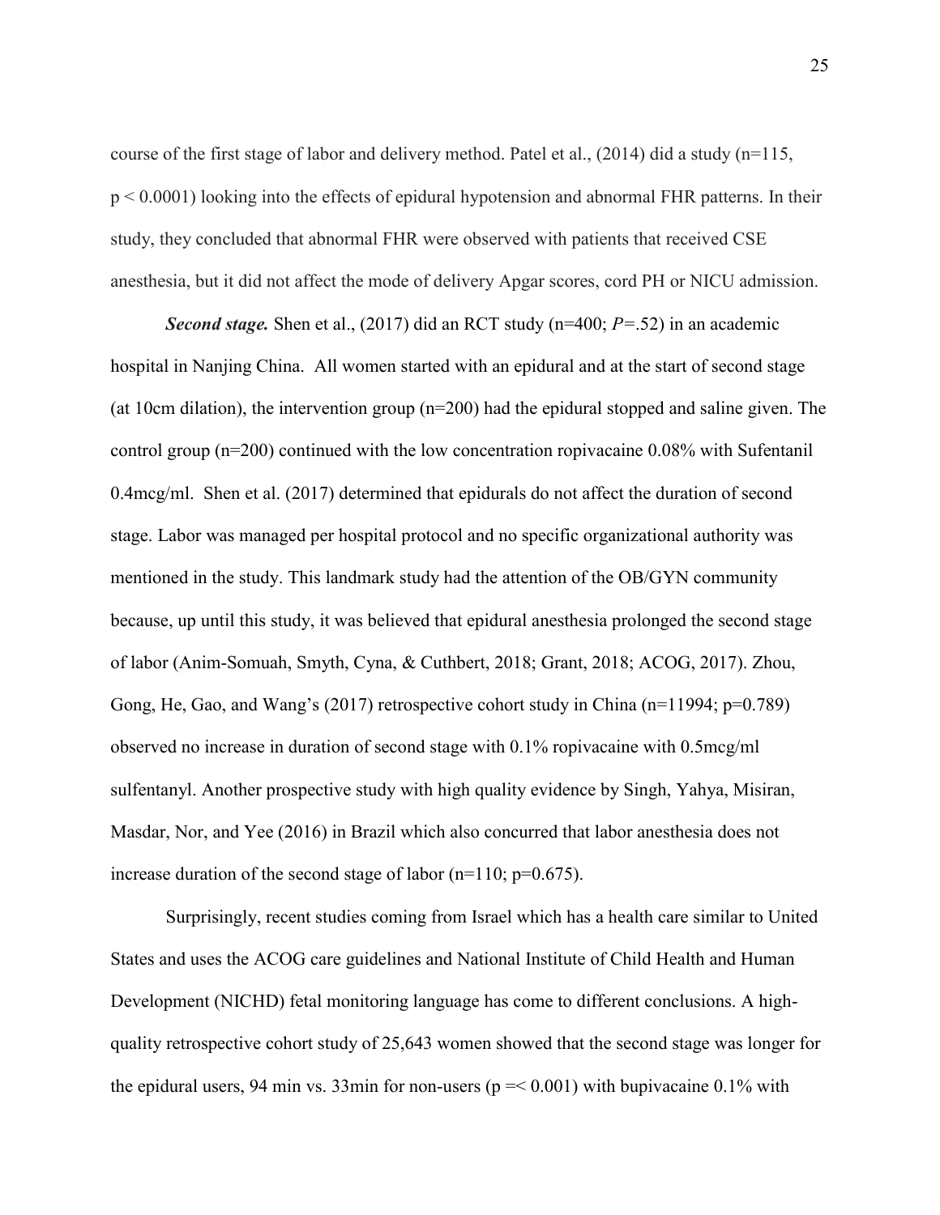course of the first stage of labor and delivery method. Patel et al., (2014) did a study (n=115, $p < 0.0001$) looking into the effects of epidural hypotension and abnormal FHR patterns. In their study, they concluded that abnormal FHR were observed with patients that received CSE anesthesia, but it did not affect the mode of delivery Apgar scores, cord PH or NICU admission.

***Second stage.*** Shen et al., (2017) did an RCT study (n=400; $P=.52$) in an academic hospital in Nanjing China. All women started with an epidural and at the start of second stage (at 10cm dilation), the intervention group (n=200) had the epidural stopped and saline given. The control group (n=200) continued with the low concentration ropivacaine 0.08% with Sufentanil 0.4mcg/ml. Shen et al. (2017) determined that epidurals do not affect the duration of second stage. Labor was managed per hospital protocol and no specific organizational authority was mentioned in the study. This landmark study had the attention of the OB/GYN community because, up until this study, it was believed that epidural anesthesia prolonged the second stage of labor (Anim-Somuah, Smyth, Cyna, & Cuthbert, 2018; Grant, 2018; ACOG, 2017). Zhou, Gong, He, Gao, and Wang's (2017) retrospective cohort study in China (n=11994; $p=0.789$) observed no increase in duration of second stage with 0.1% ropivacaine with 0.5mcg/ml sulfentanyl. Another prospective study with high quality evidence by Singh, Yahya, Misiran, Masdar, Nor, and Yee (2016) in Brazil which also concurred that labor anesthesia does not increase duration of the second stage of labor (n=110; $p=0.675$).

Surprisingly, recent studies coming from Israel which has a health care similar to United States and uses the ACOG care guidelines and National Institute of Child Health and Human Development (NICHD) fetal monitoring language has come to different conclusions. A high-quality retrospective cohort study of 25,643 women showed that the second stage was longer for the epidural users, 94 min vs. 33min for non-users ($p =< 0.001$) with bupivacaine 0.1% with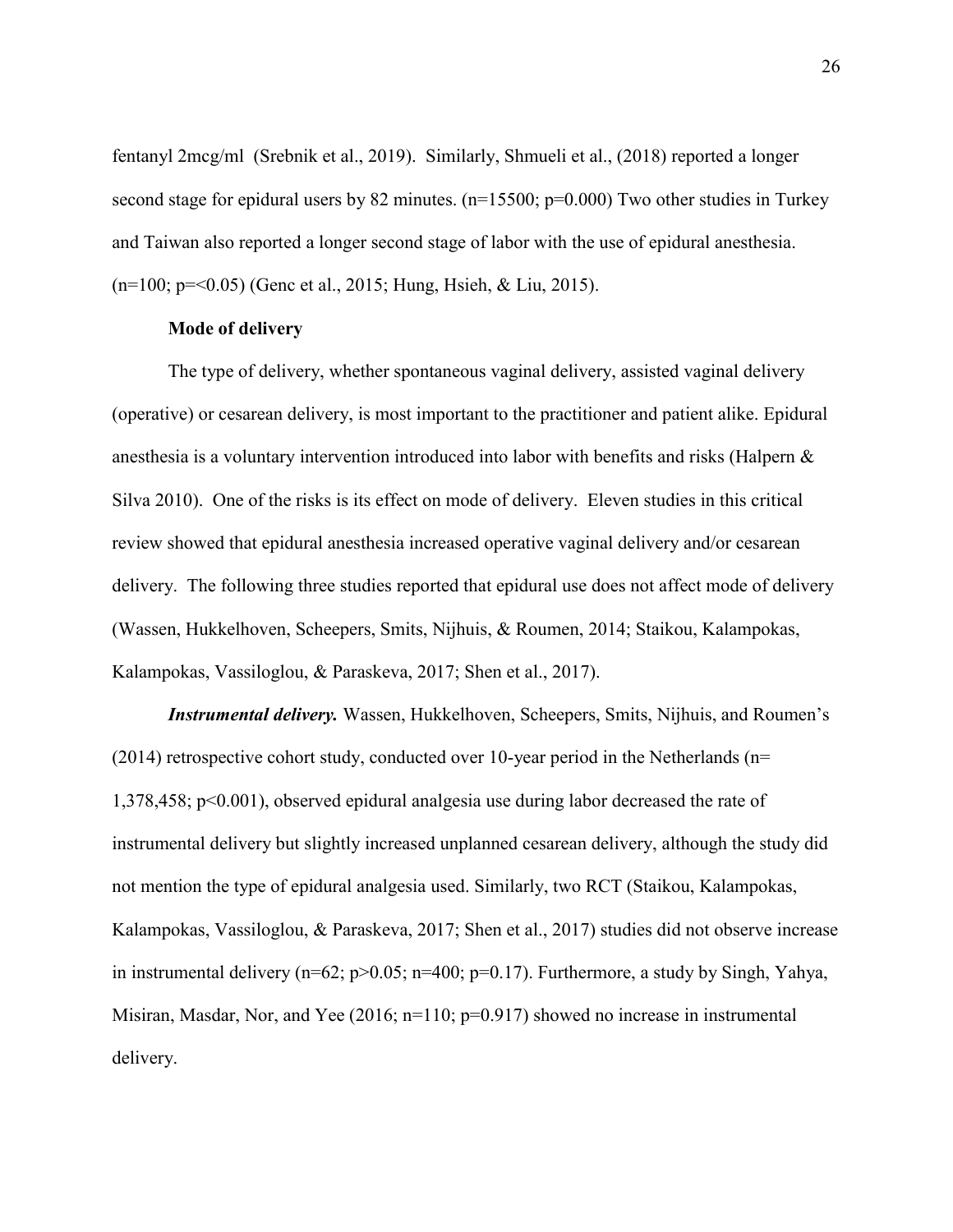fentanyl 2mcg/ml (Srebnik et al., 2019). Similarly, Shmueli et al., (2018) reported a longer second stage for epidural users by 82 minutes. (n=15500; p=0.000) Two other studies in Turkey and Taiwan also reported a longer second stage of labor with the use of epidural anesthesia. (n=100; p=<0.05) (Genc et al., 2015; Hung, Hsieh, & Liu, 2015).

### Mode of delivery

The type of delivery, whether spontaneous vaginal delivery, assisted vaginal delivery (operative) or cesarean delivery, is most important to the practitioner and patient alike. Epidural anesthesia is a voluntary intervention introduced into labor with benefits and risks (Halpern & Silva 2010). One of the risks is its effect on mode of delivery. Eleven studies in this critical review showed that epidural anesthesia increased operative vaginal delivery and/or cesarean delivery. The following three studies reported that epidural use does not affect mode of delivery (Wassen, Hukkelhoven, Scheepers, Smits, Nijhuis, & Roumen, 2014; Staikou, Kalampokas, Kalampokas, Vassiloglou, & Paraskeva, 2017; Shen et al., 2017).

***Instrumental delivery.*** Wassen, Hukkelhoven, Scheepers, Smits, Nijhuis, and Roumen's (2014) retrospective cohort study, conducted over 10-year period in the Netherlands (n= 1,378,458; p<0.001), observed epidural analgesia use during labor decreased the rate of instrumental delivery but slightly increased unplanned cesarean delivery, although the study did not mention the type of epidural analgesia used. Similarly, two RCT (Staikou, Kalampokas, Kalampokas, Vassiloglou, & Paraskeva, 2017; Shen et al., 2017) studies did not observe increase in instrumental delivery (n=62; p>0.05; n=400; p=0.17). Furthermore, a study by Singh, Yahya, Misiran, Masdar, Nor, and Yee (2016; n=110; p=0.917) showed no increase in instrumental delivery.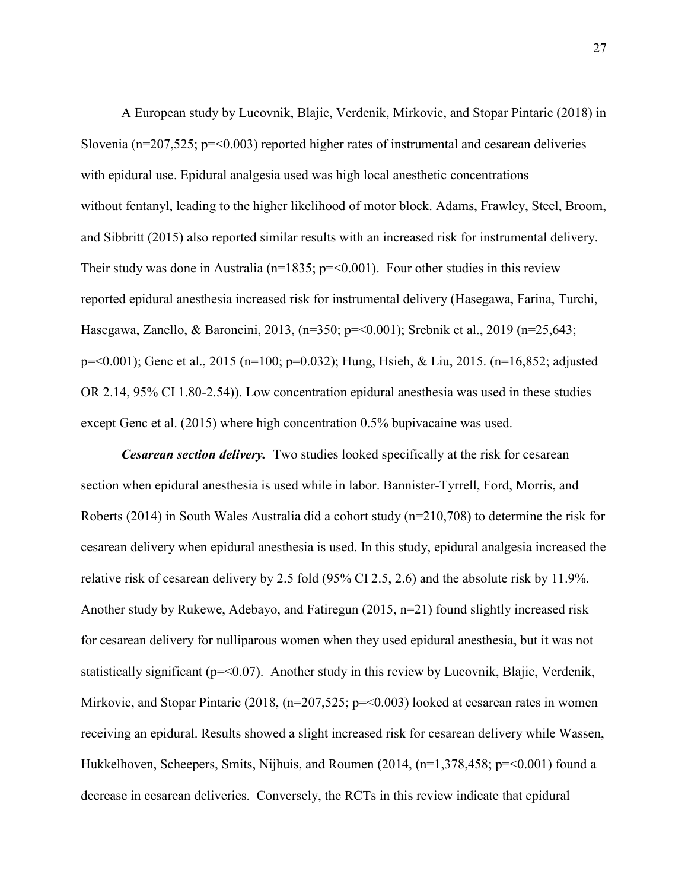A European study by Lucovnik, Blajic, Verdenik, Mirkovic, and Stopar Pintaric (2018) in Slovenia (n=207,525; p=<0.003) reported higher rates of instrumental and cesarean deliveries with epidural use. Epidural analgesia used was high local anesthetic concentrations without fentanyl, leading to the higher likelihood of motor block. Adams, Frawley, Steel, Broom, and Sibbritt (2015) also reported similar results with an increased risk for instrumental delivery. Their study was done in Australia (n=1835; p=<0.001). Four other studies in this review reported epidural anesthesia increased risk for instrumental delivery (Hasegawa, Farina, Turchi, Hasegawa, Zanello, & Baroncini, 2013, (n=350; p=<0.001); Srebnik et al., 2019 (n=25,643; p=<0.001); Genc et al., 2015 (n=100; p=0.032); Hung, Hsieh, & Liu, 2015. (n=16,852; adjusted OR 2.14, 95% CI 1.80-2.54)). Low concentration epidural anesthesia was used in these studies except Genc et al. (2015) where high concentration 0.5% bupivacaine was used.

***Cesarean section delivery.*** Two studies looked specifically at the risk for cesarean section when epidural anesthesia is used while in labor. Bannister-Tyrrell, Ford, Morris, and Roberts (2014) in South Wales Australia did a cohort study (n=210,708) to determine the risk for cesarean delivery when epidural anesthesia is used. In this study, epidural analgesia increased the relative risk of cesarean delivery by 2.5 fold (95% CI 2.5, 2.6) and the absolute risk by 11.9%. Another study by Rukewe, Adebayo, and Fatiregun (2015, n=21) found slightly increased risk for cesarean delivery for nulliparous women when they used epidural anesthesia, but it was not statistically significant (p=<0.07). Another study in this review by Lucovnik, Blajic, Verdenik, Mirkovic, and Stopar Pintaric (2018, (n=207,525; p=<0.003) looked at cesarean rates in women receiving an epidural. Results showed a slight increased risk for cesarean delivery while Wassen, Hukkelhoven, Scheepers, Smits, Nijhuis, and Roumen (2014, (n=1,378,458; p=<0.001) found a decrease in cesarean deliveries. Conversely, the RCTs in this review indicate that epidural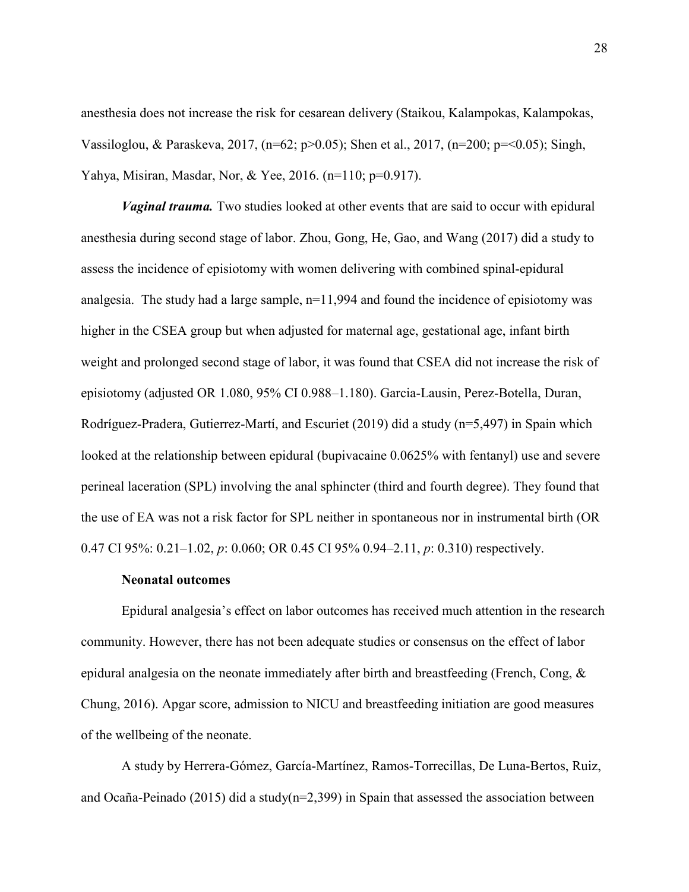anesthesia does not increase the risk for cesarean delivery (Staikou, Kalampokas, Kalampokas, Vassiloglou, & Paraskeva, 2017, (n=62; p>0.05); Shen et al., 2017, (n=200; p=<0.05); Singh, Yahya, Misiran, Masdar, Nor, & Yee, 2016. (n=110; p=0.917).

***Vaginal trauma.*** Two studies looked at other events that are said to occur with epidural anesthesia during second stage of labor. Zhou, Gong, He, Gao, and Wang (2017) did a study to assess the incidence of episiotomy with women delivering with combined spinal-epidural analgesia. The study had a large sample, n=11,994 and found the incidence of episiotomy was higher in the CSEA group but when adjusted for maternal age, gestational age, infant birth weight and prolonged second stage of labor, it was found that CSEA did not increase the risk of episiotomy (adjusted OR 1.080, 95% CI 0.988–1.180). Garcia-Lausin, Perez-Botella, Duran, Rodríguez-Pradera, Gutierrez-Martí, and Escuriet (2019) did a study (n=5,497) in Spain which looked at the relationship between epidural (bupivacaine 0.0625% with fentanyl) use and severe perineal laceration (SPL) involving the anal sphincter (third and fourth degree). They found that the use of EA was not a risk factor for SPL neither in spontaneous nor in instrumental birth (OR 0.47 CI 95%: 0.21–1.02, *p*: 0.060; OR 0.45 CI 95% 0.94–2.11, *p*: 0.310) respectively.

**Neonatal outcomes**

Epidural analgesia's effect on labor outcomes has received much attention in the research community. However, there has not been adequate studies or consensus on the effect of labor epidural analgesia on the neonate immediately after birth and breastfeeding (French, Cong, & Chung, 2016). Apgar score, admission to NICU and breastfeeding initiation are good measures of the wellbeing of the neonate.

A study by Herrera-Gómez, García-Martínez, Ramos-Torrecillas, De Luna-Bertos, Ruiz, and Ocaña-Peinado (2015) did a study(n=2,399) in Spain that assessed the association between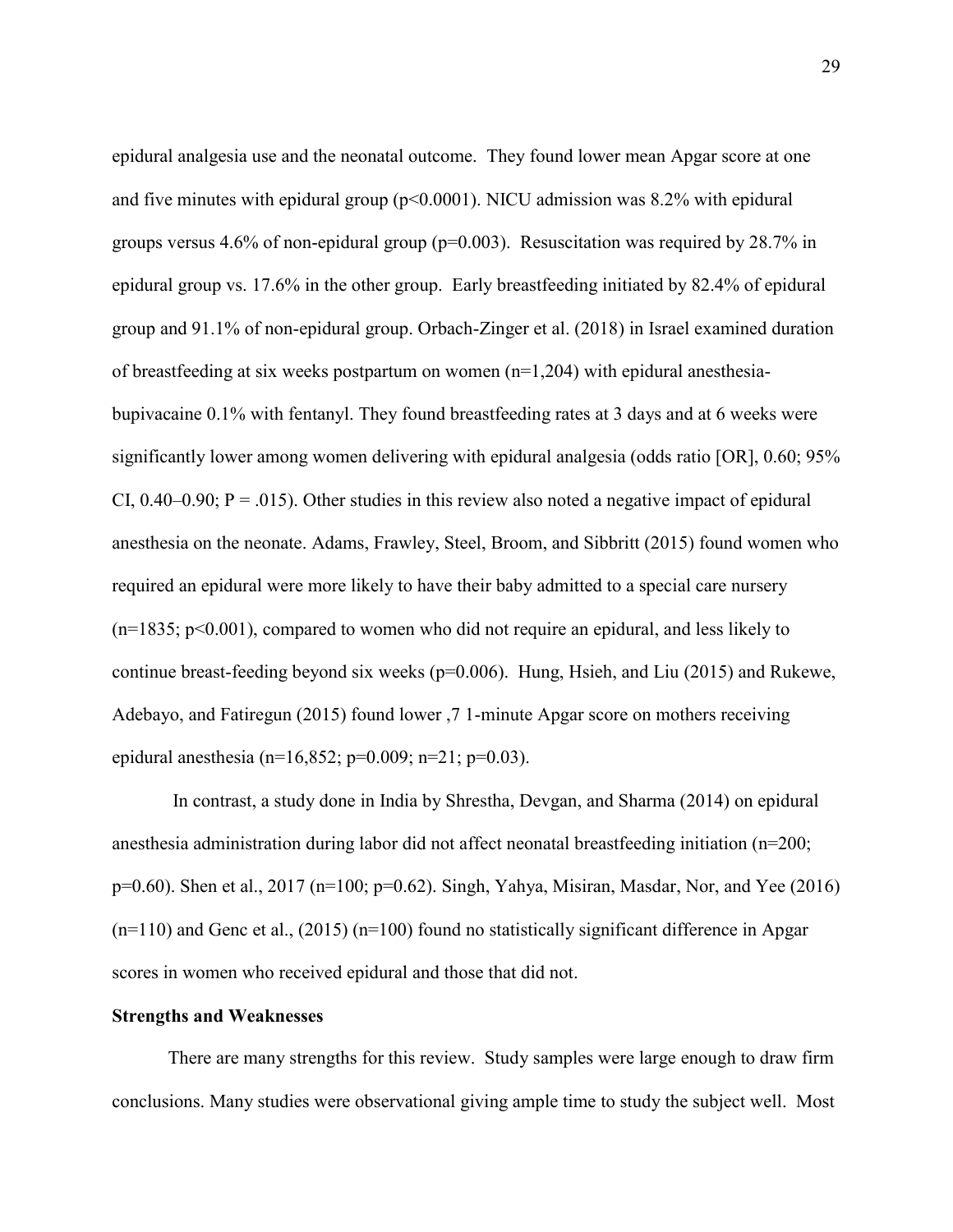epidural analgesia use and the neonatal outcome. They found lower mean Apgar score at one and five minutes with epidural group ($p<0.0001$). NICU admission was 8.2% with epidural groups versus 4.6% of non-epidural group ($p=0.003$). Resuscitation was required by 28.7% in epidural group vs. 17.6% in the other group. Early breastfeeding initiated by 82.4% of epidural group and 91.1% of non-epidural group. Orbach-Zinger et al. (2018) in Israel examined duration of breastfeeding at six weeks postpartum on women (n=1,204) with epidural anesthesia-bupivacaine 0.1% with fentanyl. They found breastfeeding rates at 3 days and at 6 weeks were significantly lower among women delivering with epidural analgesia (odds ratio [OR], 0.60; 95% CI, 0.40–0.90; $P = .015$). Other studies in this review also noted a negative impact of epidural anesthesia on the neonate. Adams, Frawley, Steel, Broom, and Sibbritt (2015) found women who required an epidural were more likely to have their baby admitted to a special care nursery (n=1835; $p<0.001$), compared to women who did not require an epidural, and less likely to continue breast-feeding beyond six weeks ($p=0.006$). Hung, Hsieh, and Liu (2015) and Rukewe, Adebayo, and Fatiregun (2015) found lower ,7 1-minute Apgar score on mothers receiving epidural anesthesia (n=16,852; $p=0.009$; n=21; $p=0.03$).

In contrast, a study done in India by Shrestha, Devgan, and Sharma (2014) on epidural anesthesia administration during labor did not affect neonatal breastfeeding initiation (n=200; $p=0.60$). Shen et al., 2017 (n=100; $p=0.62$). Singh, Yahya, Misiran, Masdar, Nor, and Yee (2016) (n=110) and Genc et al., (2015) (n=100) found no statistically significant difference in Apgar scores in women who received epidural and those that did not.

**Strengths and Weaknesses**

There are many strengths for this review. Study samples were large enough to draw firm conclusions. Many studies were observational giving ample time to study the subject well. Most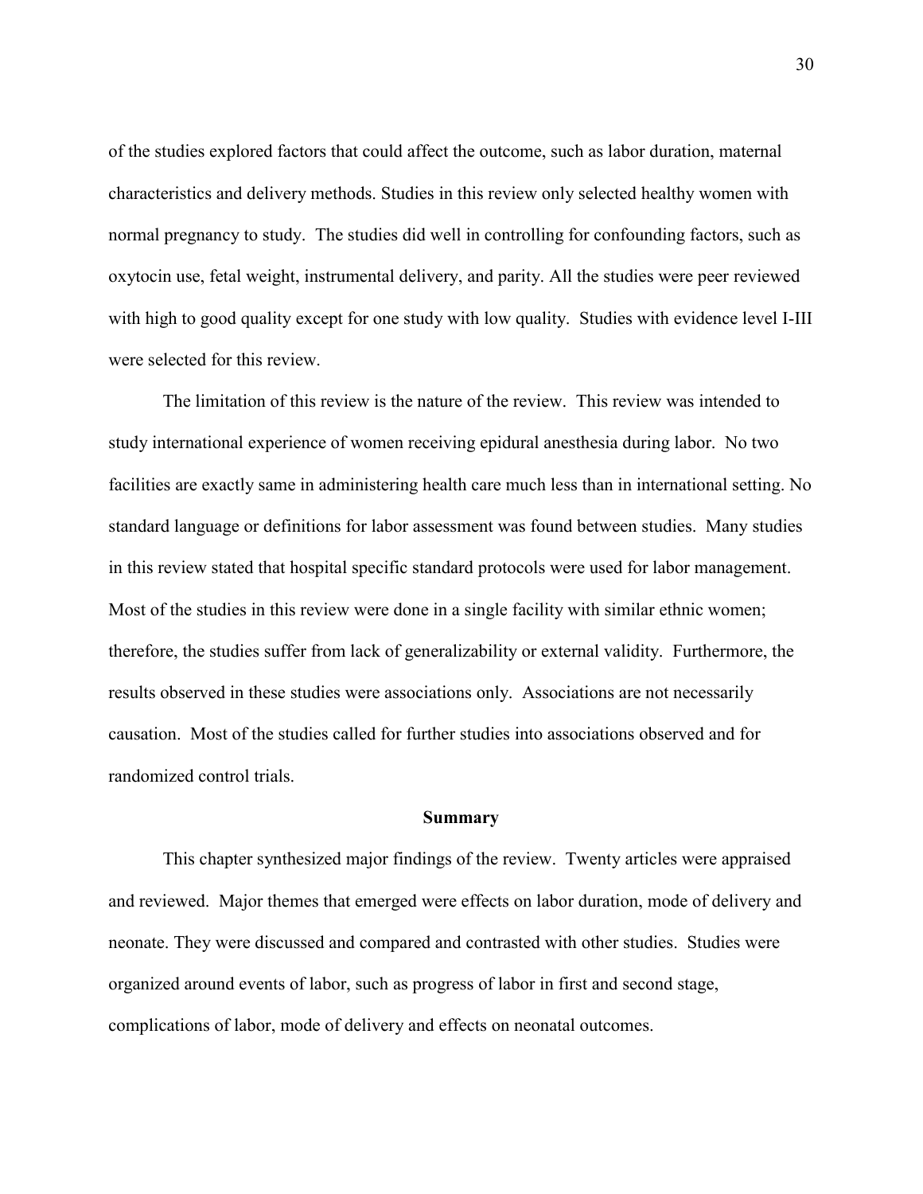of the studies explored factors that could affect the outcome, such as labor duration, maternal characteristics and delivery methods. Studies in this review only selected healthy women with normal pregnancy to study. The studies did well in controlling for confounding factors, such as oxytocin use, fetal weight, instrumental delivery, and parity. All the studies were peer reviewed with high to good quality except for one study with low quality. Studies with evidence level I-III were selected for this review.

The limitation of this review is the nature of the review. This review was intended to study international experience of women receiving epidural anesthesia during labor. No two facilities are exactly same in administering health care much less than in international setting. No standard language or definitions for labor assessment was found between studies. Many studies in this review stated that hospital specific standard protocols were used for labor management. Most of the studies in this review were done in a single facility with similar ethnic women; therefore, the studies suffer from lack of generalizability or external validity. Furthermore, the results observed in these studies were associations only. Associations are not necessarily causation. Most of the studies called for further studies into associations observed and for randomized control trials.

## Summary

This chapter synthesized major findings of the review. Twenty articles were appraised and reviewed. Major themes that emerged were effects on labor duration, mode of delivery and neonate. They were discussed and compared and contrasted with other studies. Studies were organized around events of labor, such as progress of labor in first and second stage, complications of labor, mode of delivery and effects on neonatal outcomes.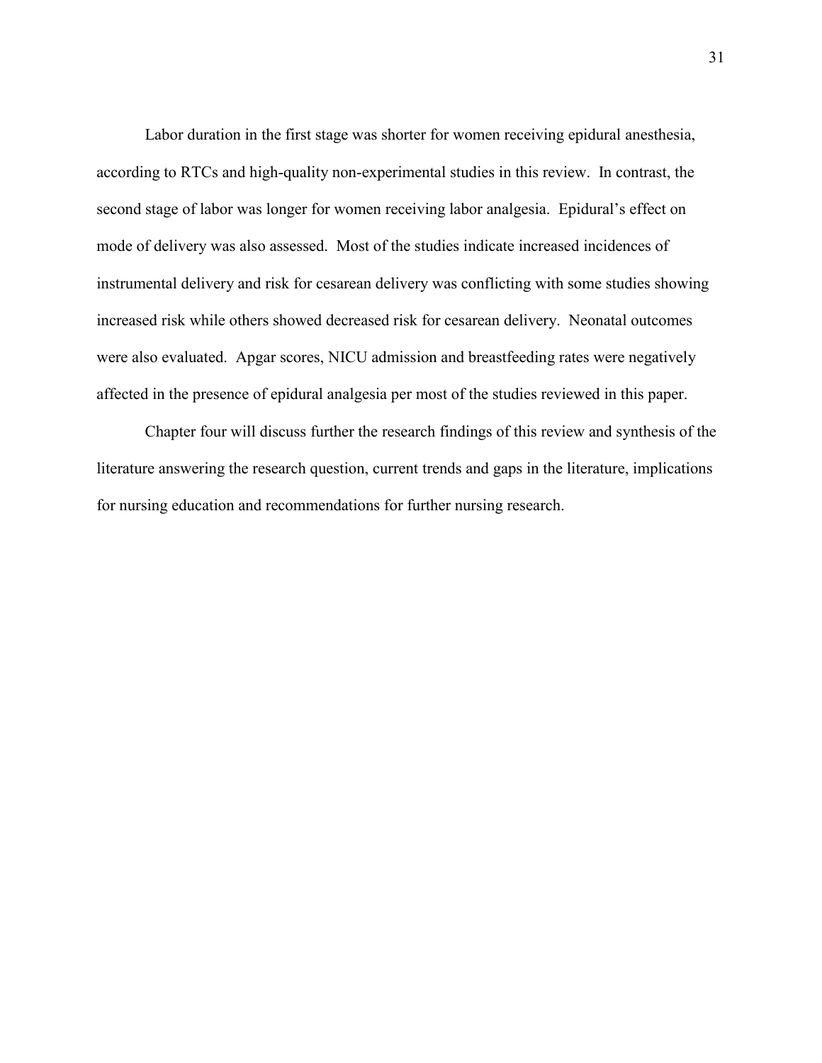Labor duration in the first stage was shorter for women receiving epidural anesthesia, according to RTCs and high-quality non-experimental studies in this review. In contrast, the second stage of labor was longer for women receiving labor analgesia. Epidural's effect on mode of delivery was also assessed. Most of the studies indicate increased incidences of instrumental delivery and risk for cesarean delivery was conflicting with some studies showing increased risk while others showed decreased risk for cesarean delivery. Neonatal outcomes were also evaluated. Apgar scores, NICU admission and breastfeeding rates were negatively affected in the presence of epidural analgesia per most of the studies reviewed in this paper.

Chapter four will discuss further the research findings of this review and synthesis of the literature answering the research question, current trends and gaps in the literature, implications for nursing education and recommendations for further nursing research.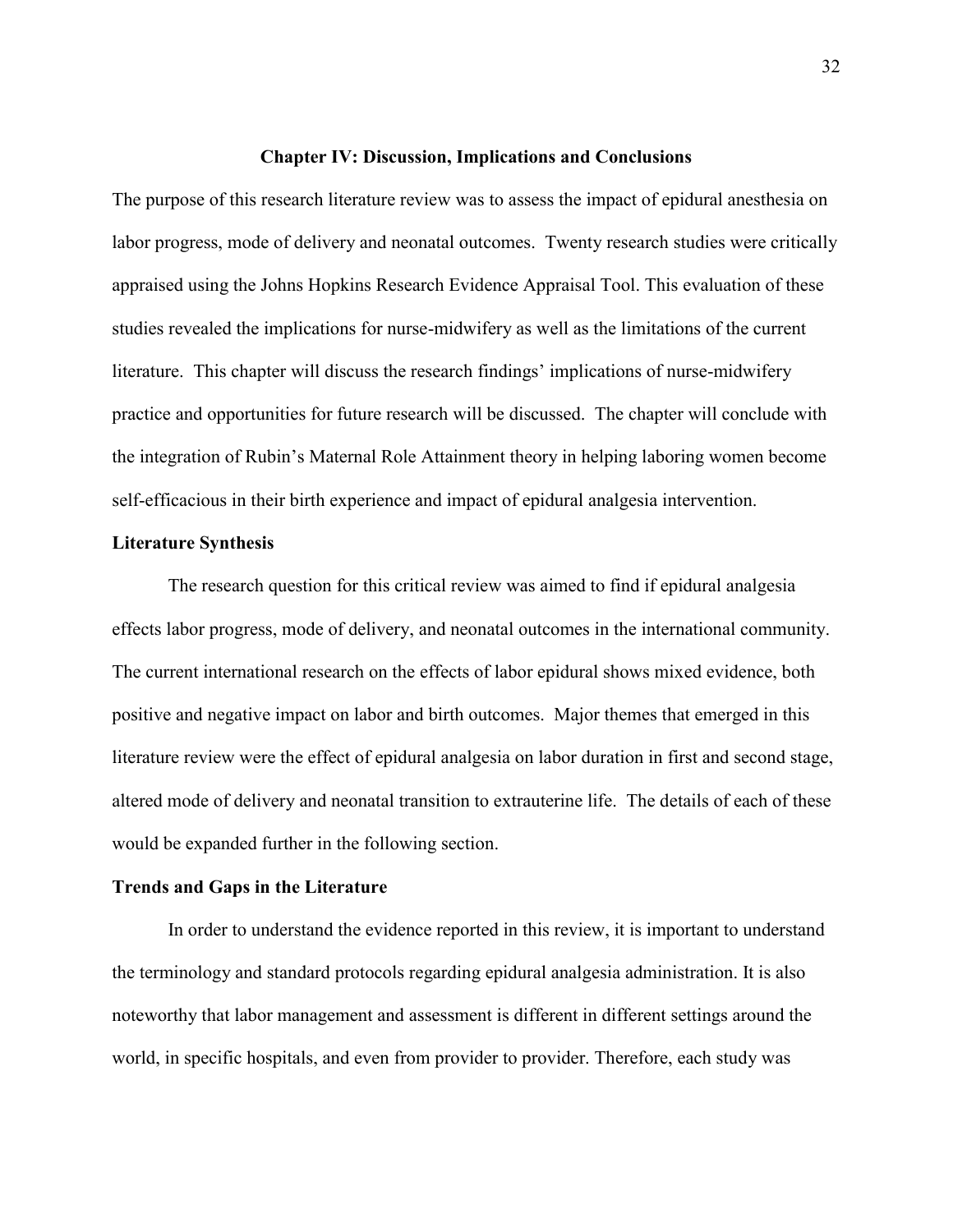## Chapter IV: Discussion, Implications and Conclusions

The purpose of this research literature review was to assess the impact of epidural anesthesia on labor progress, mode of delivery and neonatal outcomes. Twenty research studies were critically appraised using the Johns Hopkins Research Evidence Appraisal Tool. This evaluation of these studies revealed the implications for nurse-midwifery as well as the limitations of the current literature. This chapter will discuss the research findings' implications of nurse-midwifery practice and opportunities for future research will be discussed. The chapter will conclude with the integration of Rubin's Maternal Role Attainment theory in helping laboring women become self-efficacious in their birth experience and impact of epidural analgesia intervention.

### Literature Synthesis

The research question for this critical review was aimed to find if epidural analgesia effects labor progress, mode of delivery, and neonatal outcomes in the international community. The current international research on the effects of labor epidural shows mixed evidence, both positive and negative impact on labor and birth outcomes. Major themes that emerged in this literature review were the effect of epidural analgesia on labor duration in first and second stage, altered mode of delivery and neonatal transition to extrauterine life. The details of each of these would be expanded further in the following section.

### Trends and Gaps in the Literature

In order to understand the evidence reported in this review, it is important to understand the terminology and standard protocols regarding epidural analgesia administration. It is also noteworthy that labor management and assessment is different in different settings around the world, in specific hospitals, and even from provider to provider. Therefore, each study was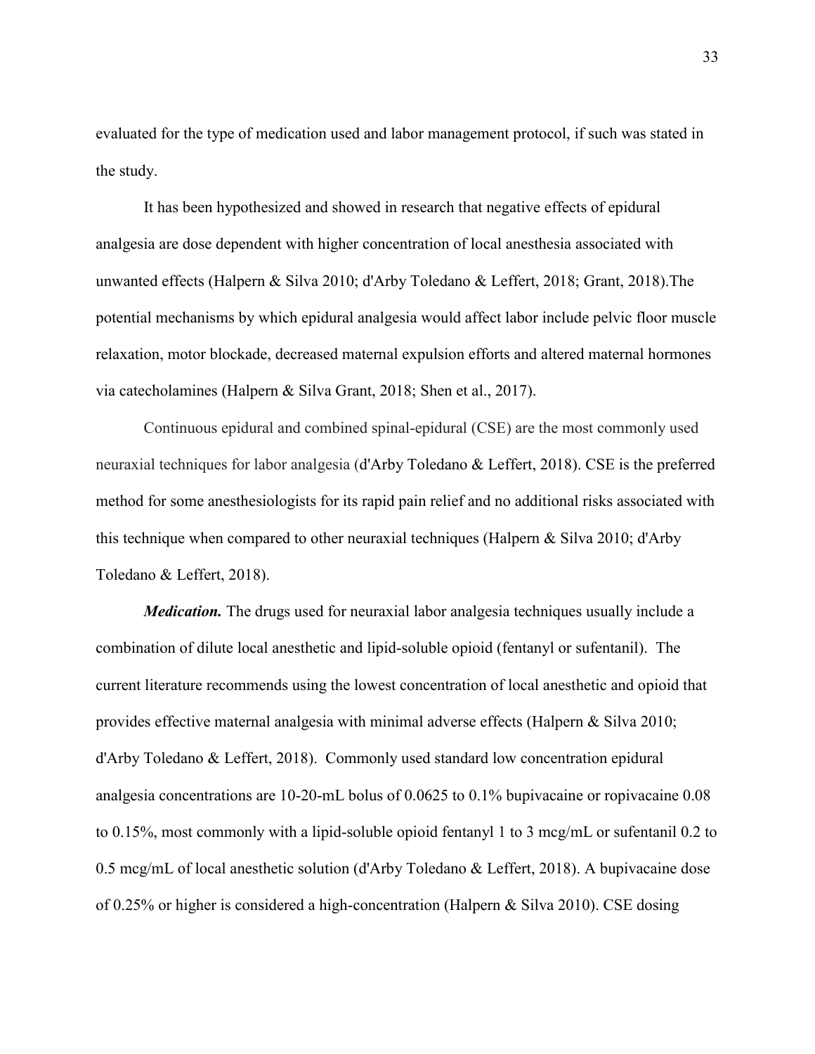evaluated for the type of medication used and labor management protocol, if such was stated in the study.

It has been hypothesized and showed in research that negative effects of epidural analgesia are dose dependent with higher concentration of local anesthesia associated with unwanted effects (Halpern & Silva 2010; d'Arby Toledano & Leffert, 2018; Grant, 2018).The potential mechanisms by which epidural analgesia would affect labor include pelvic floor muscle relaxation, motor blockade, decreased maternal expulsion efforts and altered maternal hormones via catecholamines (Halpern & Silva Grant, 2018; Shen et al., 2017).

Continuous epidural and combined spinal-epidural (CSE) are the most commonly used neuraxial techniques for labor analgesia (d'Arby Toledano & Leffert, 2018). CSE is the preferred method for some anesthesiologists for its rapid pain relief and no additional risks associated with this technique when compared to other neuraxial techniques (Halpern & Silva 2010; d'Arby Toledano & Leffert, 2018).

***Medication.*** The drugs used for neuraxial labor analgesia techniques usually include a combination of dilute local anesthetic and lipid-soluble opioid (fentanyl or sufentanil). The current literature recommends using the lowest concentration of local anesthetic and opioid that provides effective maternal analgesia with minimal adverse effects (Halpern & Silva 2010; d'Arby Toledano & Leffert, 2018). Commonly used standard low concentration epidural analgesia concentrations are 10-20-mL bolus of 0.0625 to 0.1% bupivacaine or ropivacaine 0.08 to 0.15%, most commonly with a lipid-soluble opioid fentanyl 1 to 3 mcg/mL or sufentanil 0.2 to 0.5 mcg/mL of local anesthetic solution (d'Arby Toledano & Leffert, 2018). A bupivacaine dose of 0.25% or higher is considered a high-concentration (Halpern & Silva 2010). CSE dosing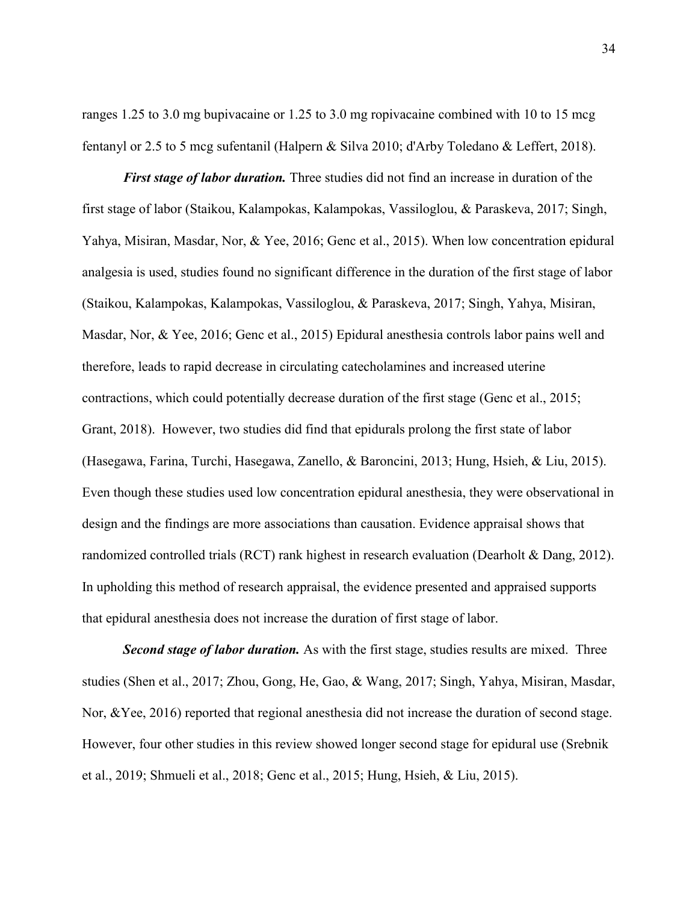ranges 1.25 to 3.0 mg bupivacaine or 1.25 to 3.0 mg ropivacaine combined with 10 to 15 mcg fentanyl or 2.5 to 5 mcg sufentanil (Halpern & Silva 2010; d'Arby Toledano & Leffert, 2018).

***First stage of labor duration.*** Three studies did not find an increase in duration of the first stage of labor (Staikou, Kalampokas, Kalampokas, Vassiloglou, & Paraskeva, 2017; Singh, Yahya, Misiran, Masdar, Nor, & Yee, 2016; Genc et al., 2015). When low concentration epidural analgesia is used, studies found no significant difference in the duration of the first stage of labor (Staikou, Kalampokas, Kalampokas, Vassiloglou, & Paraskeva, 2017; Singh, Yahya, Misiran, Masdar, Nor, & Yee, 2016; Genc et al., 2015) Epidural anesthesia controls labor pains well and therefore, leads to rapid decrease in circulating catecholamines and increased uterine contractions, which could potentially decrease duration of the first stage (Genc et al., 2015; Grant, 2018). However, two studies did find that epidurals prolong the first state of labor (Hasegawa, Farina, Turchi, Hasegawa, Zanello, & Baroncini, 2013; Hung, Hsieh, & Liu, 2015). Even though these studies used low concentration epidural anesthesia, they were observational in design and the findings are more associations than causation. Evidence appraisal shows that randomized controlled trials (RCT) rank highest in research evaluation (Dearholt & Dang, 2012). In upholding this method of research appraisal, the evidence presented and appraised supports that epidural anesthesia does not increase the duration of first stage of labor.

***Second stage of labor duration.*** As with the first stage, studies results are mixed. Three studies (Shen et al., 2017; Zhou, Gong, He, Gao, & Wang, 2017; Singh, Yahya, Misiran, Masdar, Nor, &Yee, 2016) reported that regional anesthesia did not increase the duration of second stage. However, four other studies in this review showed longer second stage for epidural use (Srebnik et al., 2019; Shmueli et al., 2018; Genc et al., 2015; Hung, Hsieh, & Liu, 2015).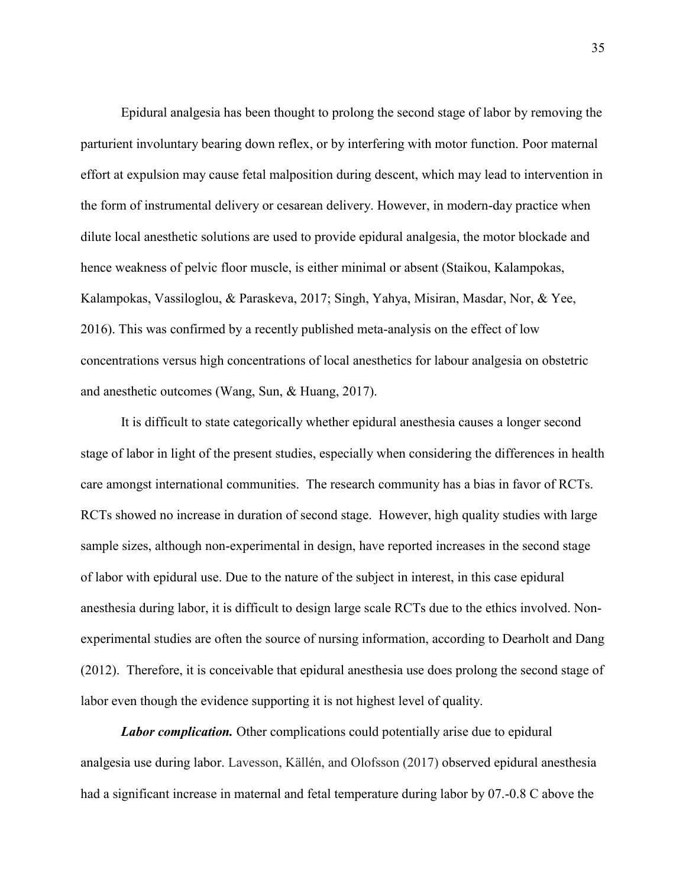Epidural analgesia has been thought to prolong the second stage of labor by removing the parturient involuntary bearing down reflex, or by interfering with motor function. Poor maternal effort at expulsion may cause fetal malposition during descent, which may lead to intervention in the form of instrumental delivery or cesarean delivery. However, in modern-day practice when dilute local anesthetic solutions are used to provide epidural analgesia, the motor blockade and hence weakness of pelvic floor muscle, is either minimal or absent (Staikou, Kalampokas, Kalampokas, Vassiloglou, & Paraskeva, 2017; Singh, Yahya, Misiran, Masdar, Nor, & Yee, 2016). This was confirmed by a recently published meta-analysis on the effect of low concentrations versus high concentrations of local anesthetics for labour analgesia on obstetric and anesthetic outcomes (Wang, Sun, & Huang, 2017).

It is difficult to state categorically whether epidural anesthesia causes a longer second stage of labor in light of the present studies, especially when considering the differences in health care amongst international communities. The research community has a bias in favor of RCTs. RCTs showed no increase in duration of second stage. However, high quality studies with large sample sizes, although non-experimental in design, have reported increases in the second stage of labor with epidural use. Due to the nature of the subject in interest, in this case epidural anesthesia during labor, it is difficult to design large scale RCTs due to the ethics involved. Non-experimental studies are often the source of nursing information, according to Dearholt and Dang (2012). Therefore, it is conceivable that epidural anesthesia use does prolong the second stage of labor even though the evidence supporting it is not highest level of quality.

***Labor complication.*** Other complications could potentially arise due to epidural analgesia use during labor. Lavesson, Källén, and Olofsson (2017) observed epidural anesthesia had a significant increase in maternal and fetal temperature during labor by 07.-0.8 C above the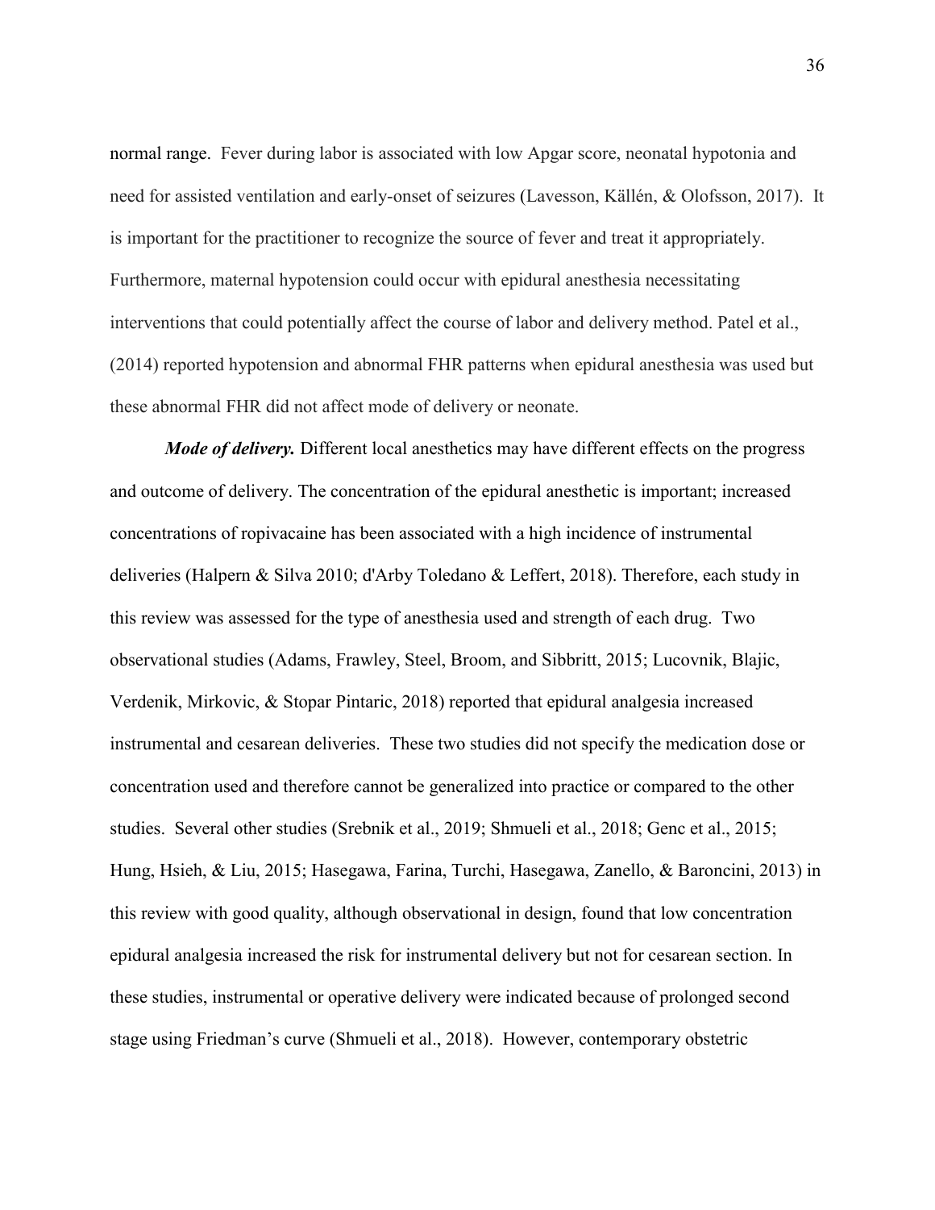normal range. Fever during labor is associated with low Apgar score, neonatal hypotonia and need for assisted ventilation and early-onset of seizures (Lavesson, Källén, & Olofsson, 2017). It is important for the practitioner to recognize the source of fever and treat it appropriately. Furthermore, maternal hypotension could occur with epidural anesthesia necessitating interventions that could potentially affect the course of labor and delivery method. Patel et al., (2014) reported hypotension and abnormal FHR patterns when epidural anesthesia was used but these abnormal FHR did not affect mode of delivery or neonate.

***Mode of delivery.*** Different local anesthetics may have different effects on the progress and outcome of delivery. The concentration of the epidural anesthetic is important; increased concentrations of ropivacaine has been associated with a high incidence of instrumental deliveries (Halpern & Silva 2010; d'Arby Toledano & Leffert, 2018). Therefore, each study in this review was assessed for the type of anesthesia used and strength of each drug. Two observational studies (Adams, Frawley, Steel, Broom, and Sibbritt, 2015; Lucovnik, Blajic, Verdenik, Mirkovic, & Stopar Pintaric, 2018) reported that epidural analgesia increased instrumental and cesarean deliveries. These two studies did not specify the medication dose or concentration used and therefore cannot be generalized into practice or compared to the other studies. Several other studies (Srebnik et al., 2019; Shmueli et al., 2018; Genc et al., 2015; Hung, Hsieh, & Liu, 2015; Hasegawa, Farina, Turchi, Hasegawa, Zanello, & Baroncini, 2013) in this review with good quality, although observational in design, found that low concentration epidural analgesia increased the risk for instrumental delivery but not for cesarean section. In these studies, instrumental or operative delivery were indicated because of prolonged second stage using Friedman's curve (Shmueli et al., 2018). However, contemporary obstetric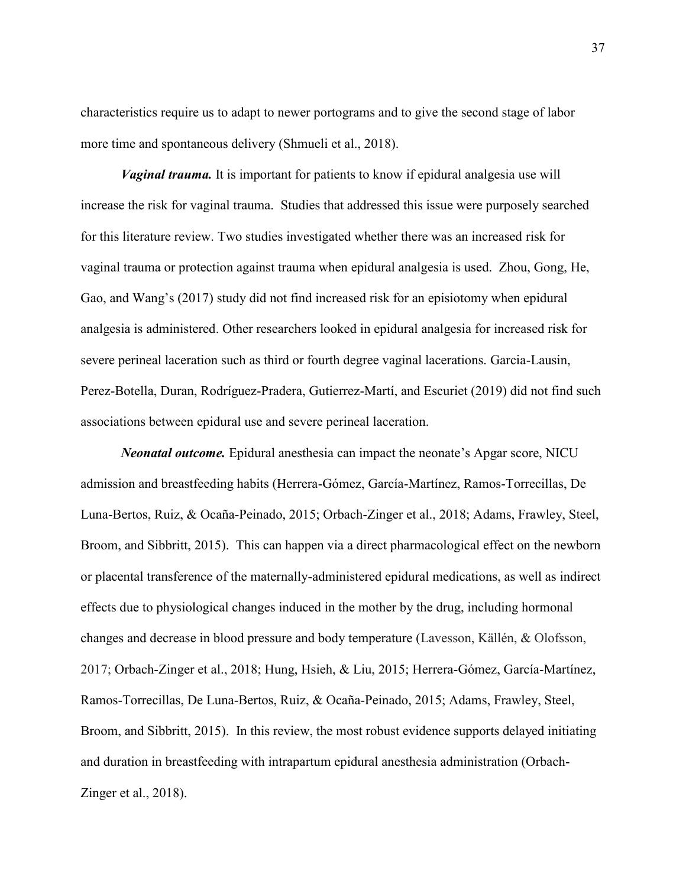characteristics require us to adapt to newer portograms and to give the second stage of labor more time and spontaneous delivery (Shmueli et al., 2018).

***Vaginal trauma.*** It is important for patients to know if epidural analgesia use will increase the risk for vaginal trauma. Studies that addressed this issue were purposely searched for this literature review. Two studies investigated whether there was an increased risk for vaginal trauma or protection against trauma when epidural analgesia is used. Zhou, Gong, He, Gao, and Wang's (2017) study did not find increased risk for an episiotomy when epidural analgesia is administered. Other researchers looked in epidural analgesia for increased risk for severe perineal laceration such as third or fourth degree vaginal lacerations. Garcia-Lausin, Perez-Botella, Duran, Rodríguez-Pradera, Gutierrez-Martí, and Escuriet (2019) did not find such associations between epidural use and severe perineal laceration.

***Neonatal outcome.*** Epidural anesthesia can impact the neonate's Apgar score, NICU admission and breastfeeding habits (Herrera-Gómez, García-Martínez, Ramos-Torrecillas, De Luna-Bertos, Ruiz, & Ocaña-Peinado, 2015; Orbach-Zinger et al., 2018; Adams, Frawley, Steel, Broom, and Sibbritt, 2015). This can happen via a direct pharmacological effect on the newborn or placental transference of the maternally-administered epidural medications, as well as indirect effects due to physiological changes induced in the mother by the drug, including hormonal changes and decrease in blood pressure and body temperature (Lavesson, Källén, & Olofsson, 2017; Orbach-Zinger et al., 2018; Hung, Hsieh, & Liu, 2015; Herrera-Gómez, García-Martínez, Ramos-Torrecillas, De Luna-Bertos, Ruiz, & Ocaña-Peinado, 2015; Adams, Frawley, Steel, Broom, and Sibbritt, 2015). In this review, the most robust evidence supports delayed initiating and duration in breastfeeding with intrapartum epidural anesthesia administration (Orbach-Zinger et al., 2018).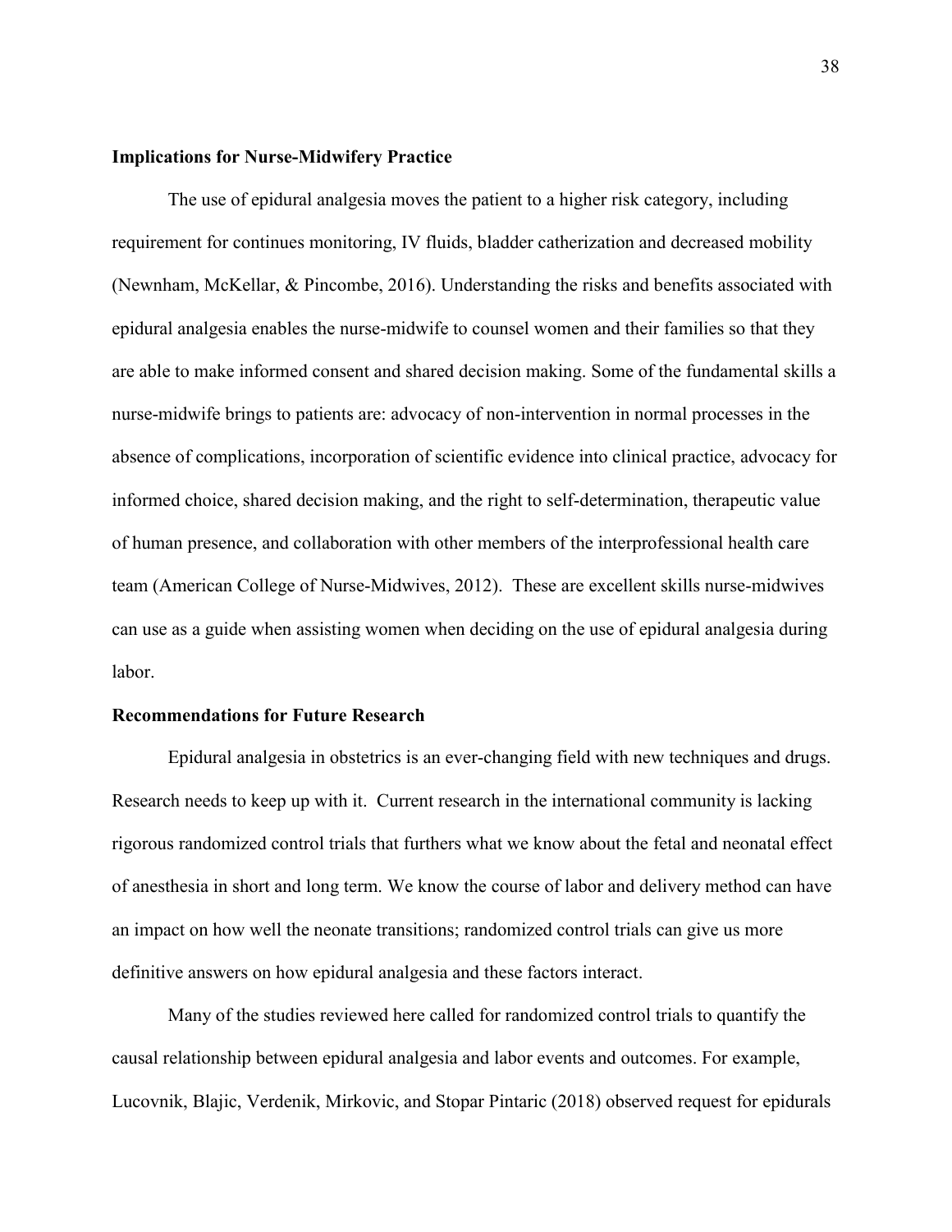**Implications for Nurse-Midwifery Practice**

The use of epidural analgesia moves the patient to a higher risk category, including requirement for continues monitoring, IV fluids, bladder catherization and decreased mobility (Newnham, McKellar, & Pincombe, 2016). Understanding the risks and benefits associated with epidural analgesia enables the nurse-midwife to counsel women and their families so that they are able to make informed consent and shared decision making. Some of the fundamental skills a nurse-midwife brings to patients are: advocacy of non-intervention in normal processes in the absence of complications, incorporation of scientific evidence into clinical practice, advocacy for informed choice, shared decision making, and the right to self-determination, therapeutic value of human presence, and collaboration with other members of the interprofessional health care team (American College of Nurse-Midwives, 2012). These are excellent skills nurse-midwives can use as a guide when assisting women when deciding on the use of epidural analgesia during labor.

**Recommendations for Future Research**

Epidural analgesia in obstetrics is an ever-changing field with new techniques and drugs. Research needs to keep up with it. Current research in the international community is lacking rigorous randomized control trials that furthers what we know about the fetal and neonatal effect of anesthesia in short and long term. We know the course of labor and delivery method can have an impact on how well the neonate transitions; randomized control trials can give us more definitive answers on how epidural analgesia and these factors interact.

Many of the studies reviewed here called for randomized control trials to quantify the causal relationship between epidural analgesia and labor events and outcomes. For example, Lucovnik, Blajic, Verdenik, Mirkovic, and Stopar Pintaric (2018) observed request for epidurals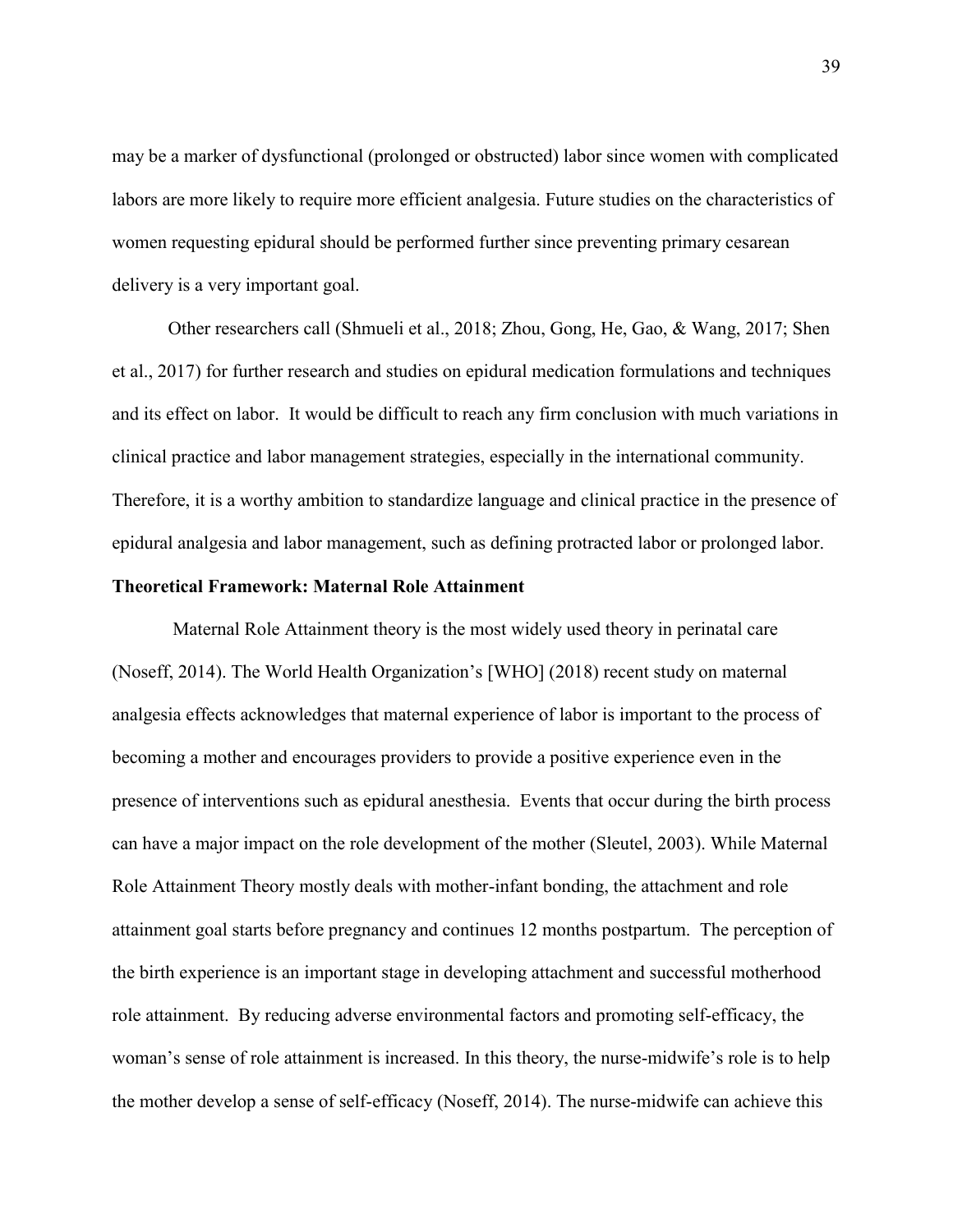may be a marker of dysfunctional (prolonged or obstructed) labor since women with complicated labors are more likely to require more efficient analgesia. Future studies on the characteristics of women requesting epidural should be performed further since preventing primary cesarean delivery is a very important goal.

Other researchers call (Shmueli et al., 2018; Zhou, Gong, He, Gao, & Wang, 2017; Shen et al., 2017) for further research and studies on epidural medication formulations and techniques and its effect on labor. It would be difficult to reach any firm conclusion with much variations in clinical practice and labor management strategies, especially in the international community. Therefore, it is a worthy ambition to standardize language and clinical practice in the presence of epidural analgesia and labor management, such as defining protracted labor or prolonged labor.

**Theoretical Framework: Maternal Role Attainment**

Maternal Role Attainment theory is the most widely used theory in perinatal care (Noseff, 2014). The World Health Organization's [WHO] (2018) recent study on maternal analgesia effects acknowledges that maternal experience of labor is important to the process of becoming a mother and encourages providers to provide a positive experience even in the presence of interventions such as epidural anesthesia. Events that occur during the birth process can have a major impact on the role development of the mother (Sleutel, 2003). While Maternal Role Attainment Theory mostly deals with mother-infant bonding, the attachment and role attainment goal starts before pregnancy and continues 12 months postpartum. The perception of the birth experience is an important stage in developing attachment and successful motherhood role attainment. By reducing adverse environmental factors and promoting self-efficacy, the woman's sense of role attainment is increased. In this theory, the nurse-midwife's role is to help the mother develop a sense of self-efficacy (Noseff, 2014). The nurse-midwife can achieve this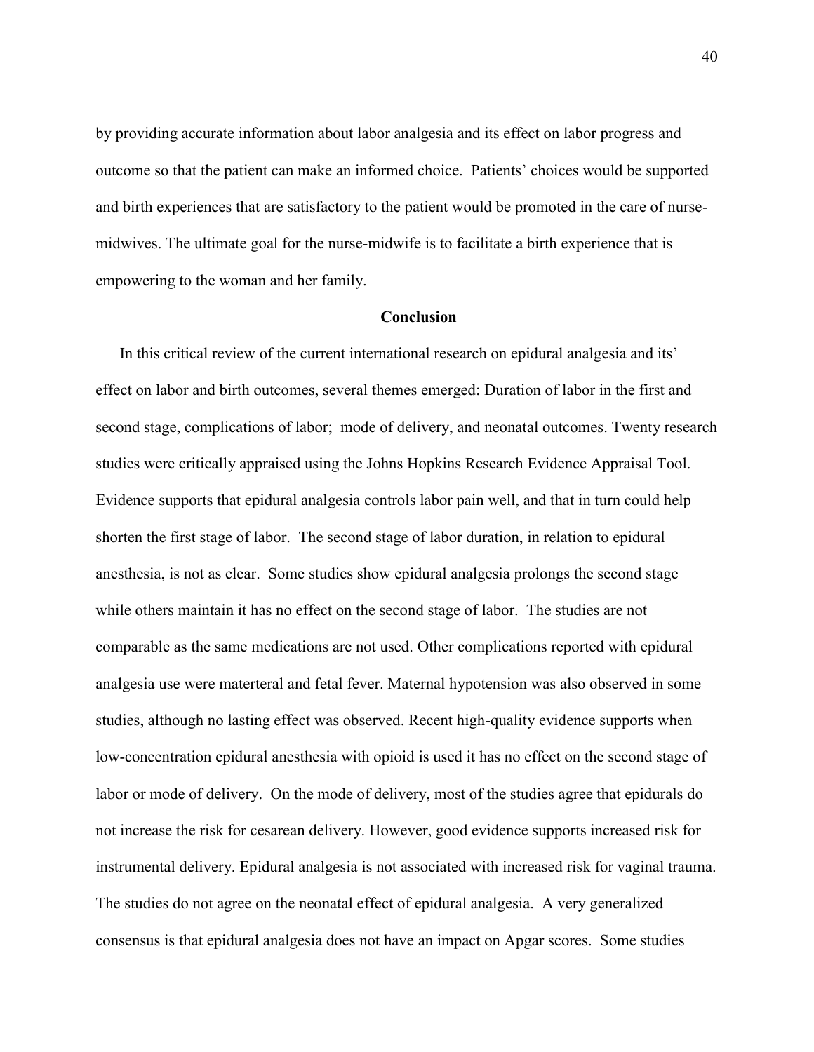by providing accurate information about labor analgesia and its effect on labor progress and outcome so that the patient can make an informed choice. Patients' choices would be supported and birth experiences that are satisfactory to the patient would be promoted in the care of nurse-midwives. The ultimate goal for the nurse-midwife is to facilitate a birth experience that is empowering to the woman and her family.

## Conclusion

In this critical review of the current international research on epidural analgesia and its' effect on labor and birth outcomes, several themes emerged: Duration of labor in the first and second stage, complications of labor; mode of delivery, and neonatal outcomes. Twenty research studies were critically appraised using the Johns Hopkins Research Evidence Appraisal Tool. Evidence supports that epidural analgesia controls labor pain well, and that in turn could help shorten the first stage of labor. The second stage of labor duration, in relation to epidural anesthesia, is not as clear. Some studies show epidural analgesia prolongs the second stage while others maintain it has no effect on the second stage of labor. The studies are not comparable as the same medications are not used. Other complications reported with epidural analgesia use were materteral and fetal fever. Maternal hypotension was also observed in some studies, although no lasting effect was observed. Recent high-quality evidence supports when low-concentration epidural anesthesia with opioid is used it has no effect on the second stage of labor or mode of delivery. On the mode of delivery, most of the studies agree that epidurals do not increase the risk for cesarean delivery. However, good evidence supports increased risk for instrumental delivery. Epidural analgesia is not associated with increased risk for vaginal trauma. The studies do not agree on the neonatal effect of epidural analgesia. A very generalized consensus is that epidural analgesia does not have an impact on Apgar scores. Some studies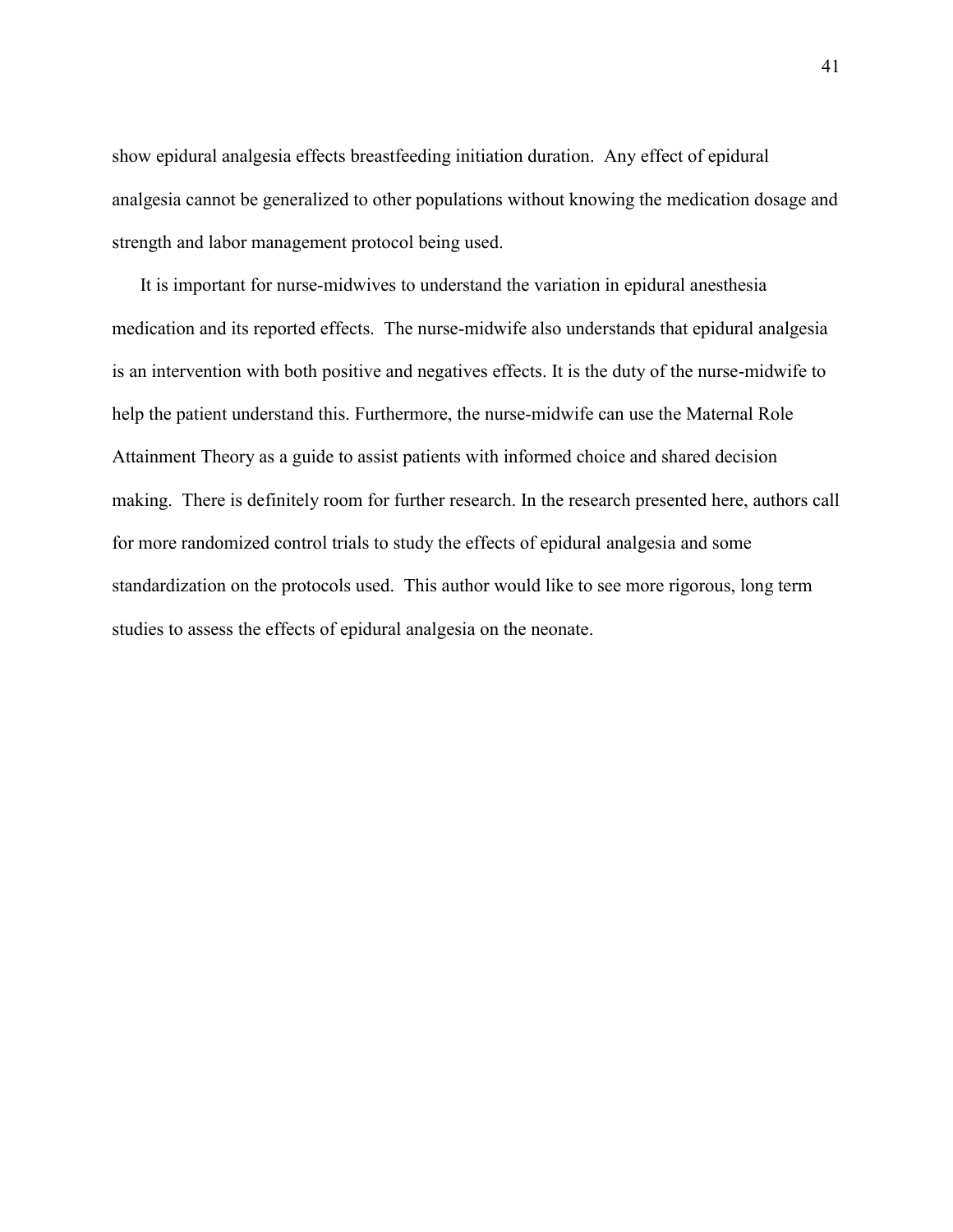show epidural analgesia effects breastfeeding initiation duration. Any effect of epidural analgesia cannot be generalized to other populations without knowing the medication dosage and strength and labor management protocol being used.

It is important for nurse-midwives to understand the variation in epidural anesthesia medication and its reported effects. The nurse-midwife also understands that epidural analgesia is an intervention with both positive and negatives effects. It is the duty of the nurse-midwife to help the patient understand this. Furthermore, the nurse-midwife can use the Maternal Role Attainment Theory as a guide to assist patients with informed choice and shared decision making. There is definitely room for further research. In the research presented here, authors call for more randomized control trials to study the effects of epidural analgesia and some standardization on the protocols used. This author would like to see more rigorous, long term studies to assess the effects of epidural analgesia on the neonate.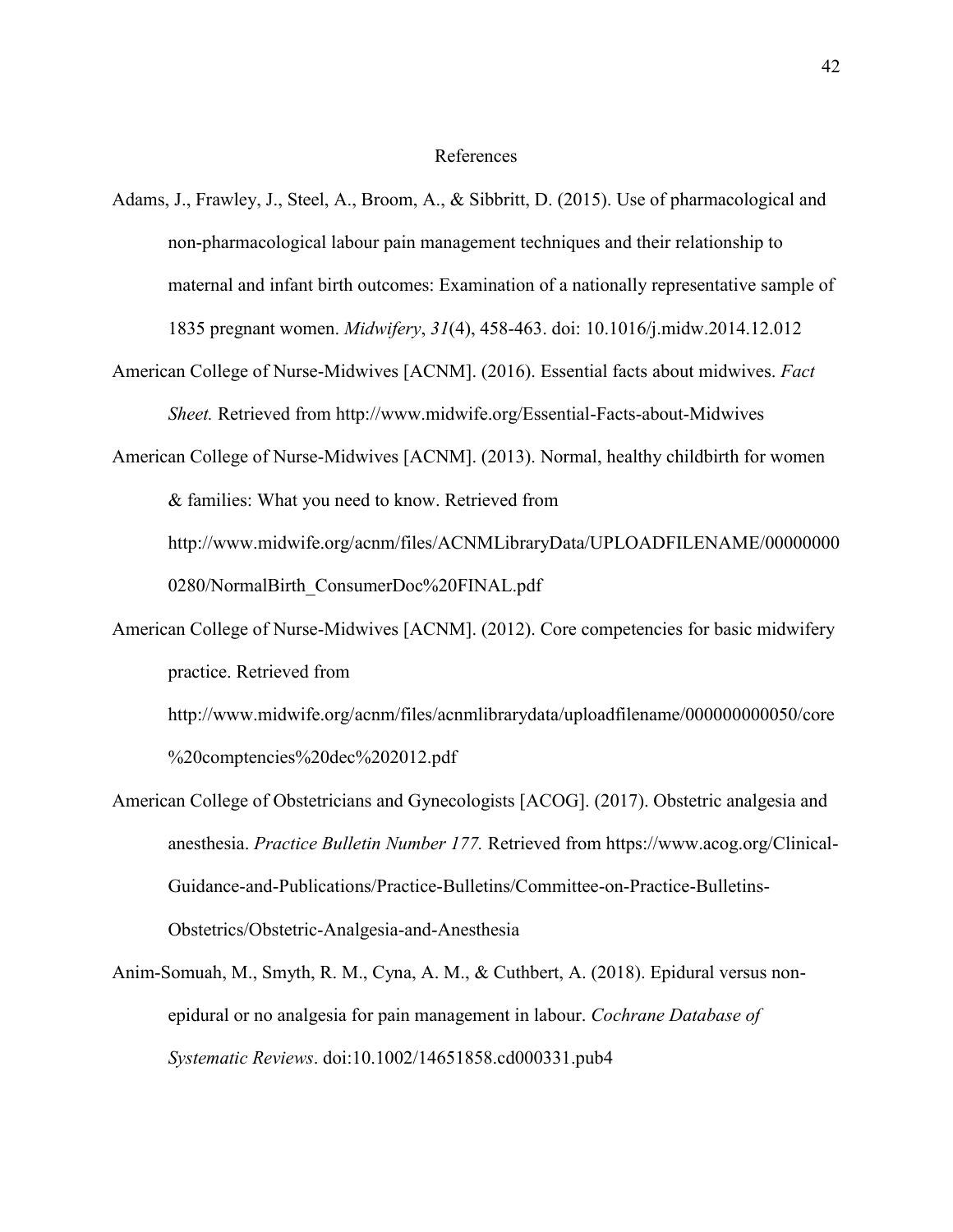# References

Adams, J., Frawley, J., Steel, A., Broom, A., & Sibbritt, D. (2015). Use of pharmacological and non-pharmacological labour pain management techniques and their relationship to maternal and infant birth outcomes: Examination of a nationally representative sample of 1835 pregnant women. *Midwifery*, *31*(4), 458-463. doi: 10.1016/j.midw.2014.12.012

American College of Nurse-Midwives [ACNM]. (2016). Essential facts about midwives. *Fact Sheet.* Retrieved from http://www.midwife.org/Essential-Facts-about-Midwives

American College of Nurse-Midwives [ACNM]. (2013). Normal, healthy childbirth for women & families: What you need to know. Retrieved from http://www.midwife.org/acnm/files/ACNMLibraryData/UPLOADFILENAME/000000000280/NormalBirth_ConsumerDoc%20FINAL.pdf

American College of Nurse-Midwives [ACNM]. (2012). Core competencies for basic midwifery practice. Retrieved from http://www.midwife.org/acnm/files/acnmlibrarydata/uploadfilename/000000000050/core%20comptencies%20dec%202012.pdf

American College of Obstetricians and Gynecologists [ACOG]. (2017). Obstetric analgesia and anesthesia. *Practice Bulletin Number 177.* Retrieved from https://www.acog.org/Clinical-Guidance-and-Publications/Practice-Bulletins/Committee-on-Practice-Bulletins-Obstetrics/Obstetric-Analgesia-and-Anesthesia

Anim-Somuah, M., Smyth, R. M., Cyna, A. M., & Cuthbert, A. (2018). Epidural versus non-epidural or no analgesia for pain management in labour. *Cochrane Database of Systematic Reviews*. doi:10.1002/14651858.cd000331.pub4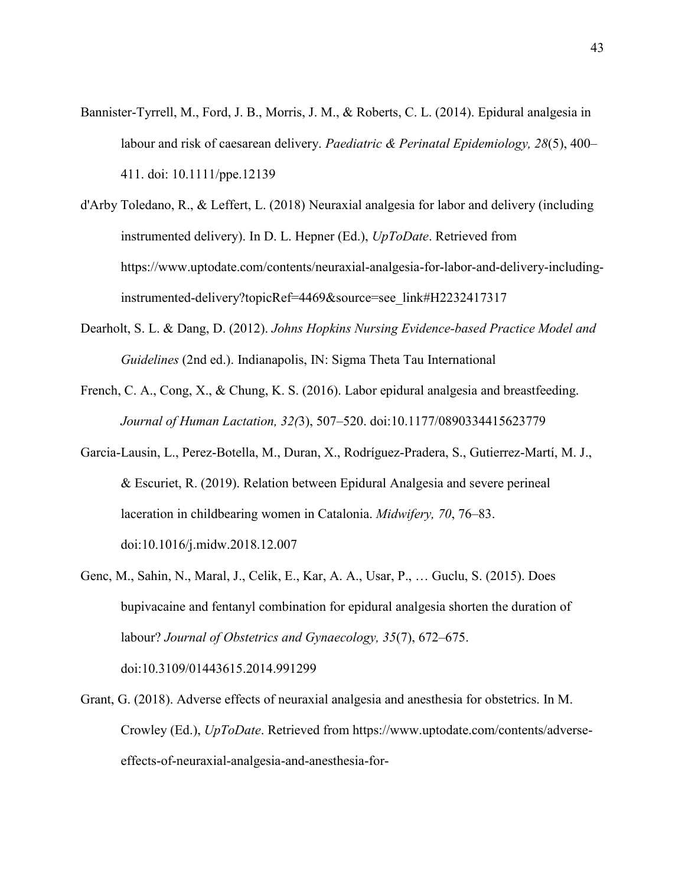Bannister-Tyrrell, M., Ford, J. B., Morris, J. M., & Roberts, C. L. (2014). Epidural analgesia in labour and risk of caesarean delivery. *Paediatric & Perinatal Epidemiology, 28*(5), 400–411. doi: 10.1111/ppe.12139

d'Arby Toledano, R., & Leffert, L. (2018) Neuraxial analgesia for labor and delivery (including instrumented delivery). In D. L. Hepner (Ed.), *UpToDate*. Retrieved from https://www.uptodate.com/contents/neuraxial-analgesia-for-labor-and-delivery-including-instrumented-delivery?topicRef=4469&source=see_link#H2232417317

Dearholt, S. L. & Dang, D. (2012). *Johns Hopkins Nursing Evidence-based Practice Model and Guidelines* (2nd ed.). Indianapolis, IN: Sigma Theta Tau International

French, C. A., Cong, X., & Chung, K. S. (2016). Labor epidural analgesia and breastfeeding. *Journal of Human Lactation, 32(*3), 507–520. doi:10.1177/0890334415623779

Garcia-Lausin, L., Perez-Botella, M., Duran, X., Rodríguez-Pradera, S., Gutierrez-Martí, M. J., & Escuriet, R. (2019). Relation between Epidural Analgesia and severe perineal laceration in childbearing women in Catalonia. *Midwifery, 70*, 76–83. doi:10.1016/j.midw.2018.12.007

Genc, M., Sahin, N., Maral, J., Celik, E., Kar, A. A., Usar, P., … Guclu, S. (2015). Does bupivacaine and fentanyl combination for epidural analgesia shorten the duration of labour? *Journal of Obstetrics and Gynaecology, 35*(7), 672–675. doi:10.3109/01443615.2014.991299

Grant, G. (2018). Adverse effects of neuraxial analgesia and anesthesia for obstetrics. In M. Crowley (Ed.), *UpToDate*. Retrieved from https://www.uptodate.com/contents/adverse-effects-of-neuraxial-analgesia-and-anesthesia-for-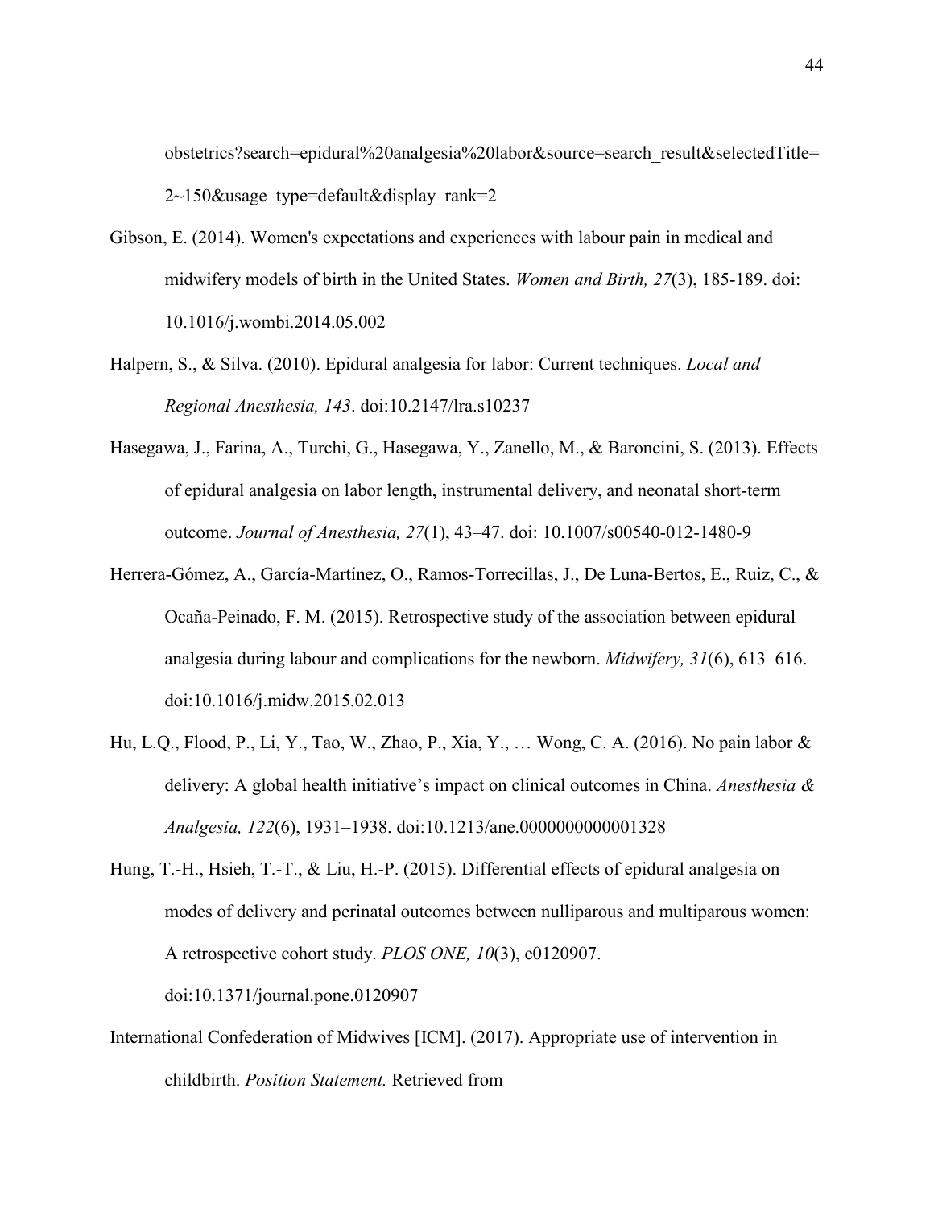obstetrics?search=epidural%20analgesia%20labor&source=search_result&selectedTitle=2~150&usage_type=default&display_rank=2

Gibson, E. (2014). Women's expectations and experiences with labour pain in medical and midwifery models of birth in the United States. *Women and Birth, 27*(3), 185-189. doi: 10.1016/j.wombi.2014.05.002

Halpern, S., & Silva. (2010). Epidural analgesia for labor: Current techniques. *Local and Regional Anesthesia, 143*. doi:10.2147/lra.s10237

Hasegawa, J., Farina, A., Turchi, G., Hasegawa, Y., Zanello, M., & Baroncini, S. (2013). Effects of epidural analgesia on labor length, instrumental delivery, and neonatal short-term outcome. *Journal of Anesthesia, 27*(1), 43–47. doi: 10.1007/s00540-012-1480-9

Herrera-Gómez, A., García-Martínez, O., Ramos-Torrecillas, J., De Luna-Bertos, E., Ruiz, C., & Ocaña-Peinado, F. M. (2015). Retrospective study of the association between epidural analgesia during labour and complications for the newborn. *Midwifery, 31*(6), 613–616. doi:10.1016/j.midw.2015.02.013

Hu, L.Q., Flood, P., Li, Y., Tao, W., Zhao, P., Xia, Y., … Wong, C. A. (2016). No pain labor & delivery: A global health initiative's impact on clinical outcomes in China. *Anesthesia & Analgesia, 122*(6), 1931–1938. doi:10.1213/ane.0000000000001328

Hung, T.-H., Hsieh, T.-T., & Liu, H.-P. (2015). Differential effects of epidural analgesia on modes of delivery and perinatal outcomes between nulliparous and multiparous women: A retrospective cohort study. *PLOS ONE, 10*(3), e0120907. doi:10.1371/journal.pone.0120907

International Confederation of Midwives [ICM]. (2017). Appropriate use of intervention in childbirth. *Position Statement.* Retrieved from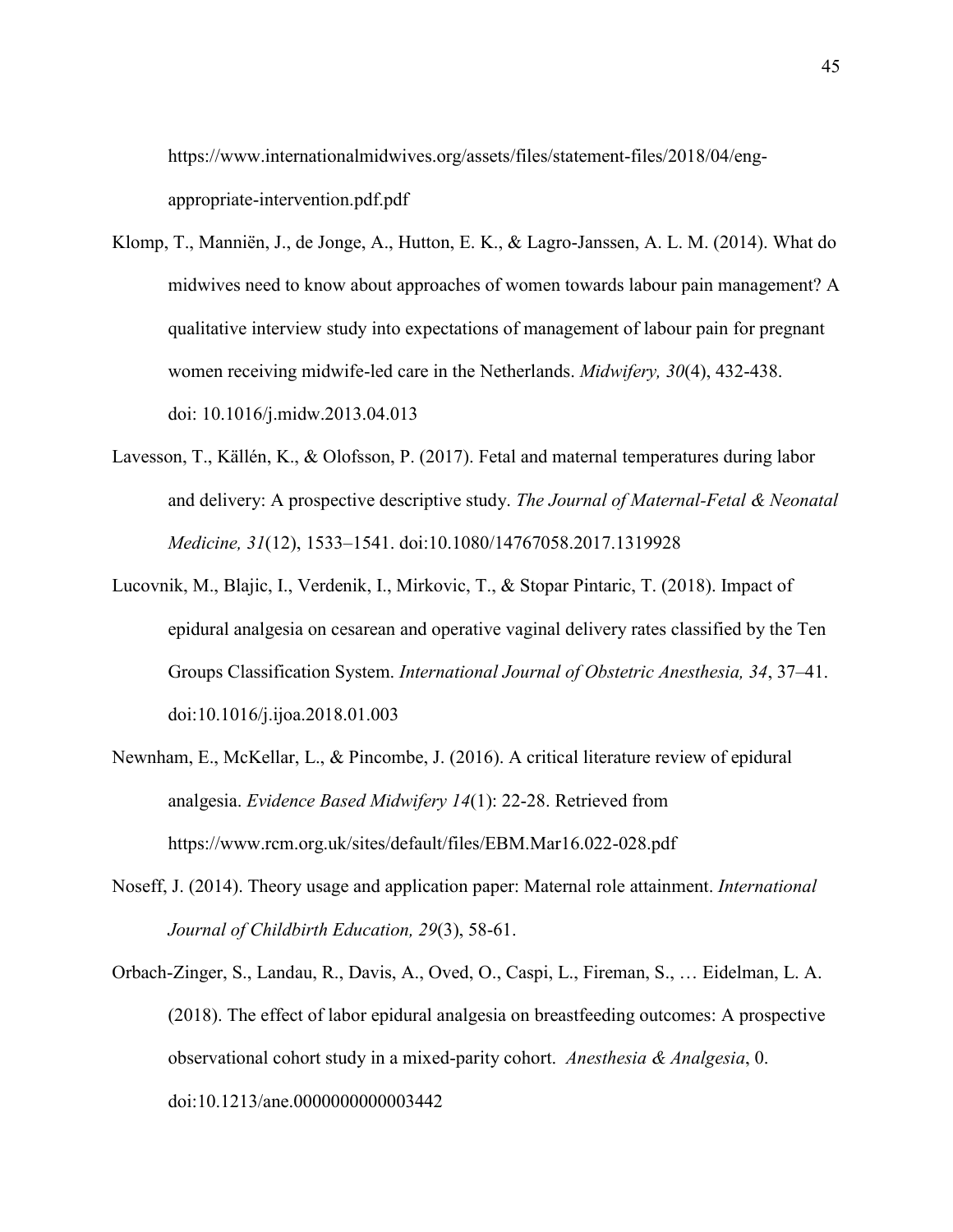https://www.internationalmidwives.org/assets/files/statement-files/2018/04/eng-appropriate-intervention.pdf.pdf

Klomp, T., Manniën, J., de Jonge, A., Hutton, E. K., & Lagro-Janssen, A. L. M. (2014). What do midwives need to know about approaches of women towards labour pain management? A qualitative interview study into expectations of management of labour pain for pregnant women receiving midwife-led care in the Netherlands. *Midwifery, 30*(4), 432-438. doi: 10.1016/j.midw.2013.04.013

Lavesson, T., Källén, K., & Olofsson, P. (2017). Fetal and maternal temperatures during labor and delivery: A prospective descriptive study. *The Journal of Maternal-Fetal & Neonatal Medicine, 31*(12), 1533–1541. doi:10.1080/14767058.2017.1319928

Lucovnik, M., Blajic, I., Verdenik, I., Mirkovic, T., & Stopar Pintaric, T. (2018). Impact of epidural analgesia on cesarean and operative vaginal delivery rates classified by the Ten Groups Classification System. *International Journal of Obstetric Anesthesia, 34*, 37–41. doi:10.1016/j.ijoa.2018.01.003

Newnham, E., McKellar, L., & Pincombe, J. (2016). A critical literature review of epidural analgesia. *Evidence Based Midwifery 14*(1): 22-28. Retrieved from https://www.rcm.org.uk/sites/default/files/EBM.Mar16.022-028.pdf

Noseff, J. (2014). Theory usage and application paper: Maternal role attainment. *International Journal of Childbirth Education, 29*(3), 58-61.

Orbach-Zinger, S., Landau, R., Davis, A., Oved, O., Caspi, L., Fireman, S., … Eidelman, L. A. (2018). The effect of labor epidural analgesia on breastfeeding outcomes: A prospective observational cohort study in a mixed-parity cohort. *Anesthesia & Analgesia*, 0. doi:10.1213/ane.0000000000003442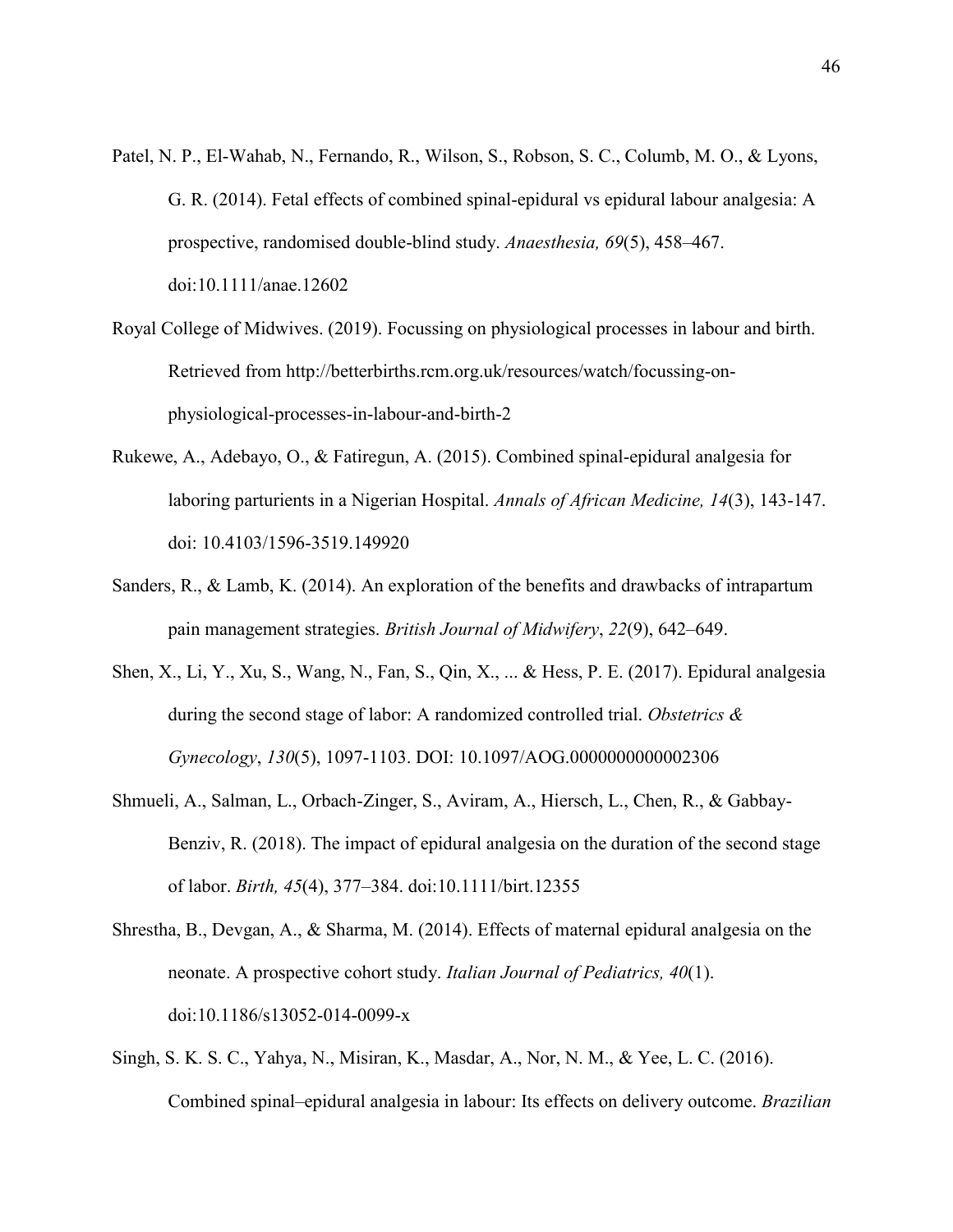Patel, N. P., El-Wahab, N., Fernando, R., Wilson, S., Robson, S. C., Columb, M. O., & Lyons, G. R. (2014). Fetal effects of combined spinal-epidural vs epidural labour analgesia: A prospective, randomised double-blind study. *Anaesthesia, 69*(5), 458–467. doi:10.1111/anae.12602

Royal College of Midwives. (2019). Focussing on physiological processes in labour and birth. Retrieved from http://betterbirths.rcm.org.uk/resources/watch/focussing-on-physiological-processes-in-labour-and-birth-2

Rukewe, A., Adebayo, O., & Fatiregun, A. (2015). Combined spinal-epidural analgesia for laboring parturients in a Nigerian Hospital. *Annals of African Medicine, 14*(3), 143-147. doi: 10.4103/1596-3519.149920

Sanders, R., & Lamb, K. (2014). An exploration of the benefits and drawbacks of intrapartum pain management strategies. *British Journal of Midwifery*, *22*(9), 642–649.

Shen, X., Li, Y., Xu, S., Wang, N., Fan, S., Qin, X., ... & Hess, P. E. (2017). Epidural analgesia during the second stage of labor: A randomized controlled trial. *Obstetrics & Gynecology*, *130*(5), 1097-1103. DOI: 10.1097/AOG.0000000000002306

Shmueli, A., Salman, L., Orbach-Zinger, S., Aviram, A., Hiersch, L., Chen, R., & Gabbay-Benziv, R. (2018). The impact of epidural analgesia on the duration of the second stage of labor. *Birth, 45*(4), 377–384. doi:10.1111/birt.12355

Shrestha, B., Devgan, A., & Sharma, M. (2014). Effects of maternal epidural analgesia on the neonate. A prospective cohort study. *Italian Journal of Pediatrics, 40*(1). doi:10.1186/s13052-014-0099-x

Singh, S. K. S. C., Yahya, N., Misiran, K., Masdar, A., Nor, N. M., & Yee, L. C. (2016). Combined spinal–epidural analgesia in labour: Its effects on delivery outcome. *Brazilian*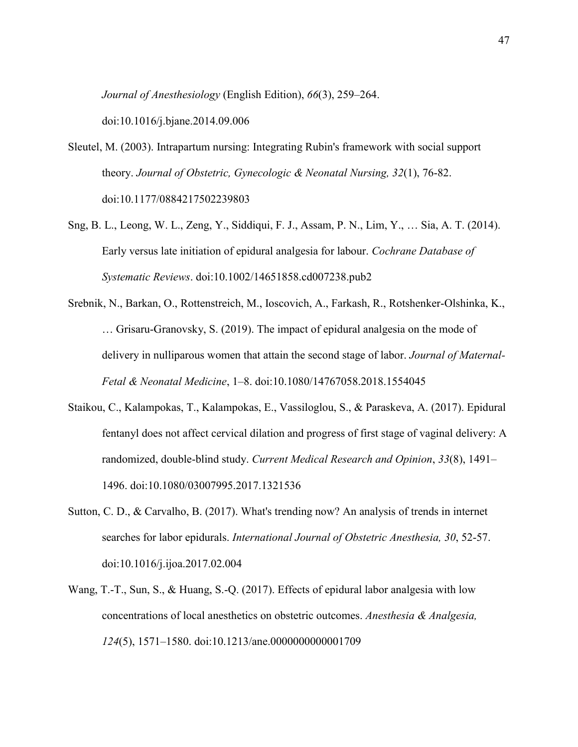*Journal of Anesthesiology* (English Edition), *66*(3), 259–264. doi:10.1016/j.bjane.2014.09.006

Sleutel, M. (2003). Intrapartum nursing: Integrating Rubin's framework with social support theory. *Journal of Obstetric, Gynecologic & Neonatal Nursing, 32*(1), 76-82. doi:10.1177/0884217502239803

Sng, B. L., Leong, W. L., Zeng, Y., Siddiqui, F. J., Assam, P. N., Lim, Y., … Sia, A. T. (2014). Early versus late initiation of epidural analgesia for labour. *Cochrane Database of Systematic Reviews*. doi:10.1002/14651858.cd007238.pub2

Srebnik, N., Barkan, O., Rottenstreich, M., Ioscovich, A., Farkash, R., Rotshenker-Olshinka, K., … Grisaru-Granovsky, S. (2019). The impact of epidural analgesia on the mode of delivery in nulliparous women that attain the second stage of labor. *Journal of Maternal-Fetal & Neonatal Medicine*, 1–8. doi:10.1080/14767058.2018.1554045

Staikou, C., Kalampokas, T., Kalampokas, E., Vassiloglou, S., & Paraskeva, A. (2017). Epidural fentanyl does not affect cervical dilation and progress of first stage of vaginal delivery: A randomized, double-blind study. *Current Medical Research and Opinion*, *33*(8), 1491–1496. doi:10.1080/03007995.2017.1321536

Sutton, C. D., & Carvalho, B. (2017). What's trending now? An analysis of trends in internet searches for labor epidurals. *International Journal of Obstetric Anesthesia, 30*, 52-57. doi:10.1016/j.ijoa.2017.02.004

Wang, T.-T., Sun, S., & Huang, S.-Q. (2017). Effects of epidural labor analgesia with low concentrations of local anesthetics on obstetric outcomes. *Anesthesia & Analgesia, 124*(5), 1571–1580. doi:10.1213/ane.0000000000001709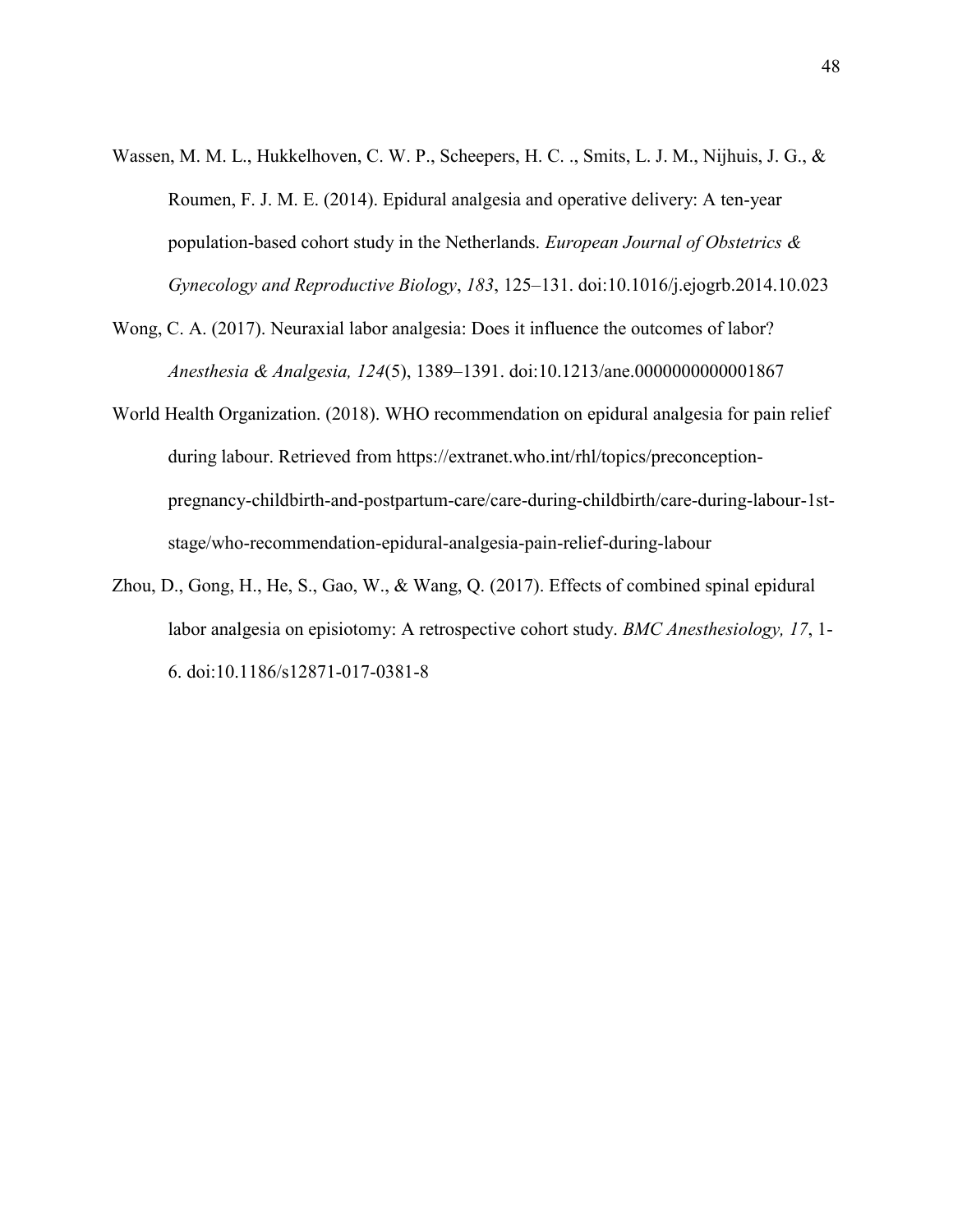Wassen, M. M. L., Hukkelhoven, C. W. P., Scheepers, H. C. ., Smits, L. J. M., Nijhuis, J. G., & Roumen, F. J. M. E. (2014). Epidural analgesia and operative delivery: A ten-year population-based cohort study in the Netherlands. *European Journal of Obstetrics & Gynecology and Reproductive Biology*, *183*, 125–131. doi:10.1016/j.ejogrb.2014.10.023

Wong, C. A. (2017). Neuraxial labor analgesia: Does it influence the outcomes of labor? *Anesthesia & Analgesia, 124*(5), 1389–1391. doi:10.1213/ane.0000000000001867

World Health Organization. (2018). WHO recommendation on epidural analgesia for pain relief during labour. Retrieved from https://extranet.who.int/rhl/topics/preconception-pregnancy-childbirth-and-postpartum-care/care-during-childbirth/care-during-labour-1st-stage/who-recommendation-epidural-analgesia-pain-relief-during-labour

Zhou, D., Gong, H., He, S., Gao, W., & Wang, Q. (2017). Effects of combined spinal epidural labor analgesia on episiotomy: A retrospective cohort study. *BMC Anesthesiology, 17*, 1-6. doi:10.1186/s12871-017-0381-8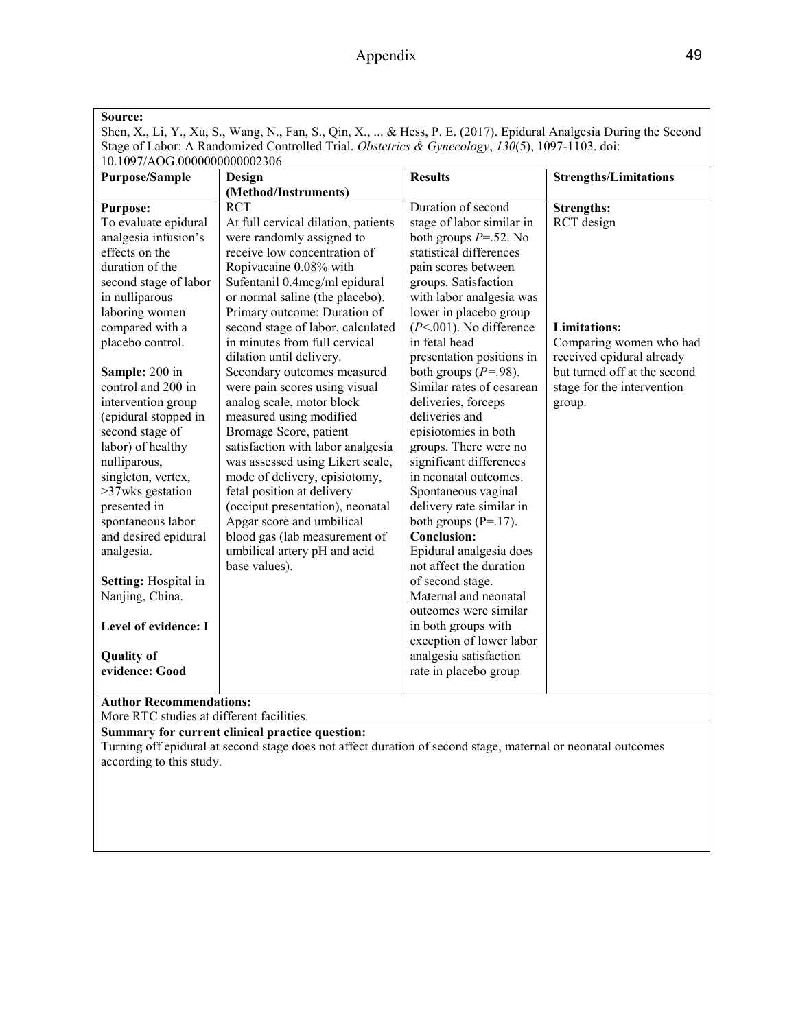# Appendix

**Source:**
Shen, X., Li, Y., Xu, S., Wang, N., Fan, S., Qin, X., ... & Hess, P. E. (2017). Epidural Analgesia During the Second Stage of Labor: A Randomized Controlled Trial. *Obstetrics & Gynecology*, *130*(5), 1097-1103. doi: 10.1097/AOG.0000000000002306

| Purpose/Sample | Design (Method/Instruments) | Results | Strengths/Limitations |
|---|---|---|---|
| **Purpose:** To evaluate epidural analgesia infusion's effects on the duration of the second stage of labor in nulliparous laboring women compared with a placebo control.<br><br>**Sample:** 200 in control and 200 in intervention group (epidural stopped in second stage of labor) of healthy nulliparous, singleton, vertex, >37wks gestation presented in spontaneous labor and desired epidural analgesia.<br><br>**Setting:** Hospital in Nanjing, China.<br><br>**Level of evidence: I**<br><br>**Quality of evidence: Good** | RCT<br>At full cervical dilation, patients were randomly assigned to receive low concentration of Ropivacaine 0.08% with Sufentanil 0.4mcg/ml epidural or normal saline (the placebo).<br>Primary outcome: Duration of second stage of labor, calculated in minutes from full cervical dilation until delivery.<br>Secondary outcomes measured were pain scores using visual analog scale, motor block measured using modified Bromage Score, patient satisfaction with labor analgesia was assessed using Likert scale, mode of delivery, episiotomy, fetal position at delivery (occiput presentation), neonatal Apgar score and umbilical blood gas (lab measurement of umbilical artery pH and acid base values). | Duration of second stage of labor similar in both groups *P*=.52. No statistical differences pain scores between groups. Satisfaction with labor analgesia was lower in placebo group (*P*<.001). No difference in fetal head presentation positions in both groups (*P*=.98). Similar rates of cesarean deliveries, forceps deliveries and episiotomies in both groups. There were no significant differences in neonatal outcomes. Spontaneous vaginal delivery rate similar in both groups (P=.17).<br>**Conclusion:**<br>Epidural analgesia does not affect the duration of second stage. Maternal and neonatal outcomes were similar in both groups with exception of lower labor analgesia satisfaction rate in placebo group | **Strengths:**<br>RCT design<br><br>**Limitations:**<br>Comparing women who had received epidural already but turned off at the second stage for the intervention group. |

**Author Recommendations:**
More RTC studies at different facilities.

**Summary for current clinical practice question:**
Turning off epidural at second stage does not affect duration of second stage, maternal or neonatal outcomes according to this study.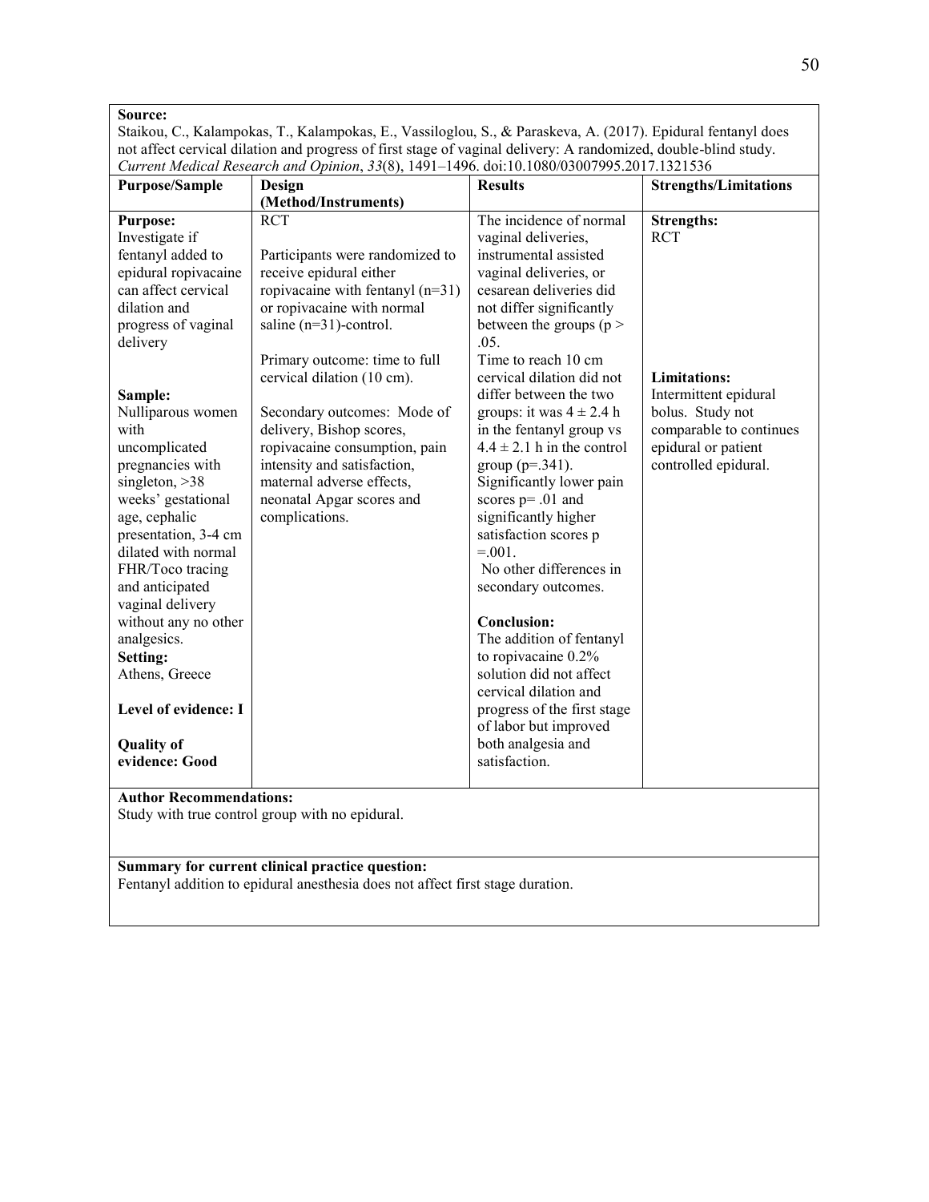**Source:**
Staikou, C., Kalampokas, T., Kalampokas, E., Vassiloglou, S., & Paraskeva, A. (2017). Epidural fentanyl does not affect cervical dilation and progress of first stage of vaginal delivery: A randomized, double-blind study. *Current Medical Research and Opinion*, *33*(8), 1491–1496. doi:10.1080/03007995.2017.1321536

| Purpose/Sample | Design (Method/Instruments) | Results | Strengths/Limitations |
|---|---|---|---|
| **Purpose:** Investigate if fentanyl added to epidural ropivacaine can affect cervical dilation and progress of vaginal delivery<br><br>**Sample:** Nulliparous women with uncomplicated pregnancies with singleton, >38 weeks' gestational age, cephalic presentation, 3-4 cm dilated with normal FHR/Toco tracing and anticipated vaginal delivery without any no other analgesics.<br>**Setting:** Athens, Greece<br><br>**Level of evidence: I**<br><br>**Quality of evidence: Good** | RCT<br><br>Participants were randomized to receive epidural either ropivacaine with fentanyl (n=31) or ropivacaine with normal saline (n=31)-control.<br><br>Primary outcome: time to full cervical dilation (10 cm).<br><br>Secondary outcomes: Mode of delivery, Bishop scores, ropivacaine consumption, pain intensity and satisfaction, maternal adverse effects, neonatal Apgar scores and complications. | The incidence of normal vaginal deliveries, instrumental assisted vaginal deliveries, or cesarean deliveries did not differ significantly between the groups ($p > .05$.<br>Time to reach 10 cm cervical dilation did not differ between the two groups: it was $4 \pm 2.4$ h in the fentanyl group vs $4.4 \pm 2.1$ h in the control group ($p=.341$).<br>Significantly lower pain scores $p= .01$ and significantly higher satisfaction scores $p =.001$.<br>No other differences in secondary outcomes.<br><br>**Conclusion:**<br>The addition of fentanyl to ropivacaine 0.2% solution did not affect cervical dilation and progress of the first stage of labor but improved both analgesia and satisfaction. | **Strengths:**<br>RCT<br><br>**Limitations:**<br>Intermittent epidural bolus. Study not comparable to continues epidural or patient controlled epidural. |

**Author Recommendations:**
Study with true control group with no epidural.

**Summary for current clinical practice question:**
Fentanyl addition to epidural anesthesia does not affect first stage duration.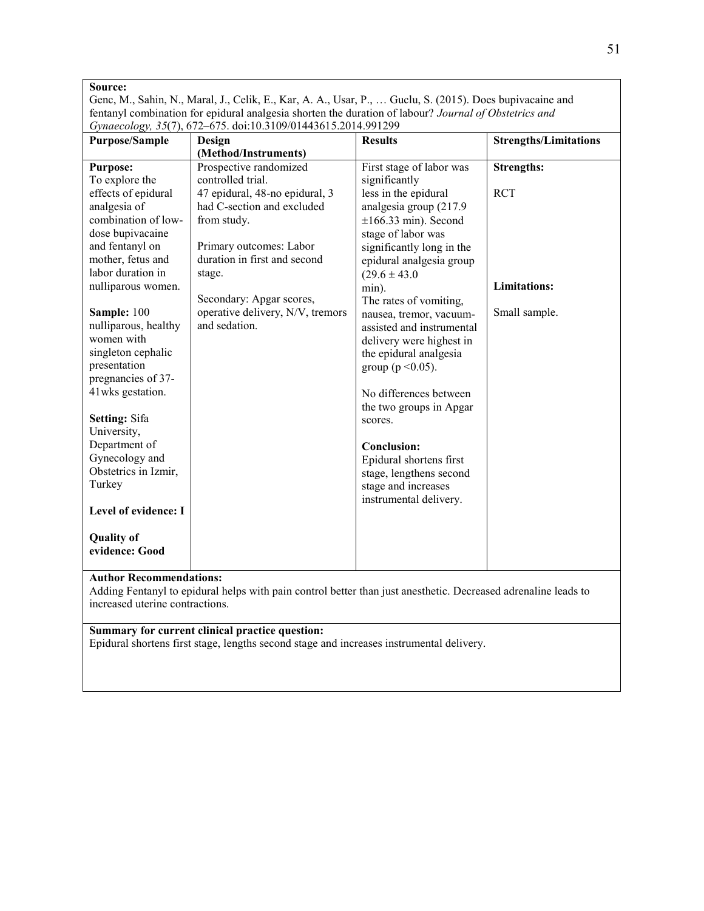**Source:**
Genc, M., Sahin, N., Maral, J., Celik, E., Kar, A. A., Usar, P., … Guclu, S. (2015). Does bupivacaine and fentanyl combination for epidural analgesia shorten the duration of labour? *Journal of Obstetrics and Gynaecology, 35*(7), 672–675. doi:10.3109/01443615.2014.991299

| Purpose/Sample | Design (Method/Instruments) | Results | Strengths/Limitations |
|---|---|---|---|
| **Purpose:** To explore the effects of epidural analgesia of combination of low-dose bupivacaine and fentanyl on mother, fetus and labor duration in nulliparous women.<br><br>**Sample:** 100 nulliparous, healthy women with singleton cephalic presentation pregnancies of 37-41wks gestation.<br><br>**Setting:** Sifa University, Department of Gynecology and Obstetrics in Izmir, Turkey<br><br>**Level of evidence: I**<br><br>**Quality of evidence: Good** | Prospective randomized controlled trial.<br>47 epidural, 48-no epidural, 3 had C-section and excluded from study.<br><br>Primary outcomes: Labor duration in first and second stage.<br><br>Secondary: Apgar scores, operative delivery, N/V, tremors and sedation. | First stage of labor was significantly less in the epidural analgesia group (217.9 ±166.33 min). Second stage of labor was significantly long in the epidural analgesia group (29.6 ± 43.0 min).<br>The rates of vomiting, nausea, tremor, vacuum-assisted and instrumental delivery were highest in the epidural analgesia group ($p < 0.05$).<br><br>No differences between the two groups in Apgar scores.<br><br>**Conclusion:**<br>Epidural shortens first stage, lengthens second stage and increases instrumental delivery. | **Strengths:**<br><br>RCT<br><br>**Limitations:**<br><br>Small sample. |

**Author Recommendations:**
Adding Fentanyl to epidural helps with pain control better than just anesthetic. Decreased adrenaline leads to increased uterine contractions.

**Summary for current clinical practice question:**
Epidural shortens first stage, lengths second stage and increases instrumental delivery.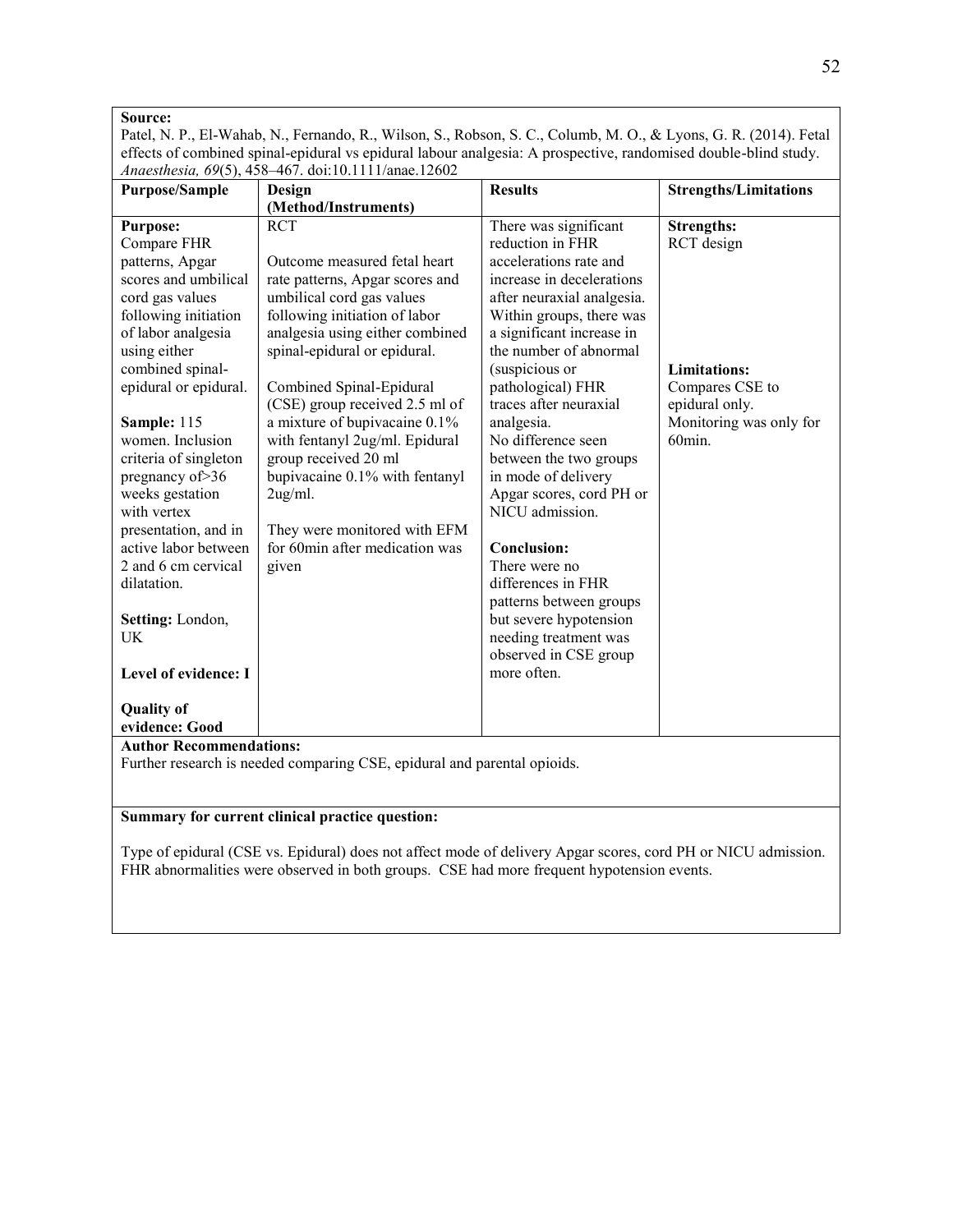**Source:**
Patel, N. P., El-Wahab, N., Fernando, R., Wilson, S., Robson, S. C., Columb, M. O., & Lyons, G. R. (2014). Fetal effects of combined spinal-epidural vs epidural labour analgesia: A prospective, randomised double-blind study. *Anaesthesia, 69*(5), 458–467. doi:10.1111/anae.12602

| Purpose/Sample | Design (Method/Instruments) | Results | Strengths/Limitations |
|---|---|---|---|
| **Purpose:** Compare FHR patterns, Apgar scores and umbilical cord gas values following initiation of labor analgesia using either combined spinal-epidural or epidural.<br><br>**Sample:** 115 women. Inclusion criteria of singleton pregnancy of>36 weeks gestation with vertex presentation, and in active labor between 2 and 6 cm cervical dilatation.<br><br>**Setting:** London, UK<br><br>**Level of evidence: I**<br><br>**Quality of evidence: Good** | RCT<br><br>Outcome measured fetal heart rate patterns, Apgar scores and umbilical cord gas values following initiation of labor analgesia using either combined spinal-epidural or epidural.<br><br>Combined Spinal-Epidural (CSE) group received 2.5 ml of a mixture of bupivacaine 0.1% with fentanyl 2ug/ml. Epidural group received 20 ml bupivacaine 0.1% with fentanyl 2ug/ml.<br><br>They were monitored with EFM for 60min after medication was given | There was significant reduction in FHR accelerations rate and increase in decelerations after neuraxial analgesia. Within groups, there was a significant increase in the number of abnormal (suspicious or pathological) FHR traces after neuraxial analgesia. No difference seen between the two groups in mode of delivery Apgar scores, cord PH or NICU admission.<br><br>**Conclusion:** There were no differences in FHR patterns between groups but severe hypotension needing treatment was observed in CSE group more often. | **Strengths:** RCT design<br><br>**Limitations:** Compares CSE to epidural only. Monitoring was only for 60min. |

**Author Recommendations:**
Further research is needed comparing CSE, epidural and parental opioids.

**Summary for current clinical practice question:**

Type of epidural (CSE vs. Epidural) does not affect mode of delivery Apgar scores, cord PH or NICU admission. FHR abnormalities were observed in both groups. CSE had more frequent hypotension events.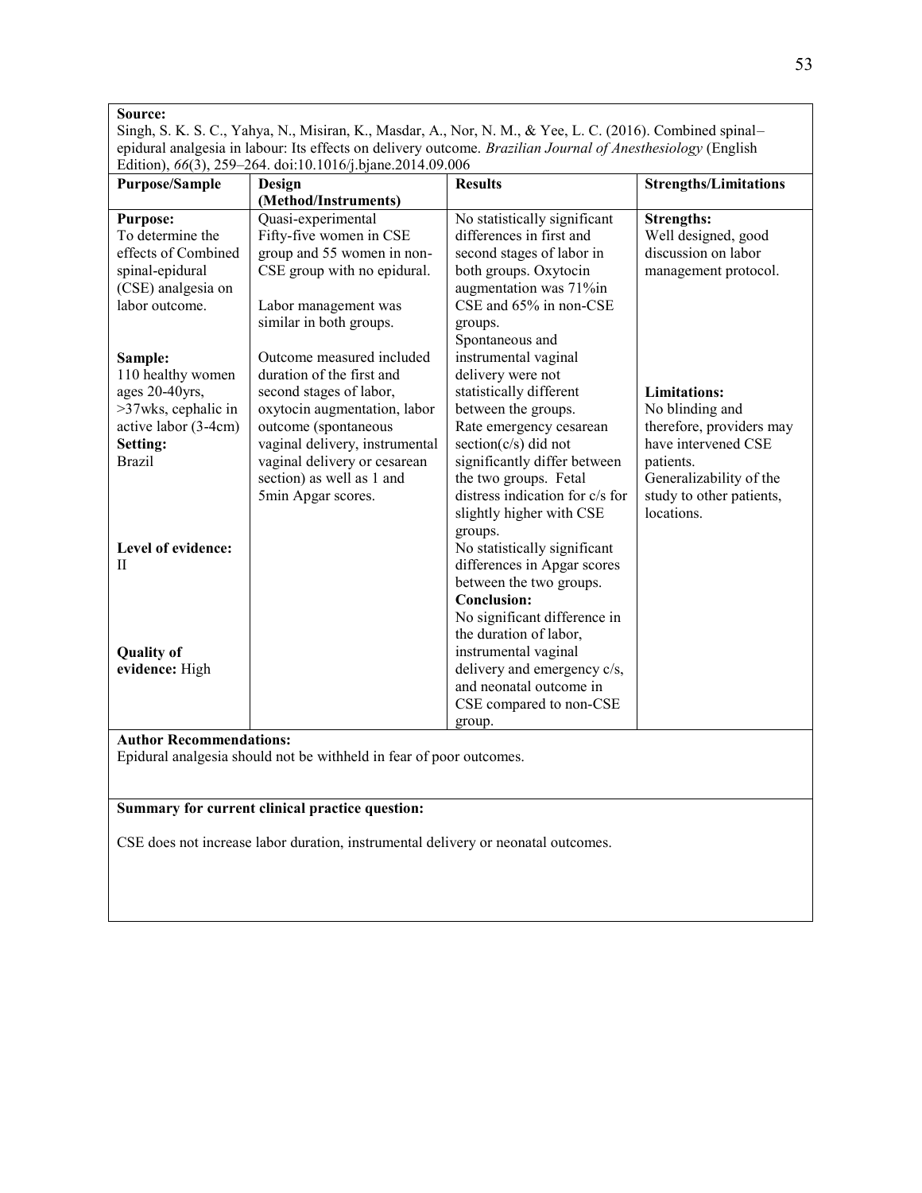**Source:**
Singh, S. K. S. C., Yahya, N., Misiran, K., Masdar, A., Nor, N. M., & Yee, L. C. (2016). Combined spinal–epidural analgesia in labour: Its effects on delivery outcome. *Brazilian Journal of Anesthesiology* (English Edition), *66*(3), 259–264. doi:10.1016/j.bjane.2014.09.006

| **Purpose/Sample** | **Design (Method/Instruments)** | **Results** | **Strengths/Limitations** |
|---|---|---|---|
| **Purpose:** To determine the effects of Combined spinal-epidural (CSE) analgesia on labor outcome.<br><br>**Sample:** 110 healthy women ages 20-40yrs, >37wks, cephalic in active labor (3-4cm)<br>**Setting:** Brazil<br><br>**Level of evidence:** II<br><br>**Quality of evidence:** High | Quasi-experimental Fifty-five women in CSE group and 55 women in non-CSE group with no epidural.<br><br>Labor management was similar in both groups.<br><br>Outcome measured included duration of the first and second stages of labor, oxytocin augmentation, labor outcome (spontaneous vaginal delivery, instrumental vaginal delivery or cesarean section) as well as 1 and 5min Apgar scores. | No statistically significant differences in first and second stages of labor in both groups. Oxytocin augmentation was 71%in CSE and 65% in non-CSE groups.<br>Spontaneous and instrumental vaginal delivery were not statistically different between the groups.<br>Rate emergency cesarean section(c/s) did not significantly differ between the two groups. Fetal distress indication for c/s for slightly higher with CSE groups.<br>No statistically significant differences in Apgar scores between the two groups.<br>**Conclusion:**<br>No significant difference in the duration of labor, instrumental vaginal delivery and emergency c/s, and neonatal outcome in CSE compared to non-CSE group. | **Strengths:**<br>Well designed, good discussion on labor management protocol.<br><br>**Limitations:**<br>No blinding and therefore, providers may have intervened CSE patients.<br>Generalizability of the study to other patients, locations. |

**Author Recommendations:**
Epidural analgesia should not be withheld in fear of poor outcomes.

**Summary for current clinical practice question:**

CSE does not increase labor duration, instrumental delivery or neonatal outcomes.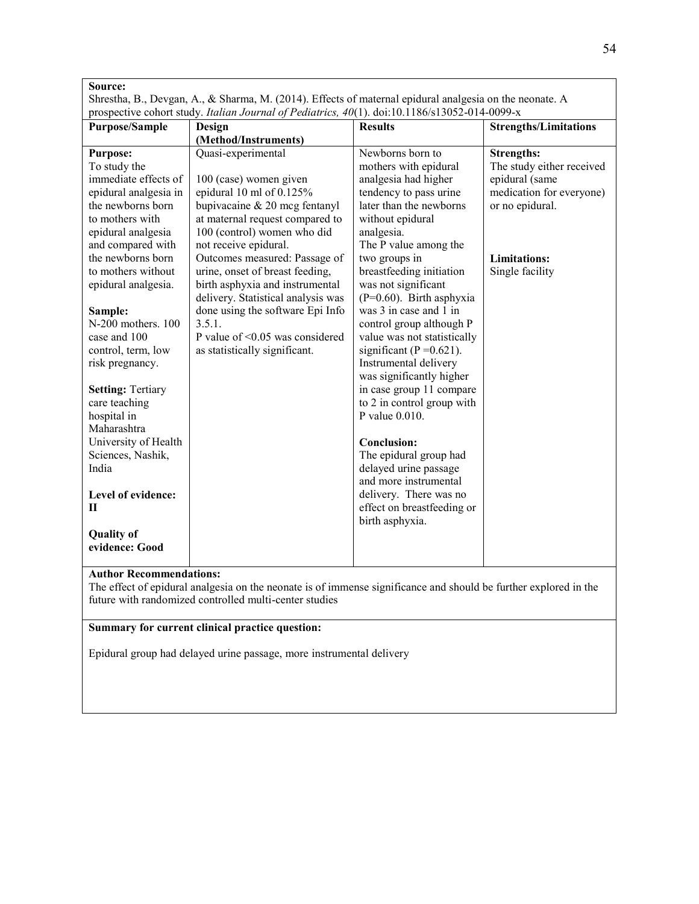**Source:**
Shrestha, B., Devgan, A., & Sharma, M. (2014). Effects of maternal epidural analgesia on the neonate. A prospective cohort study. *Italian Journal of Pediatrics, 40*(1). doi:10.1186/s13052-014-0099-x

| Purpose/Sample | Design (Method/Instruments) | Results | Strengths/Limitations |
|---|---|---|---|
| **Purpose:**<br>To study the immediate effects of epidural analgesia in the newborns born to mothers with epidural analgesia and compared with the newborns born to mothers without epidural analgesia.<br><br>**Sample:**<br>N-200 mothers. 100 case and 100 control, term, low risk pregnancy.<br><br>**Setting:** Tertiary care teaching hospital in Maharashtra University of Health Sciences, Nashik, India<br><br>**Level of evidence: II**<br><br>**Quality of evidence: Good** | Quasi-experimental<br><br>100 (case) women given epidural 10 ml of 0.125% bupivacaine & 20 mcg fentanyl at maternal request compared to 100 (control) women who did not receive epidural.<br>Outcomes measured: Passage of urine, onset of breast feeding, birth asphyxia and instrumental delivery. Statistical analysis was done using the software Epi Info 3.5.1.<br>P value of <0.05 was considered as statistically significant. | Newborns born to mothers with epidural analgesia had higher tendency to pass urine later than the newborns without epidural analgesia.<br>The P value among the two groups in breastfeeding initiation was not significant (P=0.60). Birth asphyxia was 3 in case and 1 in control group although P value was not statistically significant (P =0.621).<br>Instrumental delivery was significantly higher in case group 11 compare to 2 in control group with P value 0.010.<br><br>**Conclusion:**<br>The epidural group had delayed urine passage and more instrumental delivery. There was no effect on breastfeeding or birth asphyxia. | **Strengths:**<br>The study either received epidural (same medication for everyone) or no epidural.<br><br>**Limitations:**<br>Single facility |

**Author Recommendations:**
The effect of epidural analgesia on the neonate is of immense significance and should be further explored in the future with randomized controlled multi-center studies

**Summary for current clinical practice question:**

Epidural group had delayed urine passage, more instrumental delivery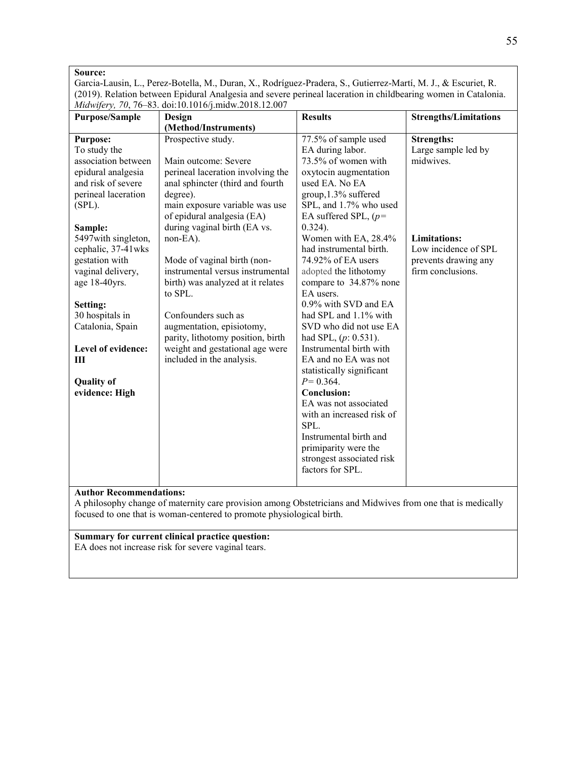**Source:**
Garcia-Lausin, L., Perez-Botella, M., Duran, X., Rodríguez-Pradera, S., Gutierrez-Martí, M. J., & Escuriet, R. (2019). Relation between Epidural Analgesia and severe perineal laceration in childbearing women in Catalonia. *Midwifery, 70*, 76–83. doi:10.1016/j.midw.2018.12.007

| Purpose/Sample | Design (Method/Instruments) | Results | Strengths/Limitations |
|---|---|---|---|
| **Purpose:**<br>To study the association between epidural analgesia and risk of severe perineal laceration (SPL).<br><br>**Sample:**<br>5497with singleton, cephalic, 37-41wks gestation with vaginal delivery, age 18-40yrs.<br><br>**Setting:**<br>30 hospitals in Catalonia, Spain<br><br>**Level of evidence: III**<br><br>**Quality of evidence: High** | Prospective study.<br><br>Main outcome: Severe perineal laceration involving the anal sphincter (third and fourth degree).<br>main exposure variable was use of epidural analgesia (EA) during vaginal birth (EA vs. non-EA).<br><br>Mode of vaginal birth (non-instrumental versus instrumental birth) was analyzed at it relates to SPL.<br><br>Confounders such as augmentation, episiotomy, parity, lithotomy position, birth weight and gestational age were included in the analysis. | 77.5% of sample used EA during labor.<br>73.5% of women with oxytocin augmentation used EA. No EA group,1.3% suffered SPL, and 1.7% who used EA suffered SPL, ($p$= 0.324).<br>Women with EA, 28.4% had instrumental birth.<br>74.92% of EA users adopted the lithotomy compare to 34.87% none EA users.<br>0.9% with SVD and EA had SPL and 1.1% with SVD who did not use EA had SPL, ($p$: 0.531).<br>Instrumental birth with EA and no EA was not statistically significant $P$= 0.364.<br>**Conclusion:**<br>EA was not associated with an increased risk of SPL.<br>Instrumental birth and primiparity were the strongest associated risk factors for SPL. | **Strengths:**<br>Large sample led by midwives.<br><br>**Limitations:**<br>Low incidence of SPL prevents drawing any firm conclusions. |

**Author Recommendations:**
A philosophy change of maternity care provision among Obstetricians and Midwives from one that is medically focused to one that is woman-centered to promote physiological birth.

**Summary for current clinical practice question:**
EA does not increase risk for severe vaginal tears.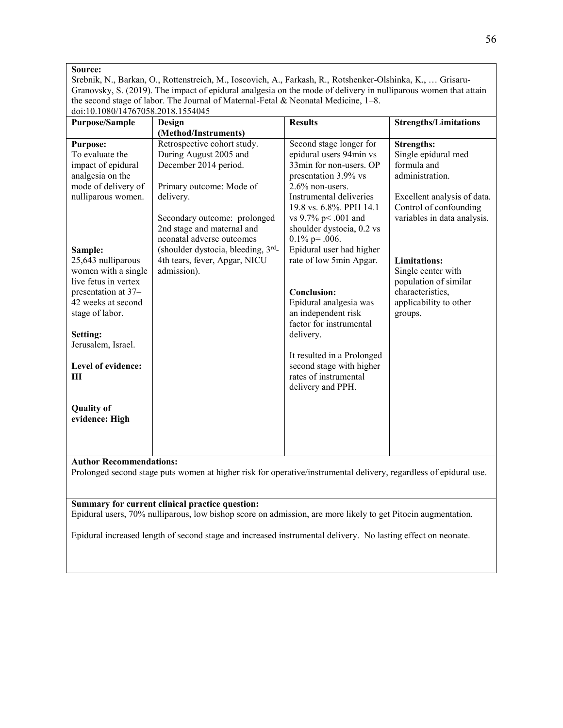**Source:**
Srebnik, N., Barkan, O., Rottenstreich, M., Ioscovich, A., Farkash, R., Rotshenker-Olshinka, K., … Grisaru-Granovsky, S. (2019). The impact of epidural analgesia on the mode of delivery in nulliparous women that attain the second stage of labor. The Journal of Maternal-Fetal & Neonatal Medicine, 1–8. doi:10.1080/14767058.2018.1554045

| Purpose/Sample | Design (Method/Instruments) | Results | Strengths/Limitations |
|---|---|---|---|
| **Purpose:**<br>To evaluate the impact of epidural analgesia on the mode of delivery of nulliparous women.<br><br>**Sample:**<br>25,643 nulliparous women with a single live fetus in vertex presentation at 37–42 weeks at second stage of labor.<br><br>**Setting:**<br>Jerusalem, Israel.<br><br>**Level of evidence: III**<br><br>**Quality of evidence: High** | Retrospective cohort study. During August 2005 and December 2014 period.<br><br>Primary outcome: Mode of delivery.<br><br>Secondary outcome: prolonged 2nd stage and maternal and neonatal adverse outcomes (shoulder dystocia, bleeding, 3rd-4th tears, fever, Apgar, NICU admission). | Second stage longer for epidural users 94min vs 33min for non-users. OP presentation 3.9% vs 2.6% non-users. Instrumental deliveries 19.8 vs. 6.8%. PPH 14.1 vs 9.7% $p < .001$ and shoulder dystocia, 0.2 vs 0.1% $p = .006$. Epidural user had higher rate of low 5min Apgar.<br><br>**Conclusion:**<br>Epidural analgesia was an independent risk factor for instrumental delivery.<br><br>It resulted in a Prolonged second stage with higher rates of instrumental delivery and PPH. | **Strengths:**<br>Single epidural med formula and administration.<br><br>Excellent analysis of data. Control of confounding variables in data analysis.<br><br>**Limitations:**<br>Single center with population of similar characteristics, applicability to other groups. |

**Author Recommendations:**
Prolonged second stage puts women at higher risk for operative/instrumental delivery, regardless of epidural use.

**Summary for current clinical practice question:**
Epidural users, 70% nulliparous, low bishop score on admission, are more likely to get Pitocin augmentation.

Epidural increased length of second stage and increased instrumental delivery. No lasting effect on neonate.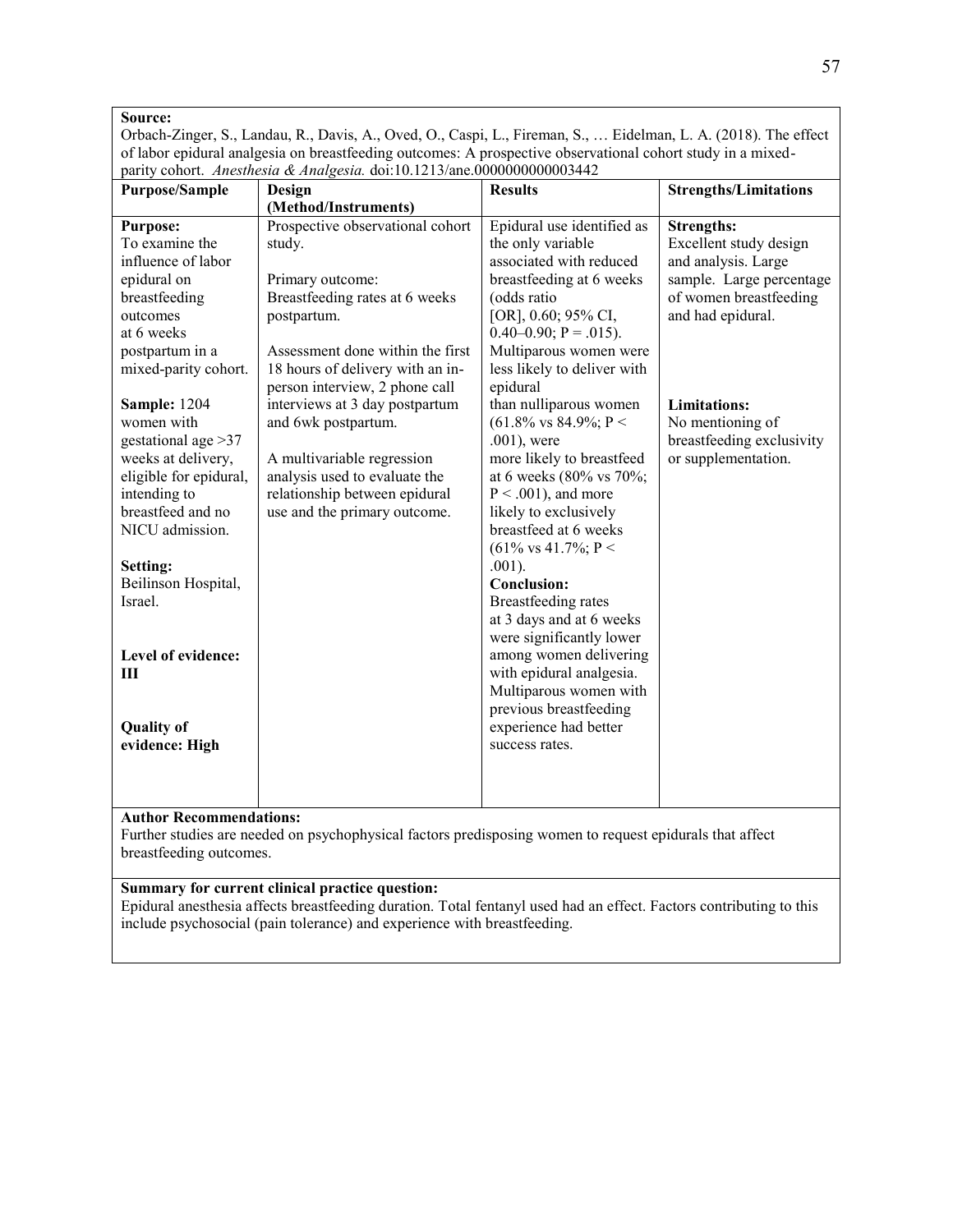**Source:**
Orbach-Zinger, S., Landau, R., Davis, A., Oved, O., Caspi, L., Fireman, S., … Eidelman, L. A. (2018). The effect of labor epidural analgesia on breastfeeding outcomes: A prospective observational cohort study in a mixed-parity cohort. *Anesthesia & Analgesia.* doi:10.1213/ane.0000000000003442

| Purpose/Sample | Design (Method/Instruments) | Results | Strengths/Limitations |
|---|---|---|---|
| **Purpose:** To examine the influence of labor epidural on breastfeeding outcomes at 6 weeks postpartum in a mixed-parity cohort.<br><br>**Sample:** 1204 women with gestational age >37 weeks at delivery, eligible for epidural, intending to breastfeed and no NICU admission.<br><br>**Setting:** Beilinson Hospital, Israel.<br><br>**Level of evidence: III**<br><br>**Quality of evidence: High** | Prospective observational cohort study.<br><br>Primary outcome: Breastfeeding rates at 6 weeks postpartum.<br><br>Assessment done within the first 18 hours of delivery with an in-person interview, 2 phone call interviews at 3 day postpartum and 6wk postpartum.<br><br>A multivariable regression analysis used to evaluate the relationship between epidural use and the primary outcome. | Epidural use identified as the only variable associated with reduced breastfeeding at 6 weeks (odds ratio [OR], 0.60; 95% CI, 0.40–0.90; $P = .015$). Multiparous women were less likely to deliver with epidural than nulliparous women (61.8% vs 84.9%; $P < .001$), were more likely to breastfeed at 6 weeks (80% vs 70%; $P < .001$), and more likely to exclusively breastfeed at 6 weeks (61% vs 41.7%; $P < .001$).<br>**Conclusion:**<br>Breastfeeding rates at 3 days and at 6 weeks were significantly lower among women delivering with epidural analgesia. Multiparous women with previous breastfeeding experience had better success rates. | **Strengths:**<br>Excellent study design and analysis. Large sample. Large percentage of women breastfeeding and had epidural.<br><br>**Limitations:**<br>No mentioning of breastfeeding exclusivity or supplementation. |

**Author Recommendations:**
Further studies are needed on psychophysical factors predisposing women to request epidurals that affect breastfeeding outcomes.

**Summary for current clinical practice question:**
Epidural anesthesia affects breastfeeding duration. Total fentanyl used had an effect. Factors contributing to this include psychosocial (pain tolerance) and experience with breastfeeding.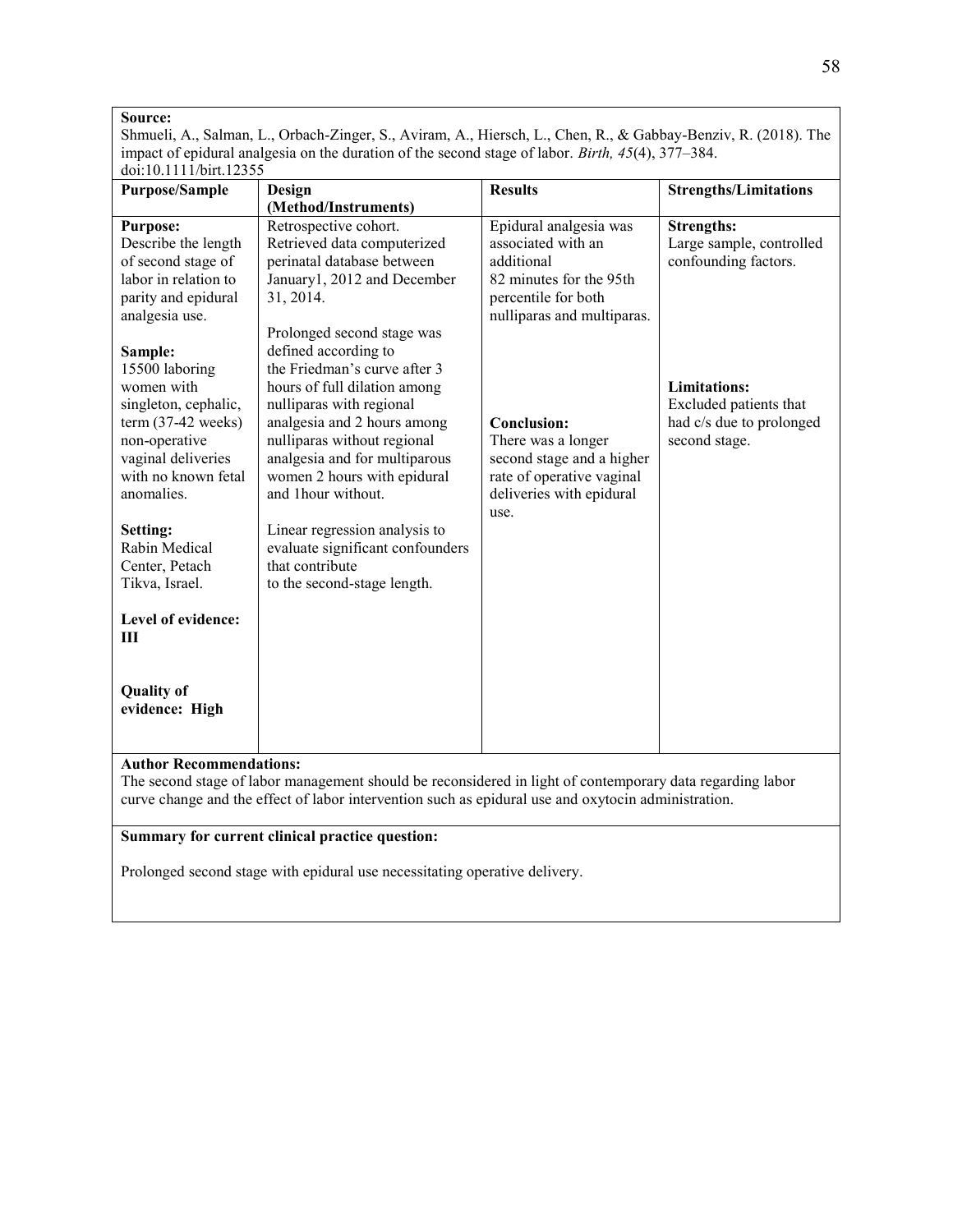**Source:**
Shmueli, A., Salman, L., Orbach-Zinger, S., Aviram, A., Hiersch, L., Chen, R., & Gabbay-Benziv, R. (2018). The impact of epidural analgesia on the duration of the second stage of labor. *Birth, 45*(4), 377–384. doi:10.1111/birt.12355

| **Purpose/Sample** | **Design (Method/Instruments)** | **Results** | **Strengths/Limitations** |
|---|---|---|---|
| **Purpose:** Describe the length of second stage of labor in relation to parity and epidural analgesia use.<br><br>**Sample:** 15500 laboring women with singleton, cephalic, term (37-42 weeks) non-operative vaginal deliveries with no known fetal anomalies.<br><br>**Setting:** Rabin Medical Center, Petach Tikva, Israel.<br><br>**Level of evidence: III**<br><br>**Quality of evidence: High** | Retrospective cohort. Retrieved data computerized perinatal database between January1, 2012 and December 31, 2014.<br><br>Prolonged second stage was defined according to the Friedman's curve after 3 hours of full dilation among nulliparas with regional analgesia and 2 hours among nulliparas without regional analgesia and for multiparous women 2 hours with epidural and 1hour without.<br><br>Linear regression analysis to evaluate significant confounders that contribute to the second-stage length. | Epidural analgesia was associated with an additional 82 minutes for the 95th percentile for both nulliparas and multiparas.<br><br>**Conclusion:** There was a longer second stage and a higher rate of operative vaginal deliveries with epidural use. | **Strengths:** Large sample, controlled confounding factors.<br><br>**Limitations:** Excluded patients that had c/s due to prolonged second stage. |

**Author Recommendations:**
The second stage of labor management should be reconsidered in light of contemporary data regarding labor curve change and the effect of labor intervention such as epidural use and oxytocin administration.

**Summary for current clinical practice question:**

Prolonged second stage with epidural use necessitating operative delivery.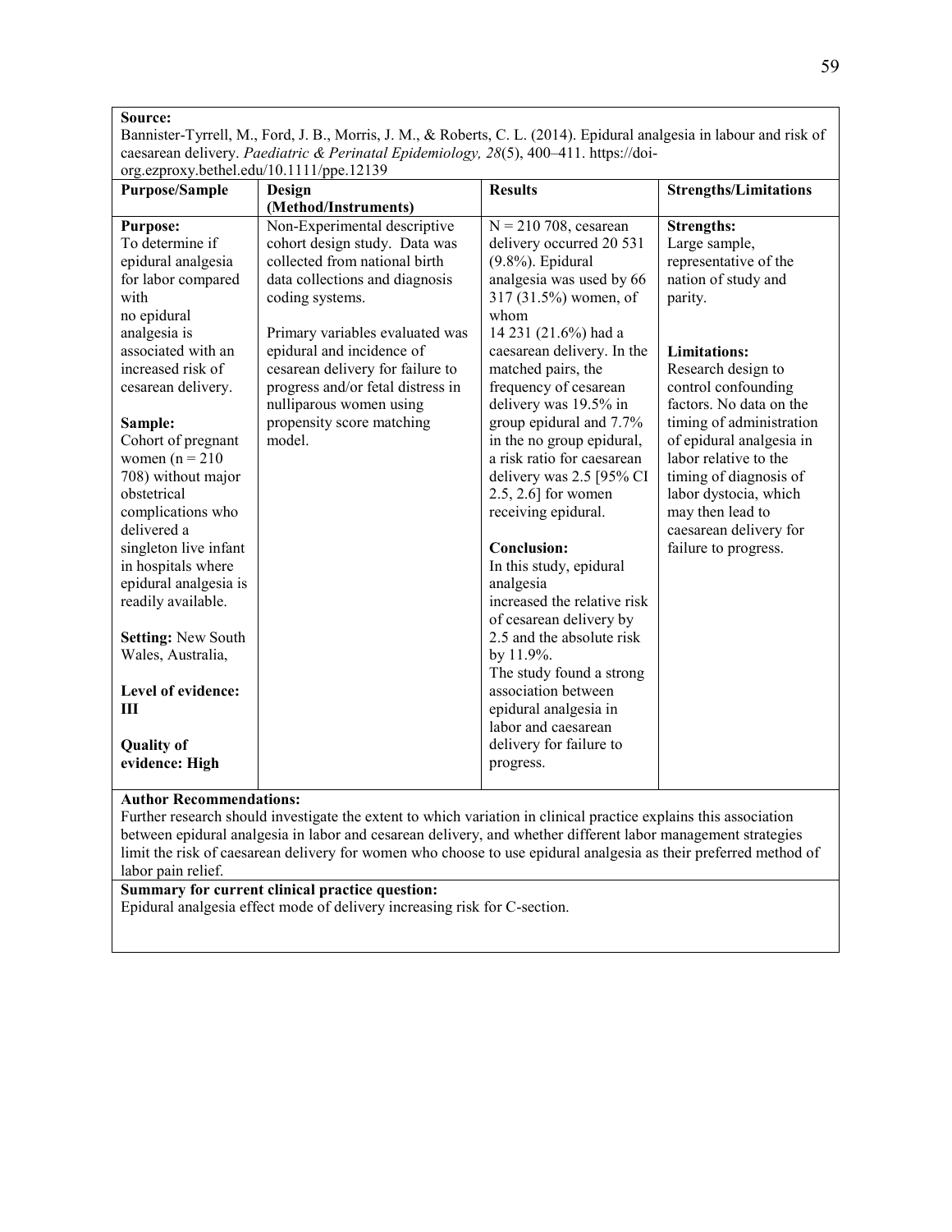**Source:**
Bannister-Tyrrell, M., Ford, J. B., Morris, J. M., & Roberts, C. L. (2014). Epidural analgesia in labour and risk of caesarean delivery. *Paediatric & Perinatal Epidemiology, 28*(5), 400–411. https://doi-org.ezproxy.bethel.edu/10.1111/ppe.12139

| Purpose/Sample | Design (Method/Instruments) | Results | Strengths/Limitations |
|---|---|---|---|
| **Purpose:**<br>To determine if epidural analgesia for labor compared with no epidural analgesia is associated with an increased risk of cesarean delivery.<br><br>**Sample:**<br>Cohort of pregnant women (n = 210 708) without major obstetrical complications who delivered a singleton live infant in hospitals where epidural analgesia is readily available.<br><br>**Setting:** New South Wales, Australia,<br><br>**Level of evidence: III**<br><br>**Quality of evidence: High** | Non-Experimental descriptive cohort design study. Data was collected from national birth data collections and diagnosis coding systems.<br><br>Primary variables evaluated was epidural and incidence of cesarean delivery for failure to progress and/or fetal distress in nulliparous women using propensity score matching model. | N = 210 708, cesarean delivery occurred 20 531 (9.8%). Epidural analgesia was used by 66 317 (31.5%) women, of whom 14 231 (21.6%) had a caesarean delivery. In the matched pairs, the frequency of cesarean delivery was 19.5% in group epidural and 7.7% in the no group epidural, a risk ratio for caesarean delivery was 2.5 [95% CI 2.5, 2.6] for women receiving epidural.<br><br>**Conclusion:**<br>In this study, epidural analgesia increased the relative risk of cesarean delivery by 2.5 and the absolute risk by 11.9%.<br>The study found a strong association between epidural analgesia in labor and caesarean delivery for failure to progress. | **Strengths:**<br>Large sample, representative of the nation of study and parity.<br><br>**Limitations:**<br>Research design to control confounding factors. No data on the timing of administration of epidural analgesia in labor relative to the timing of diagnosis of labor dystocia, which may then lead to caesarean delivery for failure to progress. |

**Author Recommendations:**
Further research should investigate the extent to which variation in clinical practice explains this association between epidural analgesia in labor and cesarean delivery, and whether different labor management strategies limit the risk of caesarean delivery for women who choose to use epidural analgesia as their preferred method of labor pain relief.

**Summary for current clinical practice question:**
Epidural analgesia effect mode of delivery increasing risk for C-section.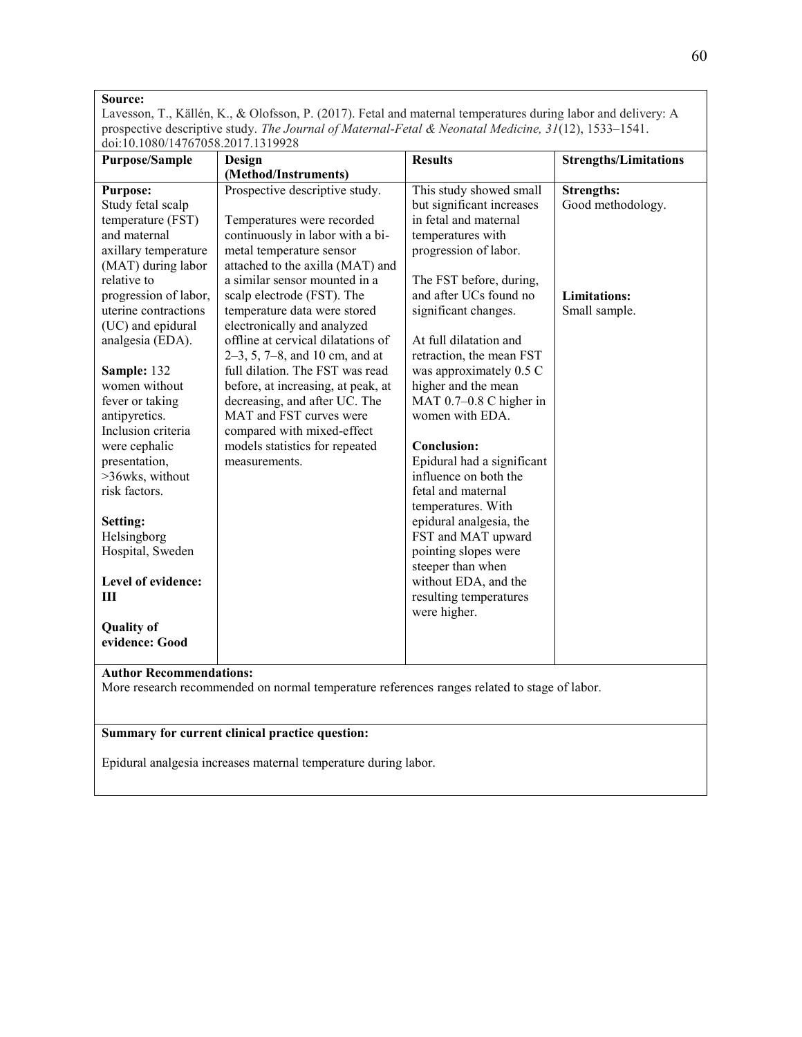**Source:**
Lavesson, T., Källén, K., & Olofsson, P. (2017). Fetal and maternal temperatures during labor and delivery: A prospective descriptive study. *The Journal of Maternal-Fetal & Neonatal Medicine, 31*(12), 1533–1541. doi:10.1080/14767058.2017.1319928

| Purpose/Sample | Design (Method/Instruments) | Results | Strengths/Limitations |
|---|---|---|---|
| **Purpose:** Study fetal scalp temperature (FST) and maternal axillary temperature (MAT) during labor relative to progression of labor, uterine contractions (UC) and epidural analgesia (EDA).<br><br>**Sample:** 132 women without fever or taking antipyretics. Inclusion criteria were cephalic presentation, >36wks, without risk factors.<br><br>**Setting:** Helsingborg Hospital, Sweden<br><br>**Level of evidence: III**<br><br>**Quality of evidence: Good** | Prospective descriptive study.<br><br>Temperatures were recorded continuously in labor with a bi-metal temperature sensor attached to the axilla (MAT) and a similar sensor mounted in a scalp electrode (FST). The temperature data were stored electronically and analyzed offline at cervical dilatations of 2–3, 5, 7–8, and 10 cm, and at full dilation. The FST was read before, at increasing, at peak, at decreasing, and after UC. The MAT and FST curves were compared with mixed-effect models statistics for repeated measurements. | This study showed small but significant increases in fetal and maternal temperatures with progression of labor.<br><br>The FST before, during, and after UCs found no significant changes.<br><br>At full dilatation and retraction, the mean FST was approximately 0.5 C higher and the mean MAT 0.7–0.8 C higher in women with EDA.<br><br>**Conclusion:**<br>Epidural had a significant influence on both the fetal and maternal temperatures. With epidural analgesia, the FST and MAT upward pointing slopes were steeper than when without EDA, and the resulting temperatures were higher. | **Strengths:**<br>Good methodology.<br><br>**Limitations:**<br>Small sample. |

**Author Recommendations:**
More research recommended on normal temperature references ranges related to stage of labor.

**Summary for current clinical practice question:**

Epidural analgesia increases maternal temperature during labor.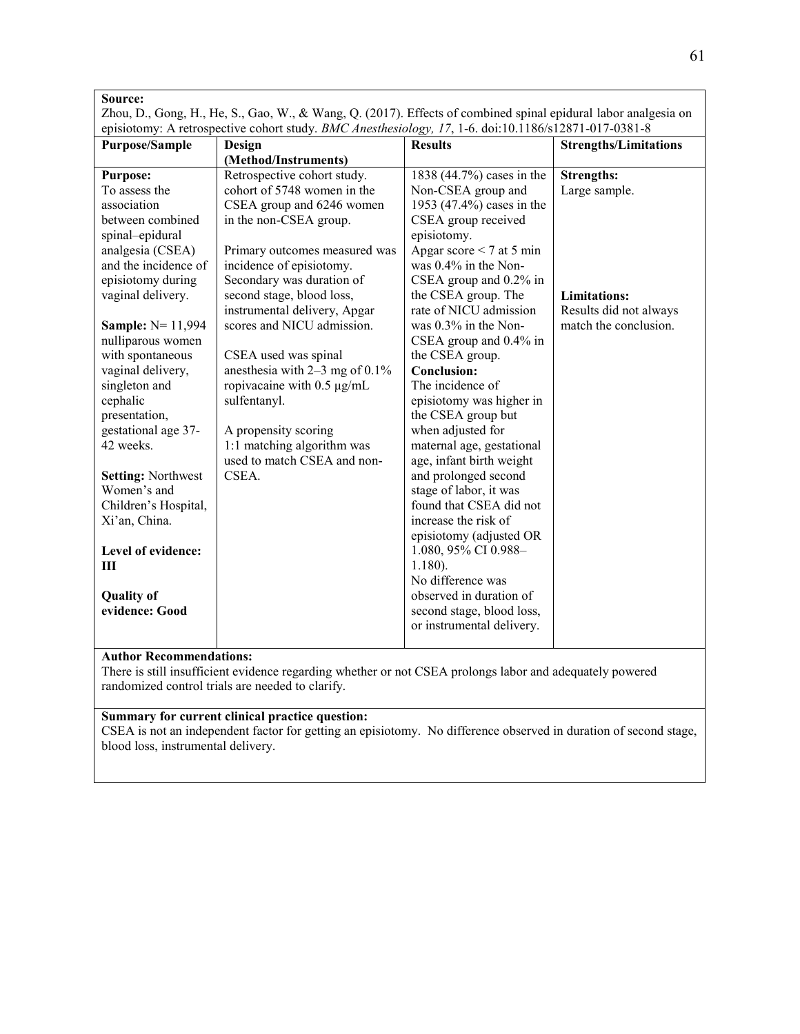**Source:**
Zhou, D., Gong, H., He, S., Gao, W., & Wang, Q. (2017). Effects of combined spinal epidural labor analgesia on episiotomy: A retrospective cohort study. *BMC Anesthesiology, 17*, 1-6. doi:10.1186/s12871-017-0381-8

| Purpose/Sample | Design (Method/Instruments) | Results | Strengths/Limitations |
|---|---|---|---|
| **Purpose:** To assess the association between combined spinal–epidural analgesia (CSEA) and the incidence of episiotomy during vaginal delivery.<br><br>**Sample:** N= 11,994 nulliparous women with spontaneous vaginal delivery, singleton and cephalic presentation, gestational age 37-42 weeks.<br><br>**Setting:** Northwest Women's and Children's Hospital, Xi'an, China.<br><br>**Level of evidence: III**<br><br>**Quality of evidence: Good** | Retrospective cohort study. cohort of 5748 women in the CSEA group and 6246 women in the non-CSEA group.<br><br>Primary outcomes measured was incidence of episiotomy. Secondary was duration of second stage, blood loss, instrumental delivery, Apgar scores and NICU admission.<br><br>CSEA used was spinal anesthesia with 2–3 mg of 0.1% ropivacaine with 0.5 μg/mL sulfentanyl.<br><br>A propensity scoring 1:1 matching algorithm was used to match CSEA and non-CSEA. | 1838 (44.7%) cases in the Non-CSEA group and 1953 (47.4%) cases in the CSEA group received episiotomy.<br>Apgar score < 7 at 5 min was 0.4% in the Non-CSEA group and 0.2% in the CSEA group. The rate of NICU admission was 0.3% in the Non-CSEA group and 0.4% in the CSEA group.<br>**Conclusion:**<br>The incidence of episiotomy was higher in the CSEA group but when adjusted for maternal age, gestational age, infant birth weight and prolonged second stage of labor, it was found that CSEA did not increase the risk of episiotomy (adjusted OR 1.080, 95% CI 0.988–1.180).<br>No difference was observed in duration of second stage, blood loss, or instrumental delivery. | **Strengths:**<br>Large sample.<br><br>**Limitations:**<br>Results did not always match the conclusion. |

**Author Recommendations:**
There is still insufficient evidence regarding whether or not CSEA prolongs labor and adequately powered randomized control trials are needed to clarify.

**Summary for current clinical practice question:**
CSEA is not an independent factor for getting an episiotomy. No difference observed in duration of second stage, blood loss, instrumental delivery.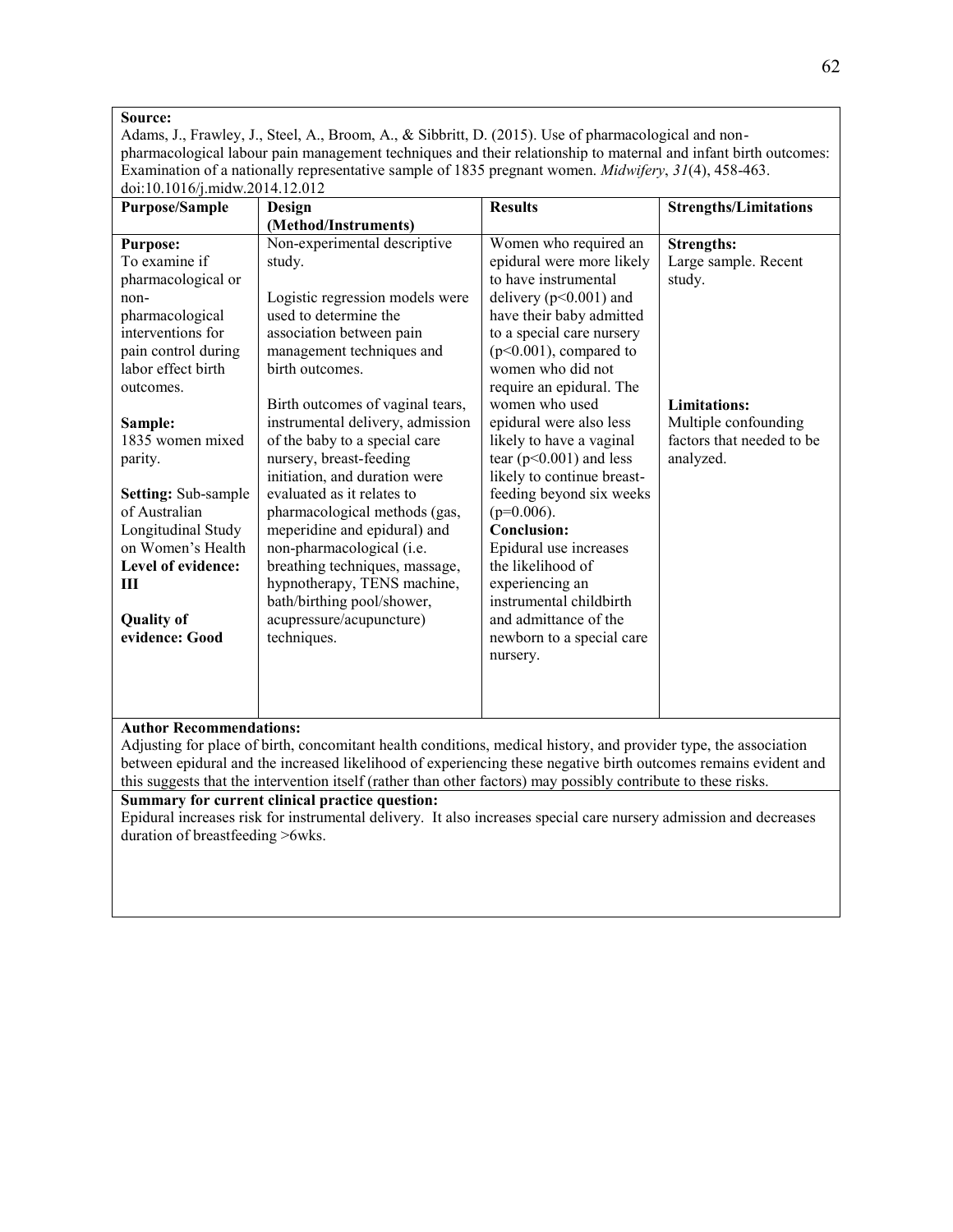**Source:**
Adams, J., Frawley, J., Steel, A., Broom, A., & Sibbritt, D. (2015). Use of pharmacological and non-pharmacological labour pain management techniques and their relationship to maternal and infant birth outcomes: Examination of a nationally representative sample of 1835 pregnant women. *Midwifery*, *31*(4), 458-463. doi:10.1016/j.midw.2014.12.012

| Purpose/Sample | Design (Method/Instruments) | Results | Strengths/Limitations |
|---|---|---|---|
| **Purpose:** To examine if pharmacological or non-pharmacological interventions for pain control during labor effect birth outcomes.<br><br>**Sample:** 1835 women mixed parity.<br><br>**Setting:** Sub-sample of Australian Longitudinal Study on Women's Health<br>**Level of evidence: III**<br><br>**Quality of evidence: Good** | Non-experimental descriptive study.<br><br>Logistic regression models were used to determine the association between pain management techniques and birth outcomes.<br><br>Birth outcomes of vaginal tears, instrumental delivery, admission of the baby to a special care nursery, breast-feeding initiation, and duration were evaluated as it relates to pharmacological methods (gas, meperidine and epidural) and non-pharmacological (i.e. breathing techniques, massage, hypnotherapy, TENS machine, bath/birthing pool/shower, acupressure/acupuncture) techniques. | Women who required an epidural were more likely to have instrumental delivery ($p<0.001$) and have their baby admitted to a special care nursery ($p<0.001$), compared to women who did not require an epidural. The women who used epidural were also less likely to have a vaginal tear ($p<0.001$) and less likely to continue breast-feeding beyond six weeks ($p=0.006$).<br>**Conclusion:**<br>Epidural use increases the likelihood of experiencing an instrumental childbirth and admittance of the newborn to a special care nursery. | **Strengths:**<br>Large sample. Recent study.<br><br>**Limitations:**<br>Multiple confounding factors that needed to be analyzed. |

**Author Recommendations:**
Adjusting for place of birth, concomitant health conditions, medical history, and provider type, the association between epidural and the increased likelihood of experiencing these negative birth outcomes remains evident and this suggests that the intervention itself (rather than other factors) may possibly contribute to these risks.

**Summary for current clinical practice question:**
Epidural increases risk for instrumental delivery. It also increases special care nursery admission and decreases duration of breastfeeding >6wks.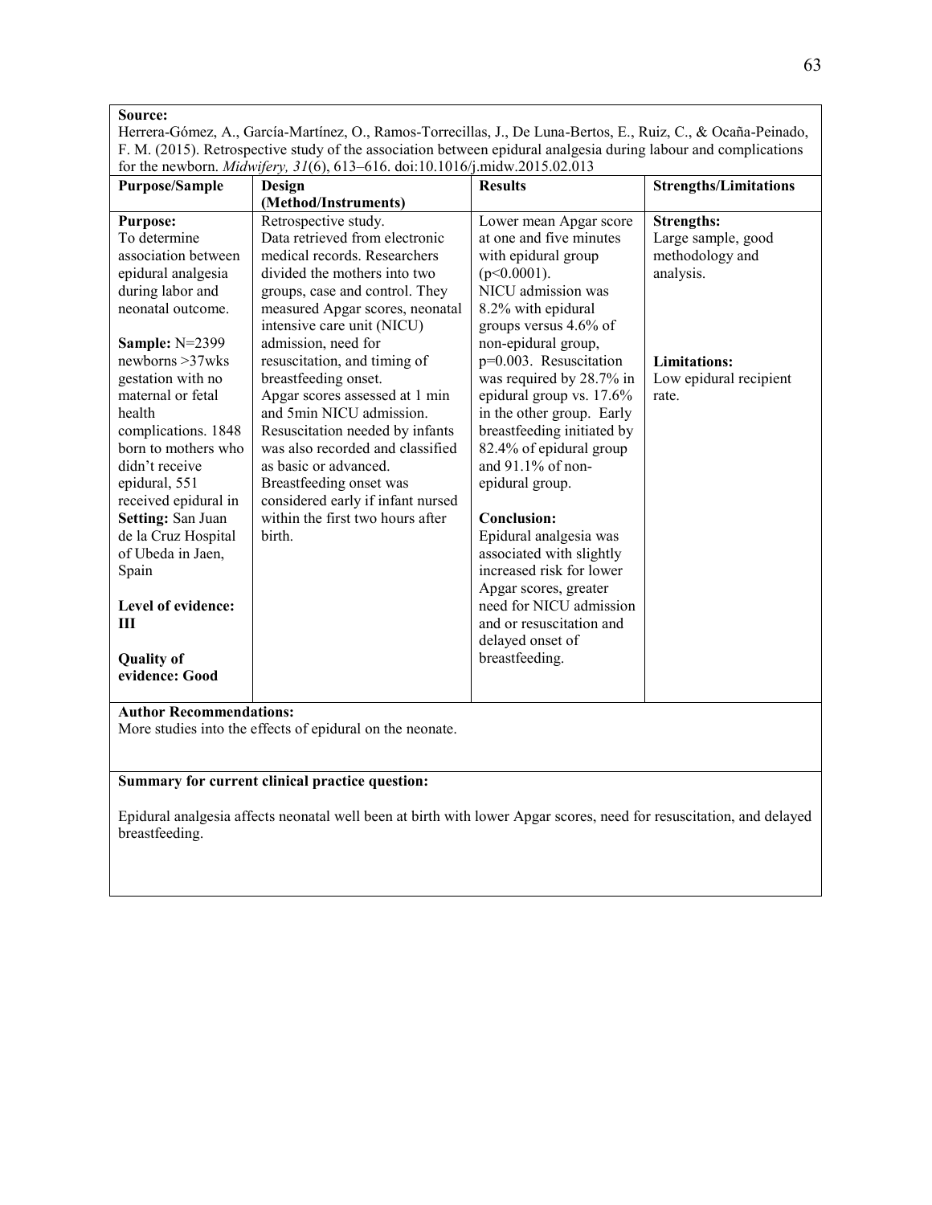**Source:**
Herrera-Gómez, A., García-Martínez, O., Ramos-Torrecillas, J., De Luna-Bertos, E., Ruiz, C., & Ocaña-Peinado, F. M. (2015). Retrospective study of the association between epidural analgesia during labour and complications for the newborn. *Midwifery, 31*(6), 613–616. doi:10.1016/j.midw.2015.02.013

| **Purpose/Sample** | **Design (Method/Instruments)** | **Results** | **Strengths/Limitations** |
|---|---|---|---|
| **Purpose:** To determine association between epidural analgesia during labor and neonatal outcome.<br><br>**Sample:** N=2399 newborns >37wks gestation with no maternal or fetal health complications. 1848 born to mothers who didn't receive epidural, 551 received epidural in<br>**Setting:** San Juan de la Cruz Hospital of Ubeda in Jaen, Spain<br><br>**Level of evidence: III**<br><br>**Quality of evidence: Good** | Retrospective study. Data retrieved from electronic medical records. Researchers divided the mothers into two groups, case and control. They measured Apgar scores, neonatal intensive care unit (NICU) admission, need for resuscitation, and timing of breastfeeding onset. Apgar scores assessed at 1 min and 5min NICU admission. Resuscitation needed by infants was also recorded and classified as basic or advanced. Breastfeeding onset was considered early if infant nursed within the first two hours after birth. | Lower mean Apgar score at one and five minutes with epidural group ($p<0.0001$). NICU admission was 8.2% with epidural groups versus 4.6% of non-epidural group, $p=0.003$. Resuscitation was required by 28.7% in epidural group vs. 17.6% in the other group. Early breastfeeding initiated by 82.4% of epidural group and 91.1% of non-epidural group.<br><br>**Conclusion:** Epidural analgesia was associated with slightly increased risk for lower Apgar scores, greater need for NICU admission and or resuscitation and delayed onset of breastfeeding. | **Strengths:** Large sample, good methodology and analysis.<br><br>**Limitations:** Low epidural recipient rate. |

**Author Recommendations:**
More studies into the effects of epidural on the neonate.

**Summary for current clinical practice question:**

Epidural analgesia affects neonatal well been at birth with lower Apgar scores, need for resuscitation, and delayed breastfeeding.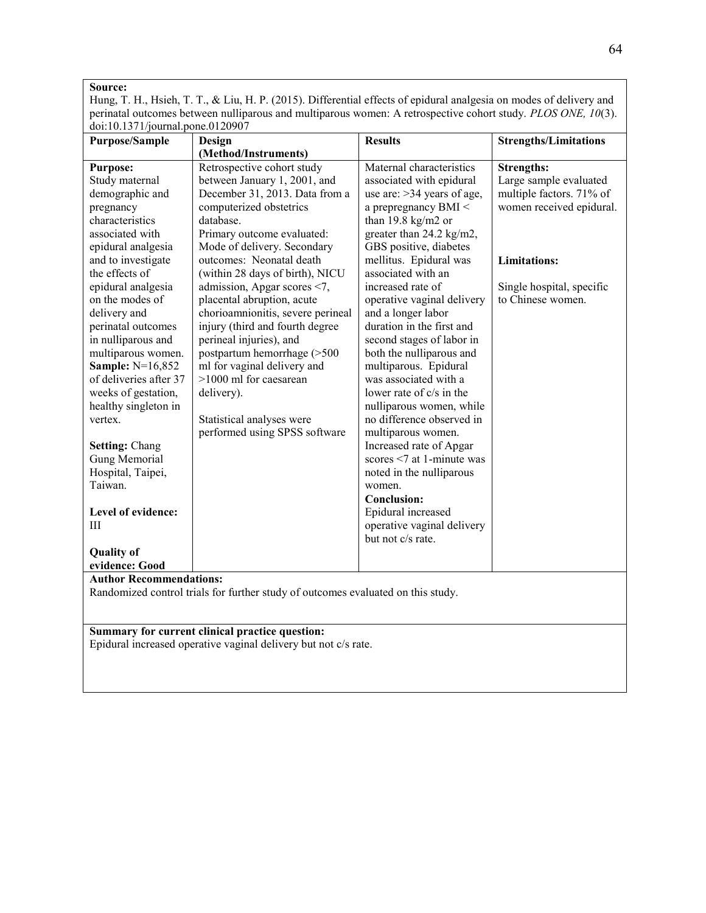**Source:**
Hung, T. H., Hsieh, T. T., & Liu, H. P. (2015). Differential effects of epidural analgesia on modes of delivery and perinatal outcomes between nulliparous and multiparous women: A retrospective cohort study. *PLOS ONE, 10*(3). doi:10.1371/journal.pone.0120907

| Purpose/Sample | Design (Method/Instruments) | Results | Strengths/Limitations |
|---|---|---|---|
| **Purpose:** Study maternal demographic and pregnancy characteristics associated with epidural analgesia and to investigate the effects of epidural analgesia on the modes of delivery and perinatal outcomes in nulliparous and multiparous women. **Sample:** N=16,852 of deliveries after 37 weeks of gestation, healthy singleton in vertex. <br><br> **Setting:** Chang Gung Memorial Hospital, Taipei, Taiwan. <br><br> **Level of evidence:** III <br><br> **Quality of evidence: Good** | Retrospective cohort study between January 1, 2001, and December 31, 2013. Data from a computerized obstetrics database. Primary outcome evaluated: Mode of delivery. Secondary outcomes: Neonatal death (within 28 days of birth), NICU admission, Apgar scores <7, placental abruption, acute chorioamnionitis, severe perineal injury (third and fourth degree perineal injuries), and postpartum hemorrhage (>500 ml for vaginal delivery and >1000 ml for caesarean delivery). <br><br> Statistical analyses were performed using SPSS software | Maternal characteristics associated with epidural use are: >34 years of age, a prepregnancy BMI < than 19.8 kg/m2 or greater than 24.2 kg/m2, GBS positive, diabetes mellitus. Epidural was associated with an increased rate of operative vaginal delivery and a longer labor duration in the first and second stages of labor in both the nulliparous and multiparous. Epidural was associated with a lower rate of c/s in the nulliparous women, while no difference observed in multiparous women. Increased rate of Apgar scores <7 at 1-minute was noted in the nulliparous women. <br> **Conclusion:** <br> Epidural increased operative vaginal delivery but not c/s rate. | **Strengths:** <br> Large sample evaluated multiple factors. 71% of women received epidural. <br><br> **Limitations:** <br><br> Single hospital, specific to Chinese women. |

**Author Recommendations:**
Randomized control trials for further study of outcomes evaluated on this study.

**Summary for current clinical practice question:**
Epidural increased operative vaginal delivery but not c/s rate.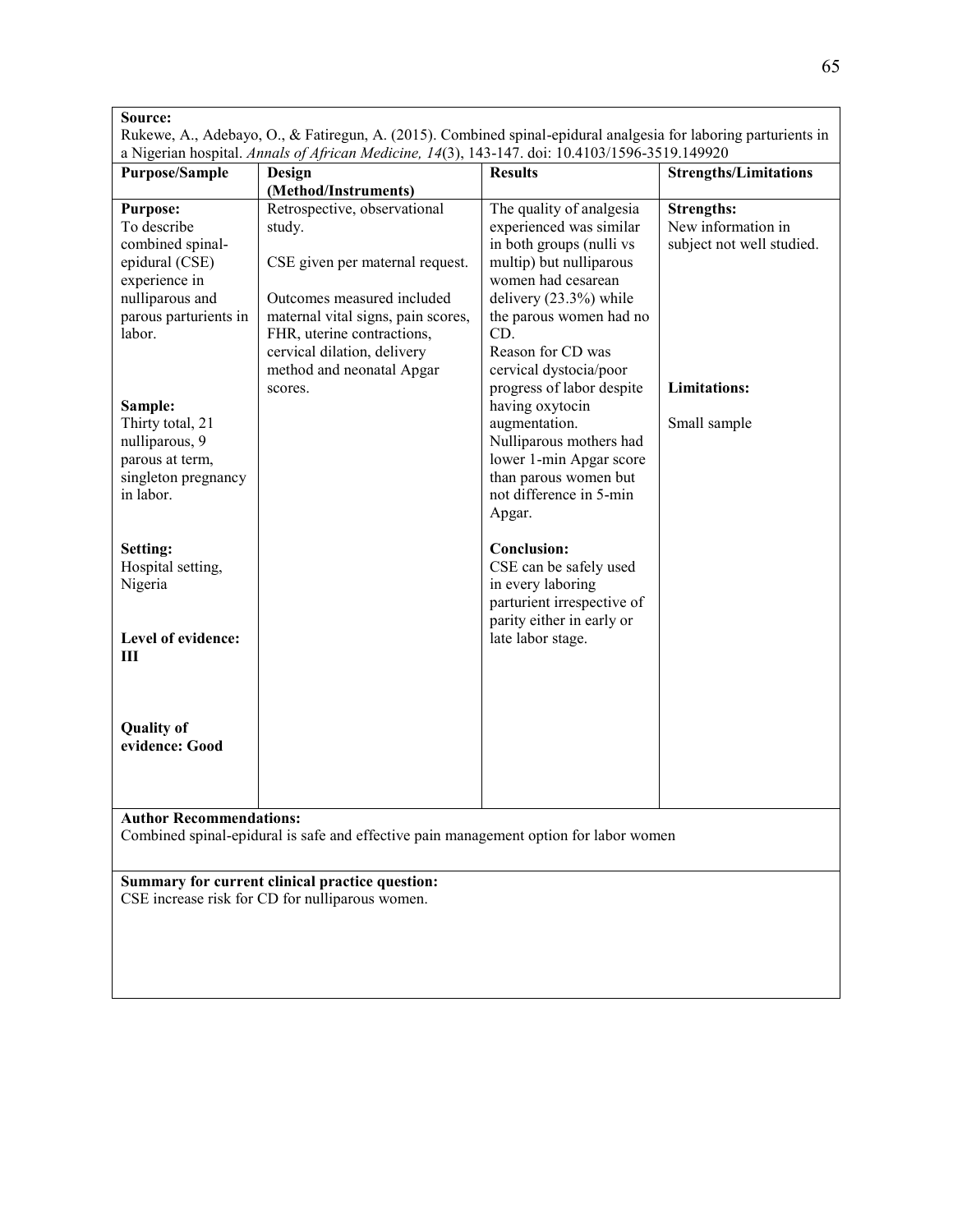**Source:**
Rukewe, A., Adebayo, O., & Fatiregun, A. (2015). Combined spinal-epidural analgesia for laboring parturients in a Nigerian hospital. *Annals of African Medicine, 14*(3), 143-147. doi: 10.4103/1596-3519.149920

| Purpose/Sample | Design (Method/Instruments) | Results | Strengths/Limitations |
|---|---|---|---|
| **Purpose:**<br>To describe combined spinal-epidural (CSE) experience in nulliparous and parous parturients in labor.<br><br>**Sample:**<br>Thirty total, 21 nulliparous, 9 parous at term, singleton pregnancy in labor.<br><br>**Setting:**<br>Hospital setting, Nigeria<br><br>**Level of evidence: III**<br><br>**Quality of evidence: Good** | Retrospective, observational study.<br><br>CSE given per maternal request.<br><br>Outcomes measured included maternal vital signs, pain scores, FHR, uterine contractions, cervical dilation, delivery method and neonatal Apgar scores. | The quality of analgesia experienced was similar in both groups (nulli vs multip) but nulliparous women had cesarean delivery (23.3%) while the parous women had no CD.<br>Reason for CD was cervical dystocia/poor progress of labor despite having oxytocin augmentation.<br>Nulliparous mothers had lower 1-min Apgar score than parous women but not difference in 5-min Apgar.<br><br>**Conclusion:**<br>CSE can be safely used in every laboring parturient irrespective of parity either in early or late labor stage. | **Strengths:**<br>New information in subject not well studied.<br><br>**Limitations:**<br>Small sample |

**Author Recommendations:**
Combined spinal-epidural is safe and effective pain management option for labor women

**Summary for current clinical practice question:**
CSE increase risk for CD for nulliparous women.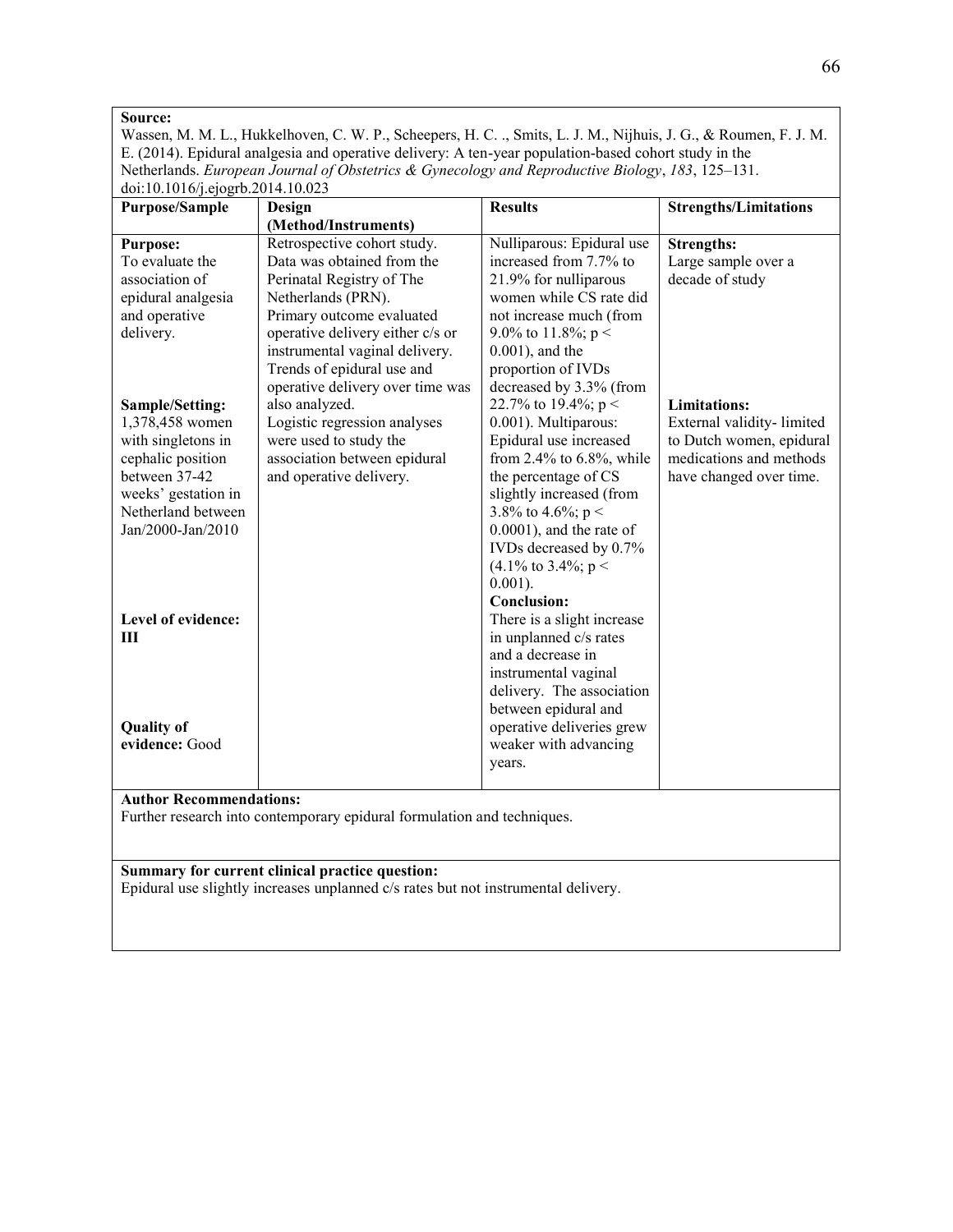**Source:**
Wassen, M. M. L., Hukkelhoven, C. W. P., Scheepers, H. C. ., Smits, L. J. M., Nijhuis, J. G., & Roumen, F. J. M. E. (2014). Epidural analgesia and operative delivery: A ten-year population-based cohort study in the Netherlands. *European Journal of Obstetrics & Gynecology and Reproductive Biology*, *183*, 125–131. doi:10.1016/j.ejogrb.2014.10.023

| **Purpose/Sample** | **Design (Method/Instruments)** | **Results** | **Strengths/Limitations** |
|---|---|---|---|
| **Purpose:** To evaluate the association of epidural analgesia and operative delivery.<br><br>**Sample/Setting:** 1,378,458 women with singletons in cephalic position between 37-42 weeks' gestation in Netherland between Jan/2000-Jan/2010<br><br>**Level of evidence:** **III**<br><br>**Quality of evidence:** Good | Retrospective cohort study. Data was obtained from the Perinatal Registry of The Netherlands (PRN). Primary outcome evaluated operative delivery either c/s or instrumental vaginal delivery. Trends of epidural use and operative delivery over time was also analyzed. Logistic regression analyses were used to study the association between epidural and operative delivery. | Nulliparous: Epidural use increased from 7.7% to 21.9% for nulliparous women while CS rate did not increase much (from 9.0% to 11.8%; $p < 0.001$), and the proportion of IVDs decreased by 3.3% (from 22.7% to 19.4%; $p < 0.001$). Multiparous: Epidural use increased from 2.4% to 6.8%, while the percentage of CS slightly increased (from 3.8% to 4.6%; $p < 0.0001$), and the rate of IVDs decreased by 0.7% (4.1% to 3.4%; $p < 0.001$).<br>**Conclusion:** There is a slight increase in unplanned c/s rates and a decrease in instrumental vaginal delivery. The association between epidural and operative deliveries grew weaker with advancing years. | **Strengths:** Large sample over a decade of study<br><br>**Limitations:** External validity- limited to Dutch women, epidural medications and methods have changed over time. |

**Author Recommendations:**
Further research into contemporary epidural formulation and techniques.

**Summary for current clinical practice question:**
Epidural use slightly increases unplanned c/s rates but not instrumental delivery.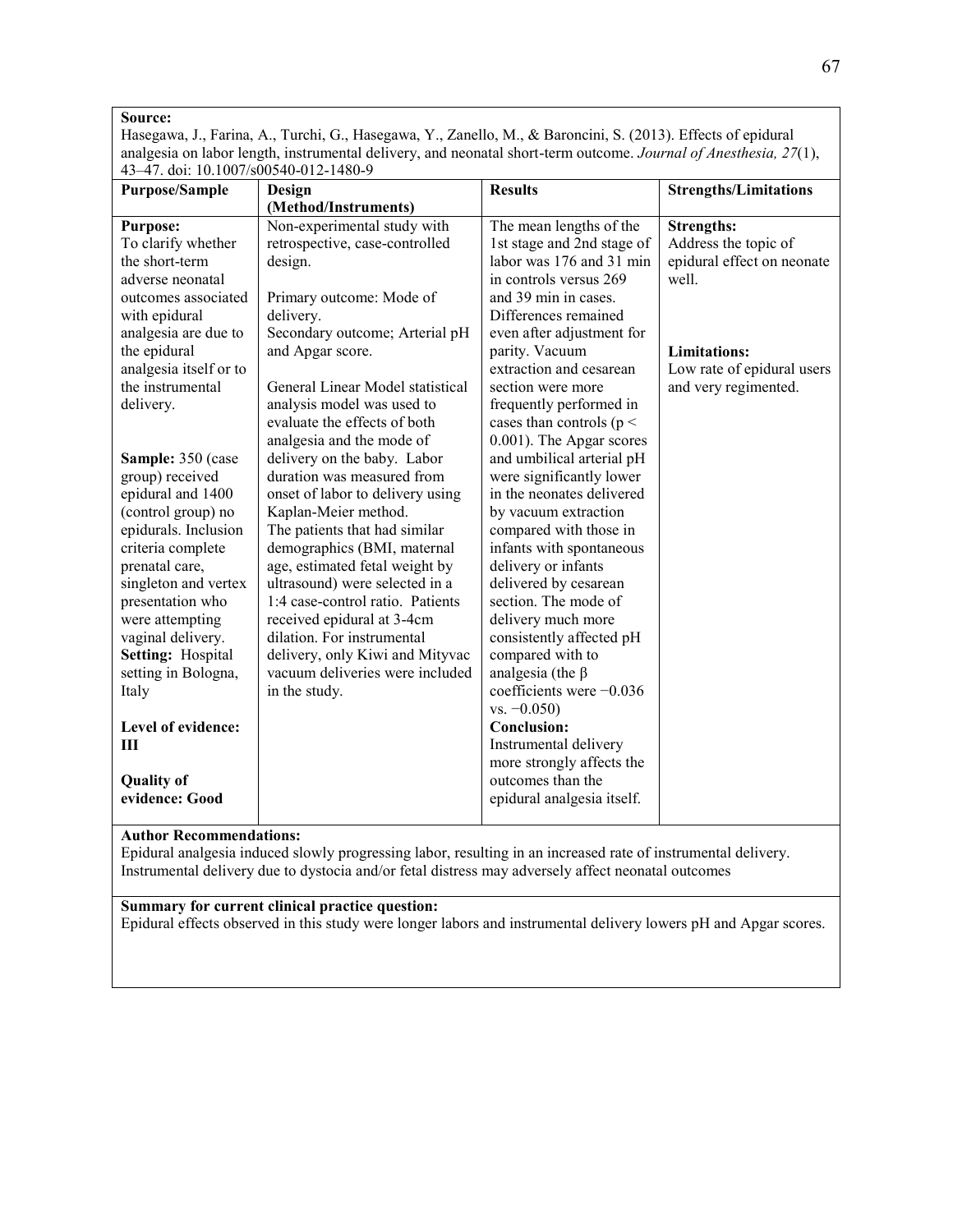**Source:**
Hasegawa, J., Farina, A., Turchi, G., Hasegawa, Y., Zanello, M., & Baroncini, S. (2013). Effects of epidural analgesia on labor length, instrumental delivery, and neonatal short-term outcome. *Journal of Anesthesia, 27*(1), 43–47. doi: 10.1007/s00540-012-1480-9

| Purpose/Sample | Design (Method/Instruments) | Results | Strengths/Limitations |
|---|---|---|---|
| **Purpose:** To clarify whether the short-term adverse neonatal outcomes associated with epidural analgesia are due to the epidural analgesia itself or to the instrumental delivery.<br><br>**Sample:** 350 (case group) received epidural and 1400 (control group) no epidurals. Inclusion criteria complete prenatal care, singleton and vertex presentation who were attempting vaginal delivery.<br>**Setting:** Hospital setting in Bologna, Italy<br><br>**Level of evidence: III**<br><br>**Quality of evidence: Good** | Non-experimental study with retrospective, case-controlled design.<br><br>Primary outcome: Mode of delivery.<br>Secondary outcome; Arterial pH and Apgar score.<br><br>General Linear Model statistical analysis model was used to evaluate the effects of both analgesia and the mode of delivery on the baby. Labor duration was measured from onset of labor to delivery using Kaplan-Meier method. The patients that had similar demographics (BMI, maternal age, estimated fetal weight by ultrasound) were selected in a 1:4 case-control ratio. Patients received epidural at 3-4cm dilation. For instrumental delivery, only Kiwi and Mityvac vacuum deliveries were included in the study. | The mean lengths of the 1st stage and 2nd stage of labor was 176 and 31 min in controls versus 269 and 39 min in cases. Differences remained even after adjustment for parity. Vacuum extraction and cesarean section were more frequently performed in cases than controls ($p < 0.001$). The Apgar scores and umbilical arterial pH were significantly lower in the neonates delivered by vacuum extraction compared with those in infants with spontaneous delivery or infants delivered by cesarean section. The mode of delivery much more consistently affected pH compared with to analgesia (the $\beta$ coefficients were $-0.036$ vs. $-0.050$)<br>**Conclusion:**<br>Instrumental delivery more strongly affects the outcomes than the epidural analgesia itself. | **Strengths:**<br>Address the topic of epidural effect on neonate well.<br><br>**Limitations:**<br>Low rate of epidural users and very regimented. |

**Author Recommendations:**
Epidural analgesia induced slowly progressing labor, resulting in an increased rate of instrumental delivery. Instrumental delivery due to dystocia and/or fetal distress may adversely affect neonatal outcomes

**Summary for current clinical practice question:**
Epidural effects observed in this study were longer labors and instrumental delivery lowers pH and Apgar scores.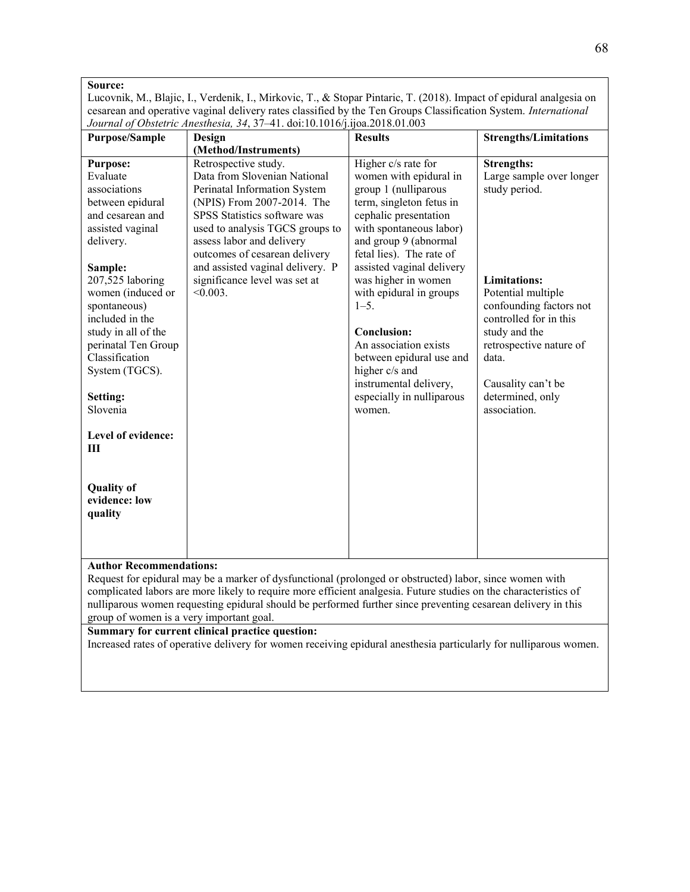**Source:**
Lucovnik, M., Blajic, I., Verdenik, I., Mirkovic, T., & Stopar Pintaric, T. (2018). Impact of epidural analgesia on cesarean and operative vaginal delivery rates classified by the Ten Groups Classification System. *International Journal of Obstetric Anesthesia, 34*, 37–41. doi:10.1016/j.ijoa.2018.01.003

| Purpose/Sample | Design (Method/Instruments) | Results | Strengths/Limitations |
|---|---|---|---|
| **Purpose:** Evaluate associations between epidural and cesarean and assisted vaginal delivery.<br><br>**Sample:** 207,525 laboring women (induced or spontaneous) included in the study in all of the perinatal Ten Group Classification System (TGCS).<br><br>**Setting:** Slovenia<br><br>**Level of evidence: III**<br><br>**Quality of evidence: low quality** | Retrospective study. Data from Slovenian National Perinatal Information System (NPIS) From 2007-2014. The SPSS Statistics software was used to analysis TGCS groups to assess labor and delivery outcomes of cesarean delivery and assisted vaginal delivery. P significance level was set at <0.003. | Higher c/s rate for women with epidural in group 1 (nulliparous term, singleton fetus in cephalic presentation with spontaneous labor) and group 9 (abnormal fetal lies). The rate of assisted vaginal delivery was higher in women with epidural in groups 1–5.<br><br>**Conclusion:** An association exists between epidural use and higher c/s and instrumental delivery, especially in nulliparous women. | **Strengths:** Large sample over longer study period.<br><br>**Limitations:** Potential multiple confounding factors not controlled for in this study and the retrospective nature of data.<br><br>Causality can't be determined, only association. |

**Author Recommendations:**
Request for epidural may be a marker of dysfunctional (prolonged or obstructed) labor, since women with complicated labors are more likely to require more efficient analgesia. Future studies on the characteristics of nulliparous women requesting epidural should be performed further since preventing cesarean delivery in this group of women is a very important goal.

**Summary for current clinical practice question:**
Increased rates of operative delivery for women receiving epidural anesthesia particularly for nulliparous women.